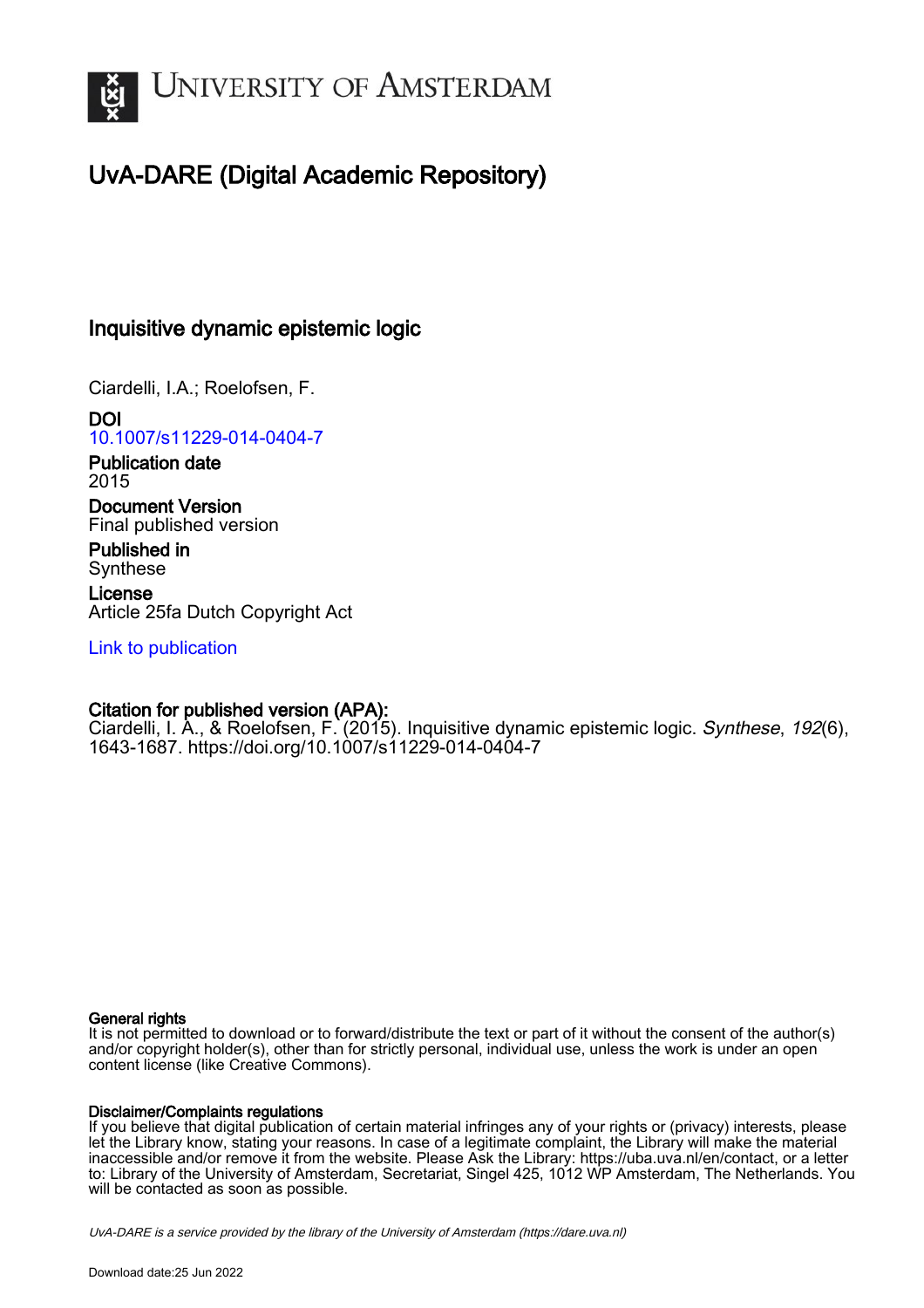# UNIVERSITY OF AMSTERDAM

## UvA-DARE (Digital Academic Repository)

### Inquisitive dynamic epistemic logic

Ciardelli, I.A.; Roelofsen, F.

**DOI**
10.1007/s11229-014-0404-7

**Publication date**
2015

**Document Version**
Final published version

**Published in**
Synthese

**License**
Article 25fa Dutch Copyright Act

Link to publication

**Citation for published version (APA):**
Ciardelli, I. A., & Roelofsen, F. (2015). Inquisitive dynamic epistemic logic. *Synthese*, *192*(6), 1643-1687. https://doi.org/10.1007/s11229-014-0404-7

**General rights**
It is not permitted to download or to forward/distribute the text or part of it without the consent of the author(s) and/or copyright holder(s), other than for strictly personal, individual use, unless the work is under an open content license (like Creative Commons).

**Disclaimer/Complaints regulations**
If you believe that digital publication of certain material infringes any of your rights or (privacy) interests, please let the Library know, stating your reasons. In case of a legitimate complaint, the Library will make the material inaccessible and/or remove it from the website. Please Ask the Library: https://uba.uva.nl/en/contact, or a letter to: Library of the University of Amsterdam, Secretariat, Singel 425, 1012 WP Amsterdam, The Netherlands. You will be contacted as soon as possible.

*UvA-DARE is a service provided by the library of the University of Amsterdam (https://dare.uva.nl)*

Download date:25 Jun 2022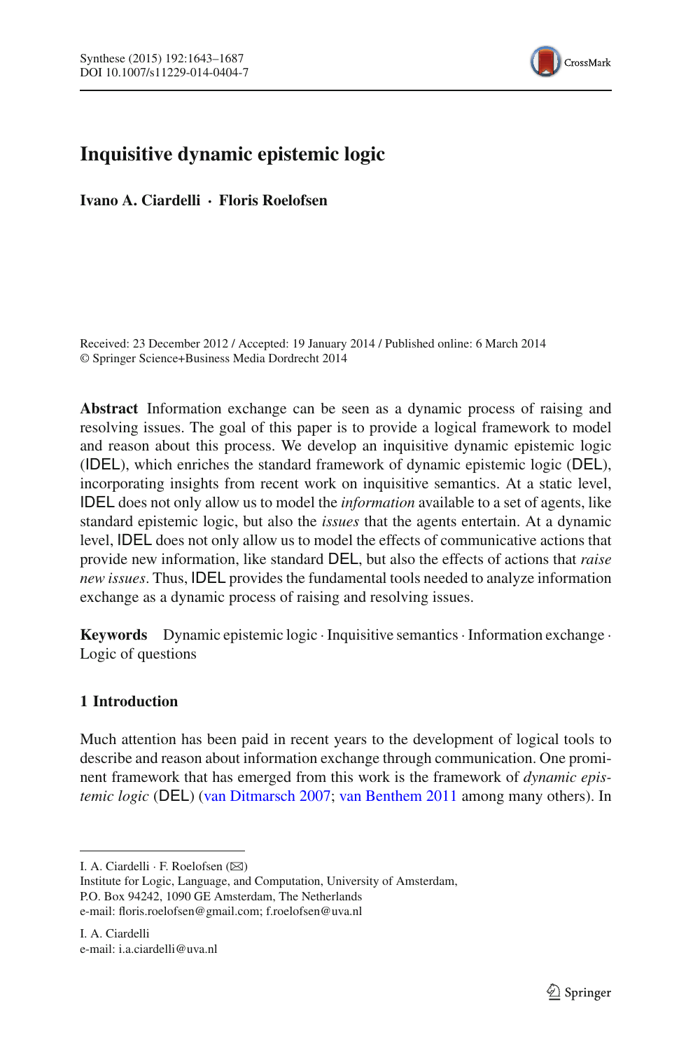# Inquisitive dynamic epistemic logic

**Ivano A. Ciardelli · Floris Roelofsen**

Received: 23 December 2012 / Accepted: 19 January 2014 / Published online: 6 March 2014
© Springer Science+Business Media Dordrecht 2014

**Abstract** Information exchange can be seen as a dynamic process of raising and resolving issues. The goal of this paper is to provide a logical framework to model and reason about this process. We develop an inquisitive dynamic epistemic logic (IDEL), which enriches the standard framework of dynamic epistemic logic (DEL), incorporating insights from recent work on inquisitive semantics. At a static level, IDEL does not only allow us to model the *information* available to a set of agents, like standard epistemic logic, but also the *issues* that the agents entertain. At a dynamic level, IDEL does not only allow us to model the effects of communicative actions that provide new information, like standard DEL, but also the effects of actions that *raise new issues*. Thus, IDEL provides the fundamental tools needed to analyze information exchange as a dynamic process of raising and resolving issues.

**Keywords** Dynamic epistemic logic · Inquisitive semantics · Information exchange · Logic of questions

## 1 Introduction

Much attention has been paid in recent years to the development of logical tools to describe and reason about information exchange through communication. One prominent framework that has emerged from this work is the framework of *dynamic epistemic logic* (DEL) (van Ditmarsch 2007; van Benthem 2011 among many others). In

---

I. A. Ciardelli · F. Roelofsen (✉)
Institute for Logic, Language, and Computation, University of Amsterdam,
P.O. Box 94242, 1090 GE Amsterdam, The Netherlands
e-mail: floris.roelofsen@gmail.com; f.roelofsen@uva.nl

I. A. Ciardelli
e-mail: i.a.ciardelli@uva.nl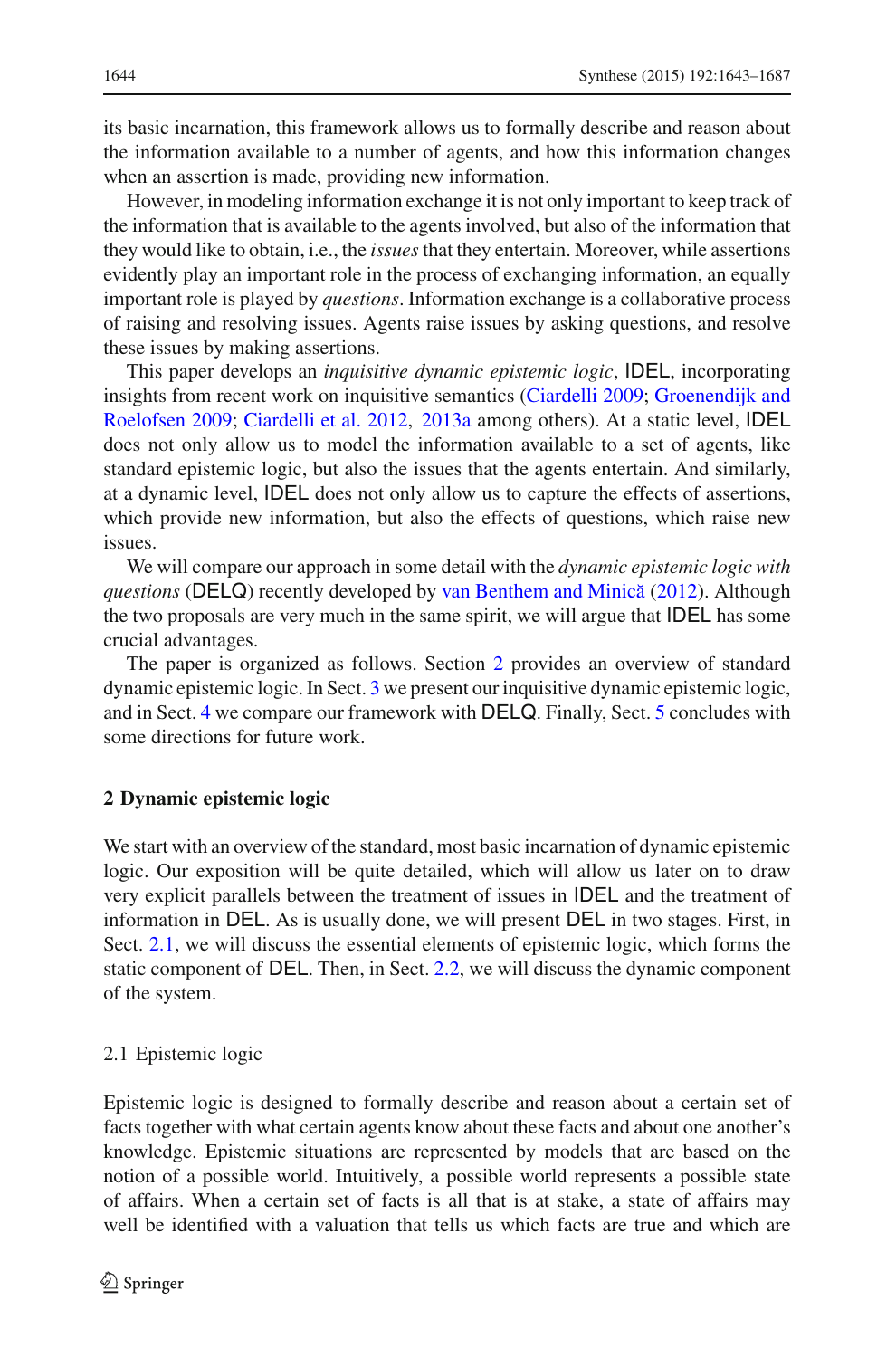its basic incarnation, this framework allows us to formally describe and reason about the information available to a number of agents, and how this information changes when an assertion is made, providing new information.

However, in modeling information exchange it is not only important to keep track of the information that is available to the agents involved, but also of the information that they would like to obtain, i.e., the *issues* that they entertain. Moreover, while assertions evidently play an important role in the process of exchanging information, an equally important role is played by *questions*. Information exchange is a collaborative process of raising and resolving issues. Agents raise issues by asking questions, and resolve these issues by making assertions.

This paper develops an *inquisitive dynamic epistemic logic*, IDEL, incorporating insights from recent work on inquisitive semantics (Ciardelli 2009; Groenendijk and Roelofsen 2009; Ciardelli et al. 2012, 2013a among others). At a static level, IDEL does not only allow us to model the information available to a set of agents, like standard epistemic logic, but also the issues that the agents entertain. And similarly, at a dynamic level, IDEL does not only allow us to capture the effects of assertions, which provide new information, but also the effects of questions, which raise new issues.

We will compare our approach in some detail with the *dynamic epistemic logic with questions* (DELQ) recently developed by van Benthem and Minică (2012). Although the two proposals are very much in the same spirit, we will argue that IDEL has some crucial advantages.

The paper is organized as follows. Section 2 provides an overview of standard dynamic epistemic logic. In Sect. 3 we present our inquisitive dynamic epistemic logic, and in Sect. 4 we compare our framework with DELQ. Finally, Sect. 5 concludes with some directions for future work.

## 2 Dynamic epistemic logic

We start with an overview of the standard, most basic incarnation of dynamic epistemic logic. Our exposition will be quite detailed, which will allow us later on to draw very explicit parallels between the treatment of issues in IDEL and the treatment of information in DEL. As is usually done, we will present DEL in two stages. First, in Sect. 2.1, we will discuss the essential elements of epistemic logic, which forms the static component of DEL. Then, in Sect. 2.2, we will discuss the dynamic component of the system.

### 2.1 Epistemic logic

Epistemic logic is designed to formally describe and reason about a certain set of facts together with what certain agents know about these facts and about one another's knowledge. Epistemic situations are represented by models that are based on the notion of a possible world. Intuitively, a possible world represents a possible state of affairs. When a certain set of facts is all that is at stake, a state of affairs may well be identified with a valuation that tells us which facts are true and which are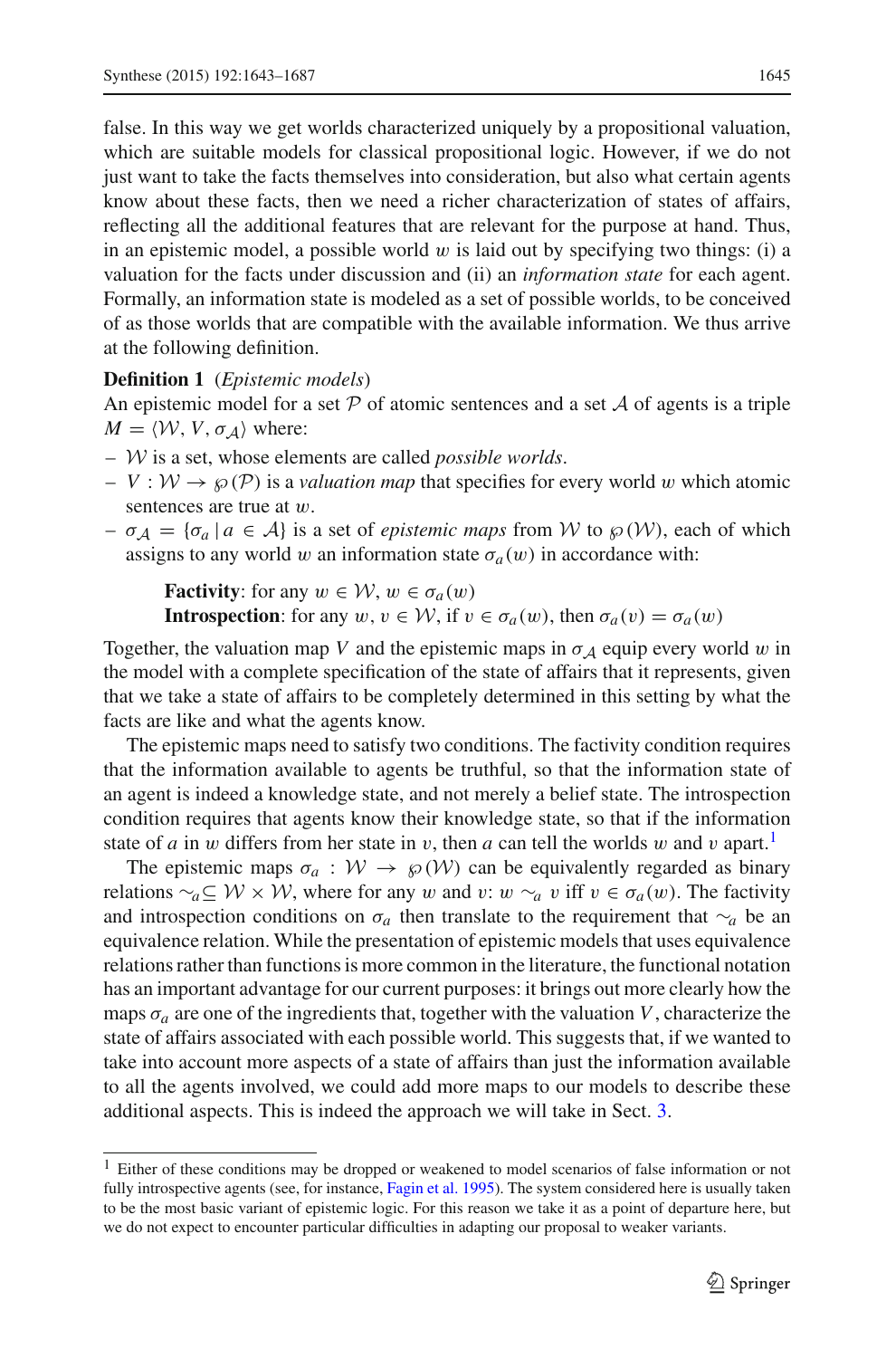false. In this way we get worlds characterized uniquely by a propositional valuation, which are suitable models for classical propositional logic. However, if we do not just want to take the facts themselves into consideration, but also what certain agents know about these facts, then we need a richer characterization of states of affairs, reflecting all the additional features that are relevant for the purpose at hand. Thus, in an epistemic model, a possible world $w$ is laid out by specifying two things: (i) a valuation for the facts under discussion and (ii) an *information state* for each agent. Formally, an information state is modeled as a set of possible worlds, to be conceived of as those worlds that are compatible with the available information. We thus arrive at the following definition.

**Definition 1** (*Epistemic models*)
An epistemic model for a set $\mathcal{P}$ of atomic sentences and a set $\mathcal{A}$ of agents is a triple $M = \langle \mathcal{W}, V, \sigma_{\mathcal{A}} \rangle$ where:

- $\mathcal{W}$ is a set, whose elements are called *possible worlds*.
- $V : \mathcal{W} \to \wp(\mathcal{P})$ is a *valuation map* that specifies for every world $w$ which atomic sentences are true at $w$.
- $\sigma_{\mathcal{A}} = \{\sigma_a \mid a \in \mathcal{A}\}$ is a set of *epistemic maps* from $\mathcal{W}$ to $\wp(\mathcal{W})$, each of which assigns to any world $w$ an information state $\sigma_a(w)$ in accordance with:

  **Factivity**: for any $w \in \mathcal{W}$, $w \in \sigma_a(w)$
  **Introspection**: for any $w, v \in \mathcal{W}$, if $v \in \sigma_a(w)$, then $\sigma_a(v) = \sigma_a(w)$

Together, the valuation map $V$ and the epistemic maps in $\sigma_{\mathcal{A}}$ equip every world $w$ in the model with a complete specification of the state of affairs that it represents, given that we take a state of affairs to be completely determined in this setting by what the facts are like and what the agents know.

The epistemic maps need to satisfy two conditions. The factivity condition requires that the information available to agents be truthful, so that the information state of an agent is indeed a knowledge state, and not merely a belief state. The introspection condition requires that agents know their knowledge state, so that if the information state of $a$ in $w$ differs from her state in $v$, then $a$ can tell the worlds $w$ and $v$ apart.[1]

The epistemic maps $\sigma_a : \mathcal{W} \to \wp(\mathcal{W})$ can be equivalently regarded as binary relations $\sim_a \subseteq \mathcal{W} \times \mathcal{W}$, where for any $w$ and $v$: $w \sim_a v$ iff $v \in \sigma_a(w)$. The factivity and introspection conditions on $\sigma_a$ then translate to the requirement that $\sim_a$ be an equivalence relation. While the presentation of epistemic models that uses equivalence relations rather than functions is more common in the literature, the functional notation has an important advantage for our current purposes: it brings out more clearly how the maps $\sigma_a$ are one of the ingredients that, together with the valuation $V$, characterize the state of affairs associated with each possible world. This suggests that, if we wanted to take into account more aspects of a state of affairs than just the information available to all the agents involved, we could add more maps to our models to describe these additional aspects. This is indeed the approach we will take in Sect. 3.

[1] Either of these conditions may be dropped or weakened to model scenarios of false information or not fully introspective agents (see, for instance, Fagin et al. 1995). The system considered here is usually taken to be the most basic variant of epistemic logic. For this reason we take it as a point of departure here, but we do not expect to encounter particular difficulties in adapting our proposal to weaker variants.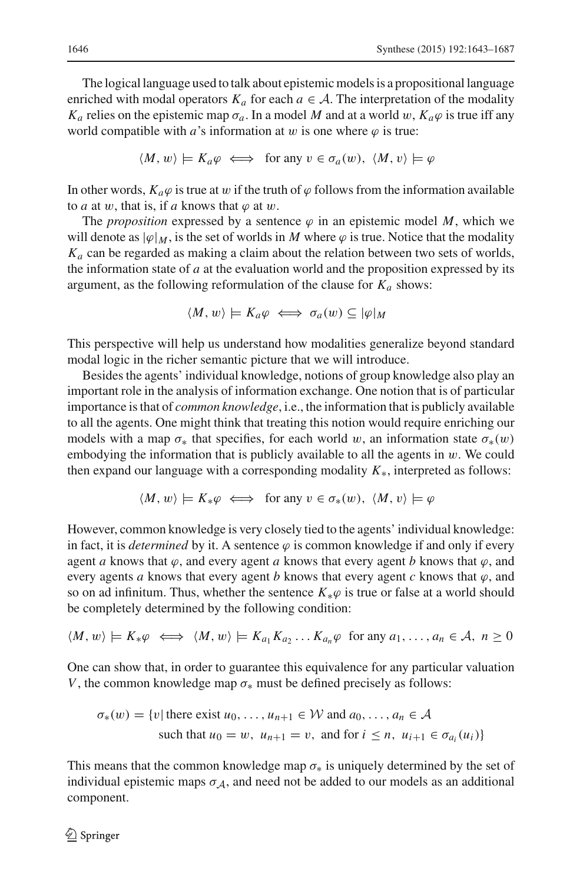The logical language used to talk about epistemic models is a propositional language enriched with modal operators $K_a$ for each $a \in \mathcal{A}$. The interpretation of the modality $K_a$ relies on the epistemic map $\sigma_a$. In a model $M$ and at a world $w$, $K_a\varphi$ is true iff any world compatible with $a$'s information at $w$ is one where $\varphi$ is true:

$$\langle M, w\rangle \models K_a\varphi \iff \text{for any } v \in \sigma_a(w),\ \langle M, v\rangle \models \varphi$$

In other words, $K_a\varphi$ is true at $w$ if the truth of $\varphi$ follows from the information available to $a$ at $w$, that is, if $a$ knows that $\varphi$ at $w$.

The *proposition* expressed by a sentence $\varphi$ in an epistemic model $M$, which we will denote as $|\varphi|_M$, is the set of worlds in $M$ where $\varphi$ is true. Notice that the modality $K_a$ can be regarded as making a claim about the relation between two sets of worlds, the information state of $a$ at the evaluation world and the proposition expressed by its argument, as the following reformulation of the clause for $K_a$ shows:

$$\langle M, w\rangle \models K_a\varphi \iff \sigma_a(w) \subseteq |\varphi|_M$$

This perspective will help us understand how modalities generalize beyond standard modal logic in the richer semantic picture that we will introduce.

Besides the agents' individual knowledge, notions of group knowledge also play an important role in the analysis of information exchange. One notion that is of particular importance is that of *common knowledge*, i.e., the information that is publicly available to all the agents. One might think that treating this notion would require enriching our models with a map $\sigma_*$ that specifies, for each world $w$, an information state $\sigma_*(w)$ embodying the information that is publicly available to all the agents in $w$. We could then expand our language with a corresponding modality $K_*$, interpreted as follows:

$$\langle M, w\rangle \models K_*\varphi \iff \text{for any } v \in \sigma_*(w),\ \langle M, v\rangle \models \varphi$$

However, common knowledge is very closely tied to the agents' individual knowledge: in fact, it is *determined* by it. A sentence $\varphi$ is common knowledge if and only if every agent $a$ knows that $\varphi$, and every agent $a$ knows that every agent $b$ knows that $\varphi$, and every agents $a$ knows that every agent $b$ knows that every agent $c$ knows that $\varphi$, and so on ad infinitum. Thus, whether the sentence $K_*\varphi$ is true or false at a world should be completely determined by the following condition:

$$\langle M, w\rangle \models K_*\varphi \iff \langle M, w\rangle \models K_{a_1}K_{a_2}\dots K_{a_n}\varphi \text{ for any } a_1, \dots, a_n \in \mathcal{A},\ n \geq 0$$

One can show that, in order to guarantee this equivalence for any particular valuation $V$, the common knowledge map $\sigma_*$ must be defined precisely as follows:

$$\begin{aligned}\sigma_*(w) = \{v \mid\ & \text{there exist } u_0, \dots, u_{n+1} \in \mathcal{W} \text{ and } a_0, \dots, a_n \in \mathcal{A} \\ & \text{such that } u_0 = w,\ u_{n+1} = v, \text{ and for } i \leq n,\ u_{i+1} \in \sigma_{a_i}(u_i)\}\end{aligned}$$

This means that the common knowledge map $\sigma_*$ is uniquely determined by the set of individual epistemic maps $\sigma_{\mathcal{A}}$, and need not be added to our models as an additional component.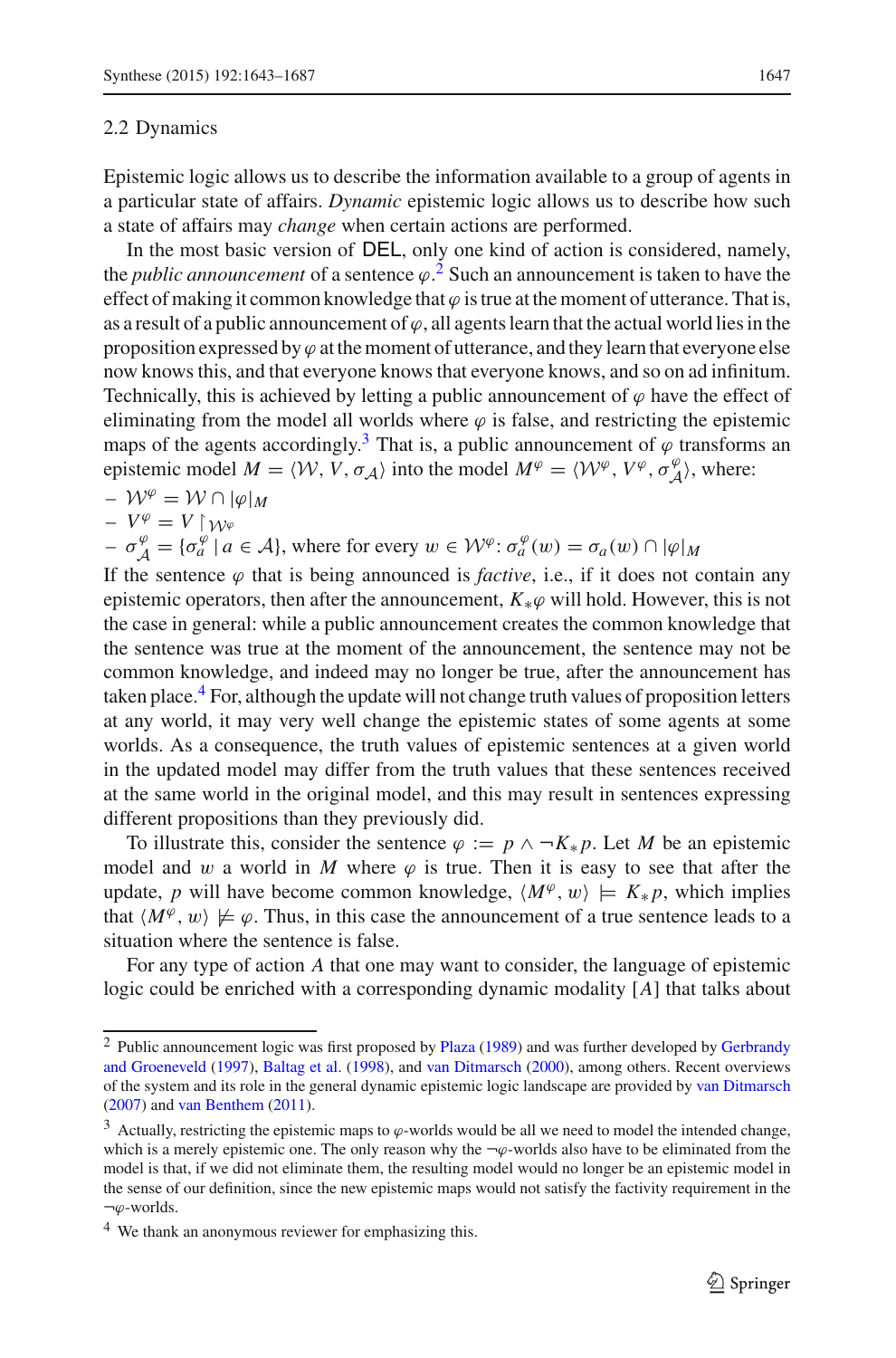## 2.2 Dynamics

Epistemic logic allows us to describe the information available to a group of agents in a particular state of affairs. *Dynamic* epistemic logic allows us to describe how such a state of affairs may *change* when certain actions are performed.

In the most basic version of DEL, only one kind of action is considered, namely, the *public announcement* of a sentence $\varphi$.[2] Such an announcement is taken to have the effect of making it common knowledge that $\varphi$ is true at the moment of utterance. That is, as a result of a public announcement of $\varphi$, all agents learn that the actual world lies in the proposition expressed by $\varphi$ at the moment of utterance, and they learn that everyone else now knows this, and that everyone knows that everyone knows, and so on ad infinitum. Technically, this is achieved by letting a public announcement of $\varphi$ have the effect of eliminating from the model all worlds where $\varphi$ is false, and restricting the epistemic maps of the agents accordingly.[3] That is, a public announcement of $\varphi$ transforms an epistemic model $M = \langle \mathcal{W}, V, \sigma_{\mathcal{A}} \rangle$ into the model $M^{\varphi} = \langle \mathcal{W}^{\varphi}, V^{\varphi}, \sigma^{\varphi}_{\mathcal{A}} \rangle$, where:

- $\mathcal{W}^{\varphi} = \mathcal{W} \cap |\varphi|_M$
- $V^{\varphi} = V \restriction_{\mathcal{W}^{\varphi}}$
- $\sigma^{\varphi}_{\mathcal{A}} = \{\sigma^{\varphi}_a \mid a \in \mathcal{A}\}$, where for every $w \in \mathcal{W}^{\varphi}$: $\sigma^{\varphi}_a(w) = \sigma_a(w) \cap |\varphi|_M$

If the sentence $\varphi$ that is being announced is *factive*, i.e., if it does not contain any epistemic operators, then after the announcement, $K_*\varphi$ will hold. However, this is not the case in general: while a public announcement creates the common knowledge that the sentence was true at the moment of the announcement, the sentence may not be common knowledge, and indeed may no longer be true, after the announcement has taken place.[4] For, although the update will not change truth values of proposition letters at any world, it may very well change the epistemic states of some agents at some worlds. As a consequence, the truth values of epistemic sentences at a given world in the updated model may differ from the truth values that these sentences received at the same world in the original model, and this may result in sentences expressing different propositions than they previously did.

To illustrate this, consider the sentence $\varphi := p \wedge \neg K_* p$. Let $M$ be an epistemic model and $w$ a world in $M$ where $\varphi$ is true. Then it is easy to see that after the update, $p$ will have become common knowledge, $\langle M^{\varphi}, w \rangle \models K_* p$, which implies that $\langle M^{\varphi}, w \rangle \not\models \varphi$. Thus, in this case the announcement of a true sentence leads to a situation where the sentence is false.

For any type of action $A$ that one may want to consider, the language of epistemic logic could be enriched with a corresponding dynamic modality $[A]$ that talks about

---

[2] Public announcement logic was first proposed by Plaza (1989) and was further developed by Gerbrandy and Groeneveld (1997), Baltag et al. (1998), and van Ditmarsch (2000), among others. Recent overviews of the system and its role in the general dynamic epistemic logic landscape are provided by van Ditmarsch (2007) and van Benthem (2011).

[3] Actually, restricting the epistemic maps to $\varphi$-worlds would be all we need to model the intended change, which is a merely epistemic one. The only reason why the $\neg\varphi$-worlds also have to be eliminated from the model is that, if we did not eliminate them, the resulting model would no longer be an epistemic model in the sense of our definition, since the new epistemic maps would not satisfy the factivity requirement in the $\neg\varphi$-worlds.

[4] We thank an anonymous reviewer for emphasizing this.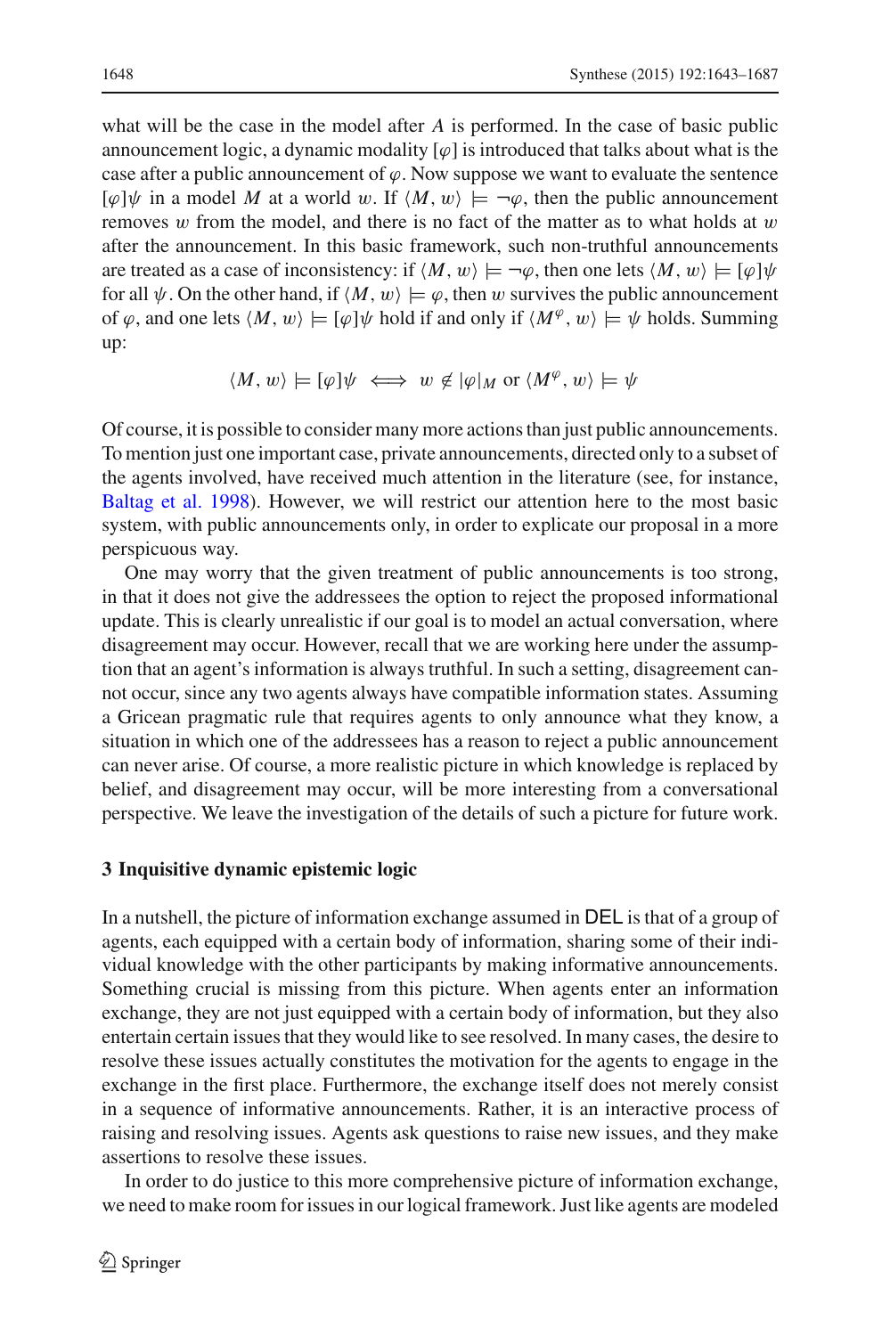what will be the case in the model after $A$ is performed. In the case of basic public announcement logic, a dynamic modality $[\varphi]$ is introduced that talks about what is the case after a public announcement of $\varphi$. Now suppose we want to evaluate the sentence $[\varphi]\psi$ in a model $M$ at a world $w$. If $\langle M, w\rangle \models \neg\varphi$, then the public announcement removes $w$ from the model, and there is no fact of the matter as to what holds at $w$ after the announcement. In this basic framework, such non-truthful announcements are treated as a case of inconsistency: if $\langle M, w\rangle \models \neg\varphi$, then one lets $\langle M, w\rangle \models [\varphi]\psi$ for all $\psi$. On the other hand, if $\langle M, w\rangle \models \varphi$, then $w$ survives the public announcement of $\varphi$, and one lets $\langle M, w\rangle \models [\varphi]\psi$ hold if and only if $\langle M^{\varphi}, w\rangle \models \psi$ holds. Summing up:

$$\langle M, w\rangle \models [\varphi]\psi \iff w \notin |\varphi|_M \text{ or } \langle M^{\varphi}, w\rangle \models \psi$$

Of course, it is possible to consider many more actions than just public announcements. To mention just one important case, private announcements, directed only to a subset of the agents involved, have received much attention in the literature (see, for instance, Baltag et al. 1998). However, we will restrict our attention here to the most basic system, with public announcements only, in order to explicate our proposal in a more perspicuous way.

One may worry that the given treatment of public announcements is too strong, in that it does not give the addressees the option to reject the proposed informational update. This is clearly unrealistic if our goal is to model an actual conversation, where disagreement may occur. However, recall that we are working here under the assumption that an agent's information is always truthful. In such a setting, disagreement cannot occur, since any two agents always have compatible information states. Assuming a Gricean pragmatic rule that requires agents to only announce what they know, a situation in which one of the addressees has a reason to reject a public announcement can never arise. Of course, a more realistic picture in which knowledge is replaced by belief, and disagreement may occur, will be more interesting from a conversational perspective. We leave the investigation of the details of such a picture for future work.

## 3 Inquisitive dynamic epistemic logic

In a nutshell, the picture of information exchange assumed in DEL is that of a group of agents, each equipped with a certain body of information, sharing some of their individual knowledge with the other participants by making informative announcements. Something crucial is missing from this picture. When agents enter an information exchange, they are not just equipped with a certain body of information, but they also entertain certain issues that they would like to see resolved. In many cases, the desire to resolve these issues actually constitutes the motivation for the agents to engage in the exchange in the first place. Furthermore, the exchange itself does not merely consist in a sequence of informative announcements. Rather, it is an interactive process of raising and resolving issues. Agents ask questions to raise new issues, and they make assertions to resolve these issues.

In order to do justice to this more comprehensive picture of information exchange, we need to make room for issues in our logical framework. Just like agents are modeled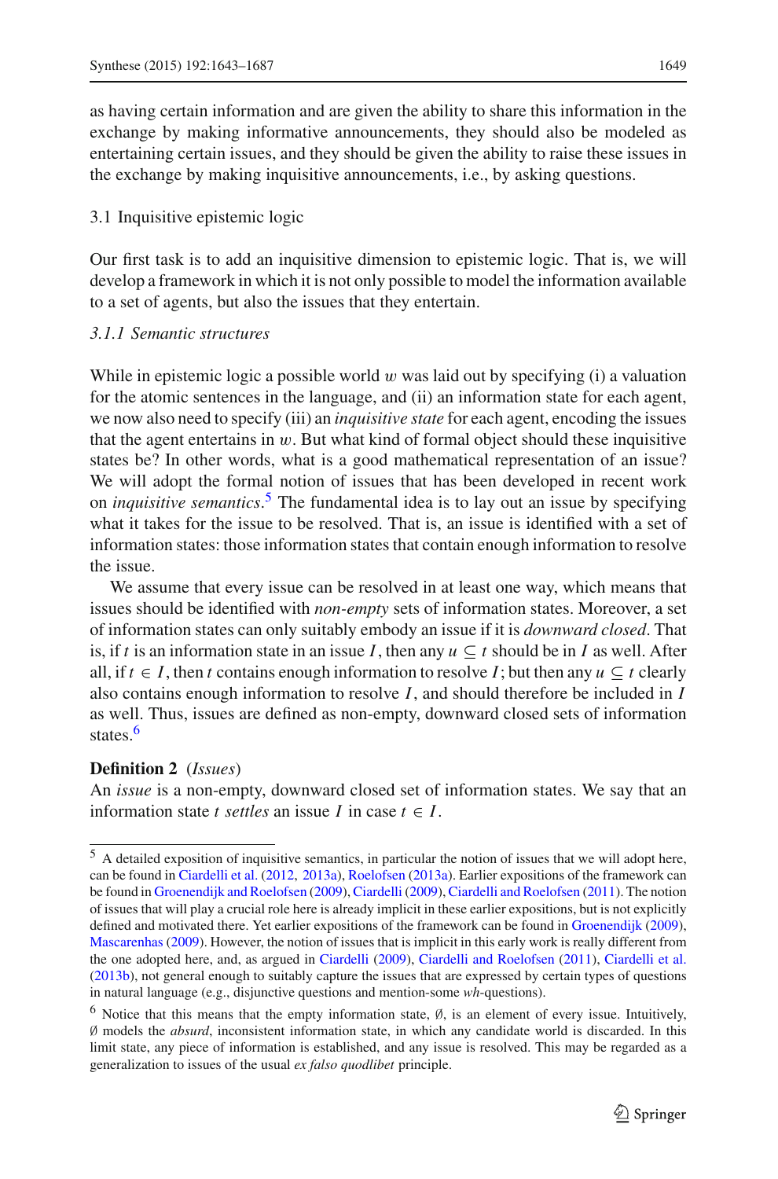as having certain information and are given the ability to share this information in the exchange by making informative announcements, they should also be modeled as entertaining certain issues, and they should be given the ability to raise these issues in the exchange by making inquisitive announcements, i.e., by asking questions.

## 3.1 Inquisitive epistemic logic

Our first task is to add an inquisitive dimension to epistemic logic. That is, we will develop a framework in which it is not only possible to model the information available to a set of agents, but also the issues that they entertain.

### *3.1.1 Semantic structures*

While in epistemic logic a possible world $w$ was laid out by specifying (i) a valuation for the atomic sentences in the language, and (ii) an information state for each agent, we now also need to specify (iii) an *inquisitive state* for each agent, encoding the issues that the agent entertains in $w$. But what kind of formal object should these inquisitive states be? In other words, what is a good mathematical representation of an issue? We will adopt the formal notion of issues that has been developed in recent work on *inquisitive semantics*.[5] The fundamental idea is to lay out an issue by specifying what it takes for the issue to be resolved. That is, an issue is identified with a set of information states: those information states that contain enough information to resolve the issue.

We assume that every issue can be resolved in at least one way, which means that issues should be identified with *non-empty* sets of information states. Moreover, a set of information states can only suitably embody an issue if it is *downward closed*. That is, if $t$ is an information state in an issue $I$, then any $u \subseteq t$ should be in $I$ as well. After all, if $t \in I$, then $t$ contains enough information to resolve $I$; but then any $u \subseteq t$ clearly also contains enough information to resolve $I$, and should therefore be included in $I$ as well. Thus, issues are defined as non-empty, downward closed sets of information states.[6]

**Definition 2** (*Issues*)
An *issue* is a non-empty, downward closed set of information states. We say that an information state $t$ *settles* an issue $I$ in case $t \in I$.

---

[5] A detailed exposition of inquisitive semantics, in particular the notion of issues that we will adopt here, can be found in Ciardelli et al. (2012, 2013a), Roelofsen (2013a). Earlier expositions of the framework can be found in Groenendijk and Roelofsen (2009), Ciardelli (2009), Ciardelli and Roelofsen (2011). The notion of issues that will play a crucial role here is already implicit in these earlier expositions, but is not explicitly defined and motivated there. Yet earlier expositions of the framework can be found in Groenendijk (2009), Mascarenhas (2009). However, the notion of issues that is implicit in this early work is really different from the one adopted here, and, as argued in Ciardelli (2009), Ciardelli and Roelofsen (2011), Ciardelli et al. (2013b), not general enough to suitably capture the issues that are expressed by certain types of questions in natural language (e.g., disjunctive questions and mention-some *wh*-questions).

[6] Notice that this means that the empty information state, $\emptyset$, is an element of every issue. Intuitively, $\emptyset$ models the *absurd*, inconsistent information state, in which any candidate world is discarded. In this limit state, any piece of information is established, and any issue is resolved. This may be regarded as a generalization to issues of the usual *ex falso quodlibet* principle.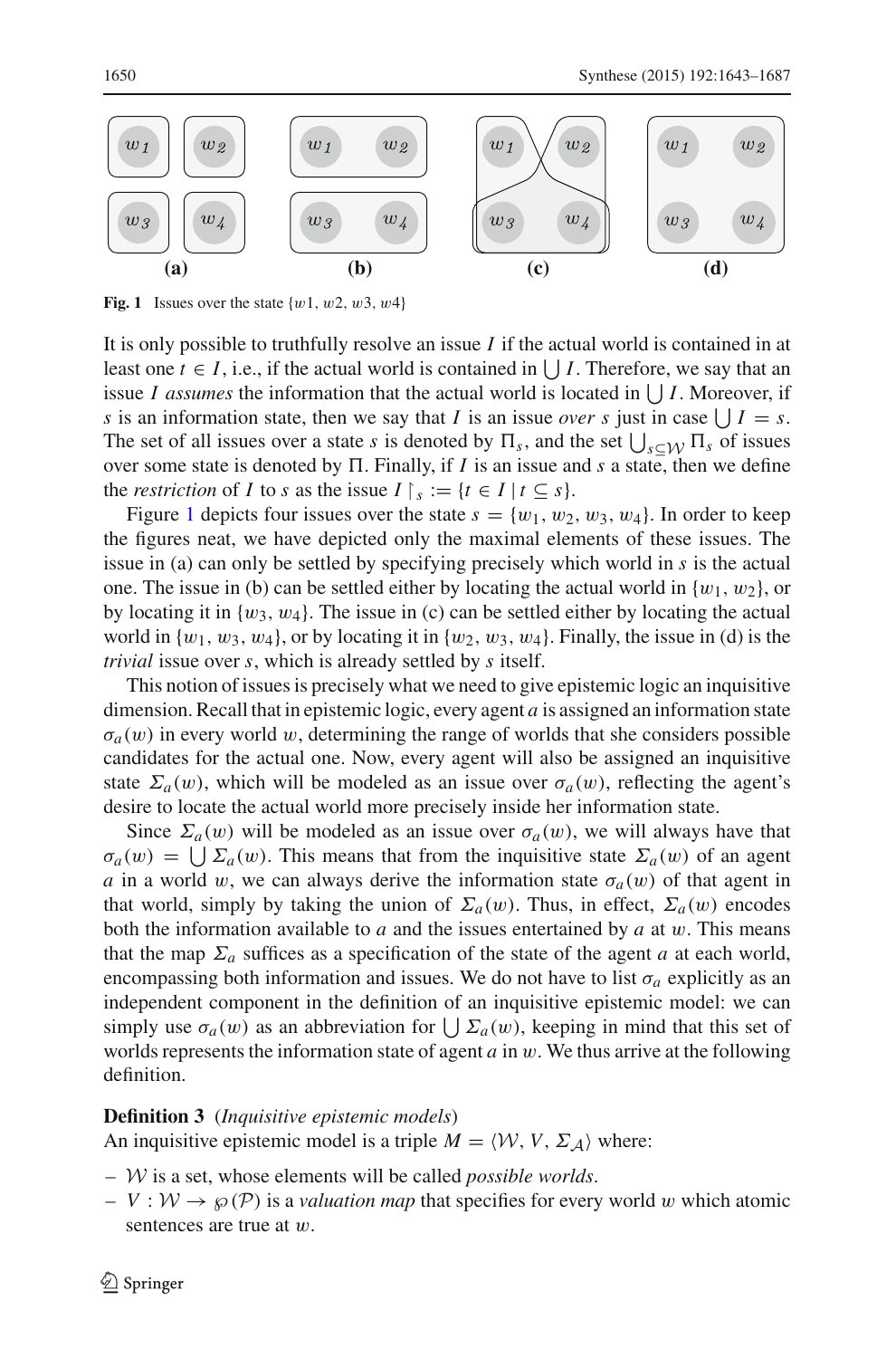(a) (b) (c) (d)

$w_1$ $w_2$ $w_3$ $w_4$

**Fig. 1** Issues over the state $\{w1, w2, w3, w4\}$

It is only possible to truthfully resolve an issue $I$ if the actual world is contained in at least one $t \in I$, i.e., if the actual world is contained in $\bigcup I$. Therefore, we say that an issue $I$ *assumes* the information that the actual world is located in $\bigcup I$. Moreover, if $s$ is an information state, then we say that $I$ is an issue *over* $s$ just in case $\bigcup I = s$. The set of all issues over a state $s$ is denoted by $\Pi_s$, and the set $\bigcup_{s \subseteq \mathcal{W}} \Pi_s$ of issues over some state is denoted by $\Pi$. Finally, if $I$ is an issue and $s$ a state, then we define the *restriction* of $I$ to $s$ as the issue $I\restriction_s := \{t \in I \mid t \subseteq s\}$.

Figure 1 depicts four issues over the state $s = \{w_1, w_2, w_3, w_4\}$. In order to keep the figures neat, we have depicted only the maximal elements of these issues. The issue in (a) can only be settled by specifying precisely which world in $s$ is the actual one. The issue in (b) can be settled either by locating the actual world in $\{w_1, w_2\}$, or by locating it in $\{w_3, w_4\}$. The issue in (c) can be settled either by locating the actual world in $\{w_1, w_3, w_4\}$, or by locating it in $\{w_2, w_3, w_4\}$. Finally, the issue in (d) is the *trivial* issue over $s$, which is already settled by $s$ itself.

This notion of issues is precisely what we need to give epistemic logic an inquisitive dimension. Recall that in epistemic logic, every agent $a$ is assigned an information state $\sigma_a(w)$ in every world $w$, determining the range of worlds that she considers possible candidates for the actual one. Now, every agent will also be assigned an inquisitive state $\Sigma_a(w)$, which will be modeled as an issue over $\sigma_a(w)$, reflecting the agent's desire to locate the actual world more precisely inside her information state.

Since $\Sigma_a(w)$ will be modeled as an issue over $\sigma_a(w)$, we will always have that $\sigma_a(w) = \bigcup \Sigma_a(w)$. This means that from the inquisitive state $\Sigma_a(w)$ of an agent $a$ in a world $w$, we can always derive the information state $\sigma_a(w)$ of that agent in that world, simply by taking the union of $\Sigma_a(w)$. Thus, in effect, $\Sigma_a(w)$ encodes both the information available to $a$ and the issues entertained by $a$ at $w$. This means that the map $\Sigma_a$ suffices as a specification of the state of the agent $a$ at each world, encompassing both information and issues. We do not have to list $\sigma_a$ explicitly as an independent component in the definition of an inquisitive epistemic model: we can simply use $\sigma_a(w)$ as an abbreviation for $\bigcup \Sigma_a(w)$, keeping in mind that this set of worlds represents the information state of agent $a$ in $w$. We thus arrive at the following definition.

**Definition 3** (*Inquisitive epistemic models*)
An inquisitive epistemic model is a triple $M = \langle \mathcal{W}, V, \Sigma_{\mathcal{A}} \rangle$ where:

- $\mathcal{W}$ is a set, whose elements will be called *possible worlds*.
- $V : \mathcal{W} \to \wp(\mathcal{P})$ is a *valuation map* that specifies for every world $w$ which atomic sentences are true at $w$.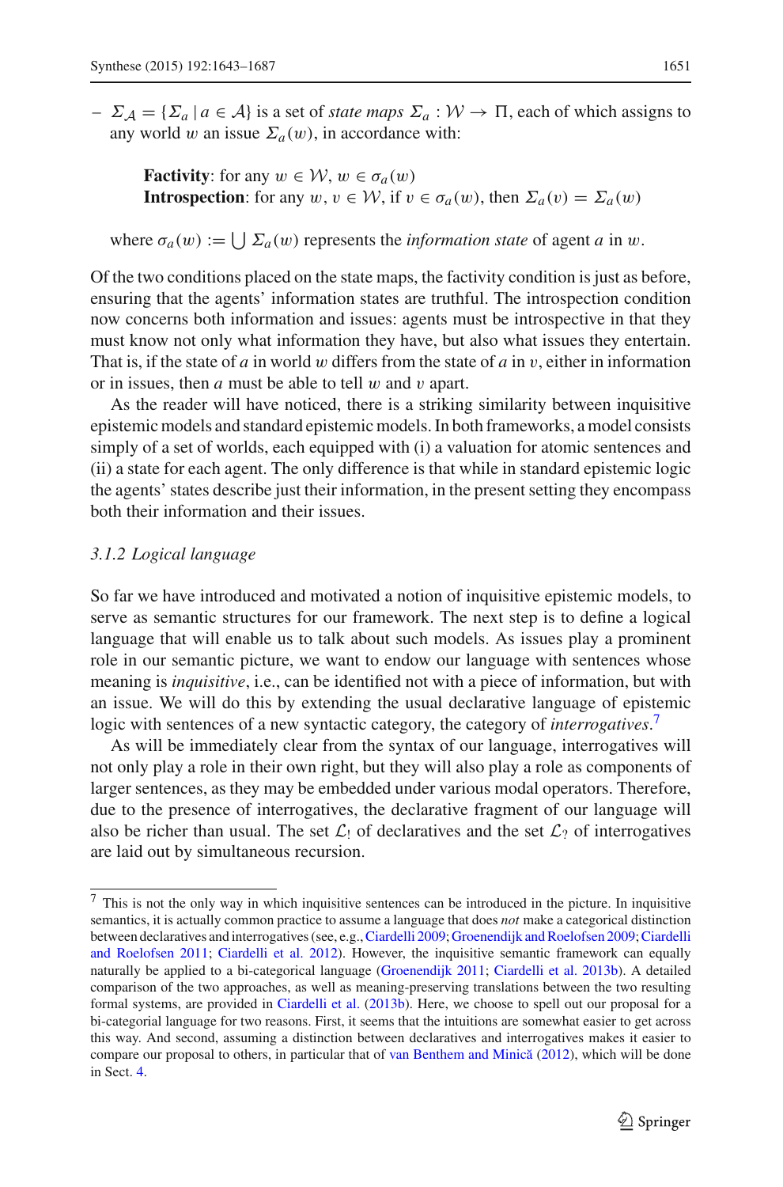– $\Sigma_{\mathcal{A}} = \{\Sigma_a \mid a \in \mathcal{A}\}$ is a set of *state maps* $\Sigma_a : \mathcal{W} \to \Pi$, each of which assigns to any world $w$ an issue $\Sigma_a(w)$, in accordance with:

  **Factivity**: for any $w \in \mathcal{W}$, $w \in \sigma_a(w)$
  **Introspection**: for any $w, v \in \mathcal{W}$, if $v \in \sigma_a(w)$, then $\Sigma_a(v) = \Sigma_a(w)$

  where $\sigma_a(w) := \bigcup \Sigma_a(w)$ represents the *information state* of agent $a$ in $w$.

Of the two conditions placed on the state maps, the factivity condition is just as before, ensuring that the agents' information states are truthful. The introspection condition now concerns both information and issues: agents must be introspective in that they must know not only what information they have, but also what issues they entertain. That is, if the state of $a$ in world $w$ differs from the state of $a$ in $v$, either in information or in issues, then $a$ must be able to tell $w$ and $v$ apart.

As the reader will have noticed, there is a striking similarity between inquisitive epistemic models and standard epistemic models. In both frameworks, a model consists simply of a set of worlds, each equipped with (i) a valuation for atomic sentences and (ii) a state for each agent. The only difference is that while in standard epistemic logic the agents' states describe just their information, in the present setting they encompass both their information and their issues.

### *3.1.2 Logical language*

So far we have introduced and motivated a notion of inquisitive epistemic models, to serve as semantic structures for our framework. The next step is to define a logical language that will enable us to talk about such models. As issues play a prominent role in our semantic picture, we want to endow our language with sentences whose meaning is *inquisitive*, i.e., can be identified not with a piece of information, but with an issue. We will do this by extending the usual declarative language of epistemic logic with sentences of a new syntactic category, the category of *interrogatives*.[7]

As will be immediately clear from the syntax of our language, interrogatives will not only play a role in their own right, but they will also play a role as components of larger sentences, as they may be embedded under various modal operators. Therefore, due to the presence of interrogatives, the declarative fragment of our language will also be richer than usual. The set $\mathcal{L}_!$ of declaratives and the set $\mathcal{L}_?$ of interrogatives are laid out by simultaneous recursion.

[7] This is not the only way in which inquisitive sentences can be introduced in the picture. In inquisitive semantics, it is actually common practice to assume a language that does *not* make a categorical distinction between declaratives and interrogatives (see, e.g., Ciardelli 2009; Groenendijk and Roelofsen 2009; Ciardelli and Roelofsen 2011; Ciardelli et al. 2012). However, the inquisitive semantic framework can equally naturally be applied to a bi-categorical language (Groenendijk 2011; Ciardelli et al. 2013b). A detailed comparison of the two approaches, as well as meaning-preserving translations between the two resulting formal systems, are provided in Ciardelli et al. (2013b). Here, we choose to spell out our proposal for a bi-categorical language for two reasons. First, it seems that the intuitions are somewhat easier to get across this way. And second, assuming a distinction between declaratives and interrogatives makes it easier to compare our proposal to others, in particular that of van Benthem and Minică (2012), which will be done in Sect. 4.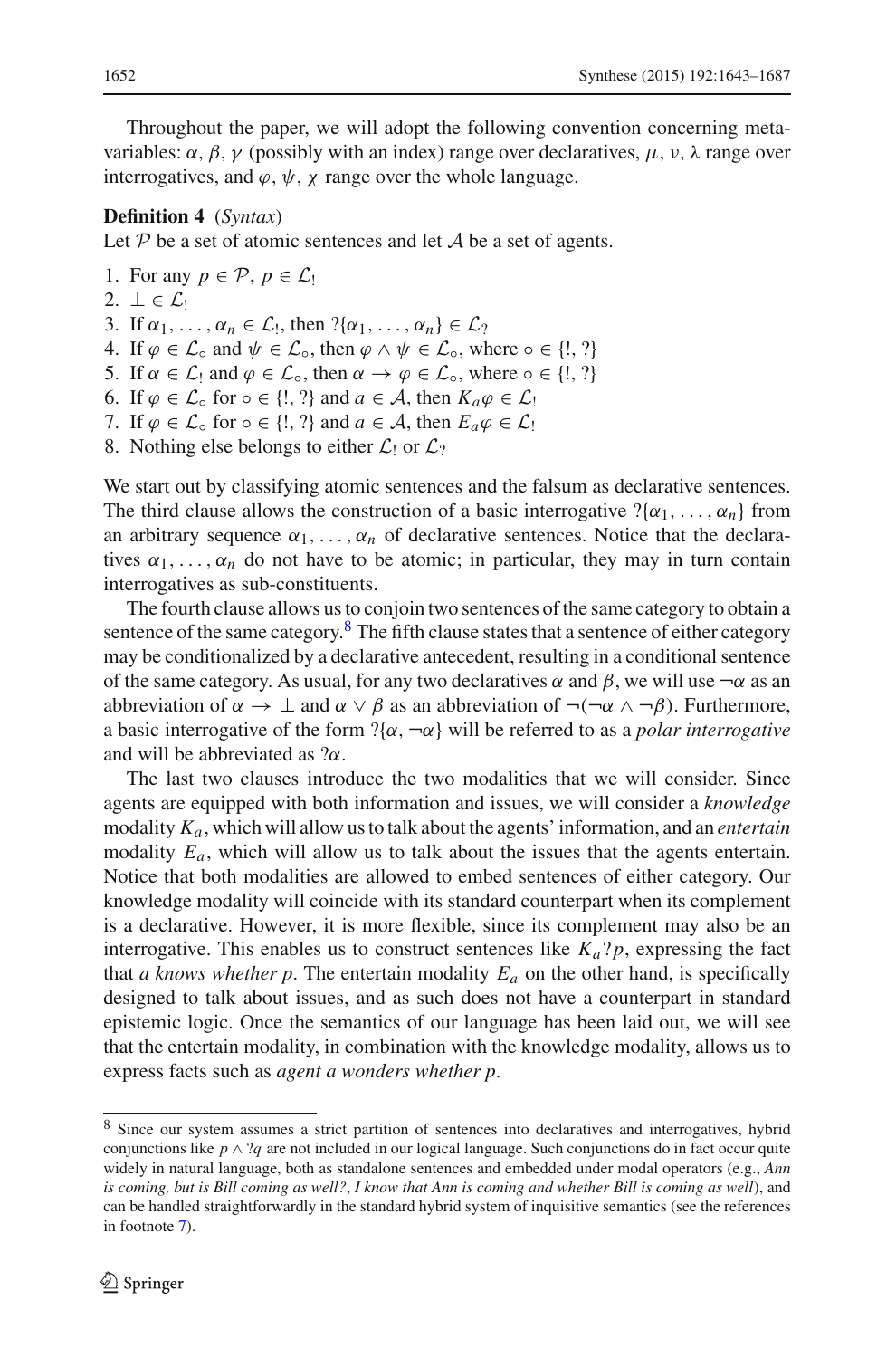Throughout the paper, we will adopt the following convention concerning meta-variables: $\alpha, \beta, \gamma$ (possibly with an index) range over declaratives, $\mu, \nu, \lambda$ range over interrogatives, and $\varphi, \psi, \chi$ range over the whole language.

**Definition 4** (*Syntax*)
Let $\mathcal{P}$ be a set of atomic sentences and let $\mathcal{A}$ be a set of agents.

1. For any $p \in \mathcal{P}$, $p \in \mathcal{L}_!$
2. $\bot \in \mathcal{L}_!$
3. If $\alpha_1, \ldots, \alpha_n \in \mathcal{L}_!$, then $?\{\alpha_1, \ldots, \alpha_n\} \in \mathcal{L}_?$
4. If $\varphi \in \mathcal{L}_\circ$ and $\psi \in \mathcal{L}_\circ$, then $\varphi \wedge \psi \in \mathcal{L}_\circ$, where $\circ \in \{!, ?\}$
5. If $\alpha \in \mathcal{L}_!$ and $\varphi \in \mathcal{L}_\circ$, then $\alpha \rightarrow \varphi \in \mathcal{L}_\circ$, where $\circ \in \{!, ?\}$
6. If $\varphi \in \mathcal{L}_\circ$ for $\circ \in \{!, ?\}$ and $a \in \mathcal{A}$, then $K_a\varphi \in \mathcal{L}_!$
7. If $\varphi \in \mathcal{L}_\circ$ for $\circ \in \{!, ?\}$ and $a \in \mathcal{A}$, then $E_a\varphi \in \mathcal{L}_!$
8. Nothing else belongs to either $\mathcal{L}_!$ or $\mathcal{L}_?$

We start out by classifying atomic sentences and the falsum as declarative sentences. The third clause allows the construction of a basic interrogative $?\{\alpha_1, \ldots, \alpha_n\}$ from an arbitrary sequence $\alpha_1, \ldots, \alpha_n$ of declarative sentences. Notice that the declaratives $\alpha_1, \ldots, \alpha_n$ do not have to be atomic; in particular, they may in turn contain interrogatives as sub-constituents.

The fourth clause allows us to conjoin two sentences of the same category to obtain a sentence of the same category.[8] The fifth clause states that a sentence of either category may be conditionalized by a declarative antecedent, resulting in a conditional sentence of the same category. As usual, for any two declaratives $\alpha$ and $\beta$, we will use $\neg\alpha$ as an abbreviation of $\alpha \rightarrow \bot$ and $\alpha \vee \beta$ as an abbreviation of $\neg(\neg\alpha \wedge \neg\beta)$. Furthermore, a basic interrogative of the form $?\{\alpha, \neg\alpha\}$ will be referred to as a *polar interrogative* and will be abbreviated as $?\alpha$.

The last two clauses introduce the two modalities that we will consider. Since agents are equipped with both information and issues, we will consider a *knowledge* modality $K_a$, which will allow us to talk about the agents' information, and an *entertain* modality $E_a$, which will allow us to talk about the issues that the agents entertain. Notice that both modalities are allowed to embed sentences of either category. Our knowledge modality will coincide with its standard counterpart when its complement is a declarative. However, it is more flexible, since its complement may also be an interrogative. This enables us to construct sentences like $K_a?p$, expressing the fact that *a knows whether p*. The entertain modality $E_a$ on the other hand, is specifically designed to talk about issues, and as such does not have a counterpart in standard epistemic logic. Once the semantics of our language has been laid out, we will see that the entertain modality, in combination with the knowledge modality, allows us to express facts such as *agent a wonders whether p*.

[8] Since our system assumes a strict partition of sentences into declaratives and interrogatives, hybrid conjunctions like $p \wedge ?q$ are not included in our logical language. Such conjunctions do in fact occur quite widely in natural language, both as standalone sentences and embedded under modal operators (e.g., *Ann is coming, but is Bill coming as well?*, *I know that Ann is coming and whether Bill is coming as well*), and can be handled straightforwardly in the standard hybrid system of inquisitive semantics (see the references in footnote 7).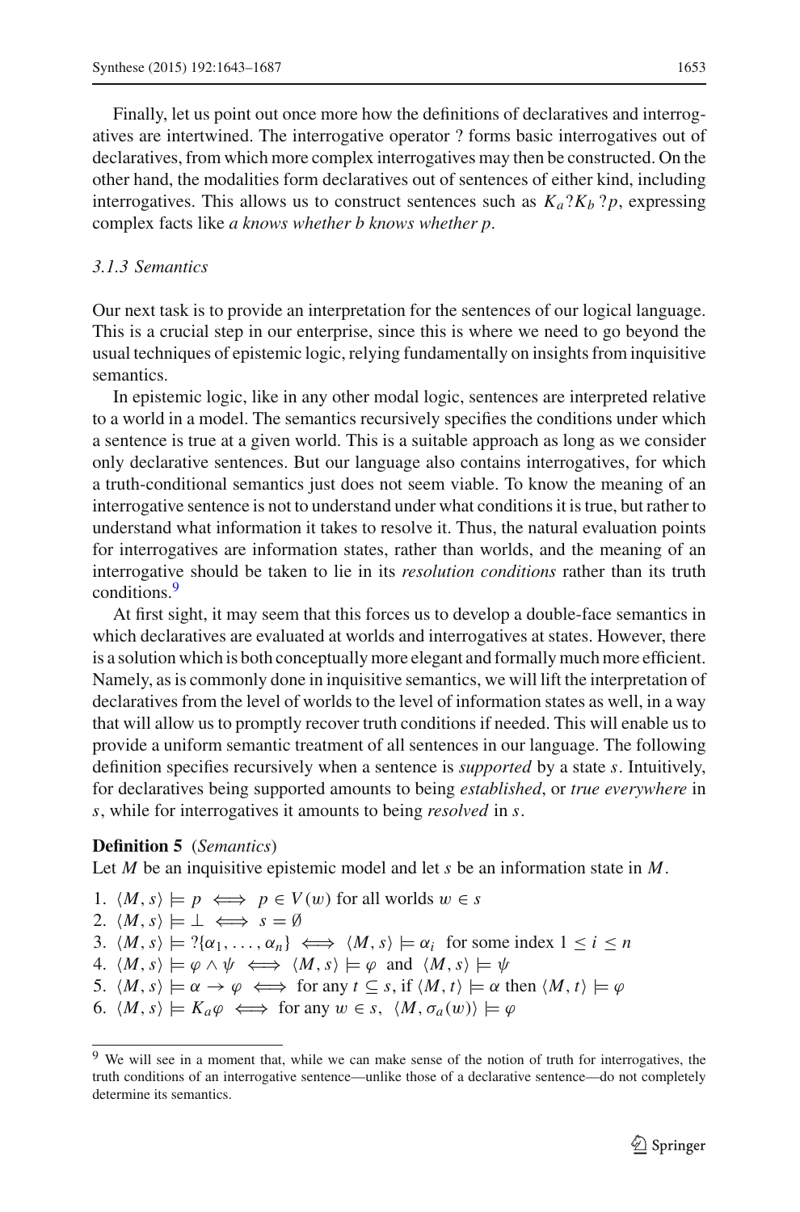Finally, let us point out once more how the definitions of declaratives and interrogatives are intertwined. The interrogative operator ? forms basic interrogatives out of declaratives, from which more complex interrogatives may then be constructed. On the other hand, the modalities form declaratives out of sentences of either kind, including interrogatives. This allows us to construct sentences such as $K_a?K_b?p$, expressing complex facts like *a knows whether b knows whether p*.

### *3.1.3 Semantics*

Our next task is to provide an interpretation for the sentences of our logical language. This is a crucial step in our enterprise, since this is where we need to go beyond the usual techniques of epistemic logic, relying fundamentally on insights from inquisitive semantics.

In epistemic logic, like in any other modal logic, sentences are interpreted relative to a world in a model. The semantics recursively specifies the conditions under which a sentence is true at a given world. This is a suitable approach as long as we consider only declarative sentences. But our language also contains interrogatives, for which a truth-conditional semantics just does not seem viable. To know the meaning of an interrogative sentence is not to understand under what conditions it is true, but rather to understand what information it takes to resolve it. Thus, the natural evaluation points for interrogatives are information states, rather than worlds, and the meaning of an interrogative should be taken to lie in its *resolution conditions* rather than its truth conditions.[9]

At first sight, it may seem that this forces us to develop a double-face semantics in which declaratives are evaluated at worlds and interrogatives at states. However, there is a solution which is both conceptually more elegant and formally much more efficient. Namely, as is commonly done in inquisitive semantics, we will lift the interpretation of declaratives from the level of worlds to the level of information states as well, in a way that will allow us to promptly recover truth conditions if needed. This will enable us to provide a uniform semantic treatment of all sentences in our language. The following definition specifies recursively when a sentence is *supported* by a state $s$. Intuitively, for declaratives being supported amounts to being *established*, or *true everywhere* in $s$, while for interrogatives it amounts to being *resolved* in $s$.

**Definition 5** (*Semantics*)
Let $M$ be an inquisitive epistemic model and let $s$ be an information state in $M$.

1. $\langle M, s\rangle \models p \iff p \in V(w)$ for all worlds $w \in s$
2. $\langle M, s\rangle \models \bot \iff s = \emptyset$
3. $\langle M, s\rangle \models ?\{\alpha_1, \ldots, \alpha_n\} \iff \langle M, s\rangle \models \alpha_i$ for some index $1 \leq i \leq n$
4. $\langle M, s\rangle \models \varphi \wedge \psi \iff \langle M, s\rangle \models \varphi$ and $\langle M, s\rangle \models \psi$
5. $\langle M, s\rangle \models \alpha \rightarrow \varphi \iff$ for any $t \subseteq s$, if $\langle M, t\rangle \models \alpha$ then $\langle M, t\rangle \models \varphi$
6. $\langle M, s\rangle \models K_a\varphi \iff$ for any $w \in s$, $\langle M, \sigma_a(w)\rangle \models \varphi$

[9] We will see in a moment that, while we can make sense of the notion of truth for interrogatives, the truth conditions of an interrogative sentence—unlike those of a declarative sentence—do not completely determine its semantics.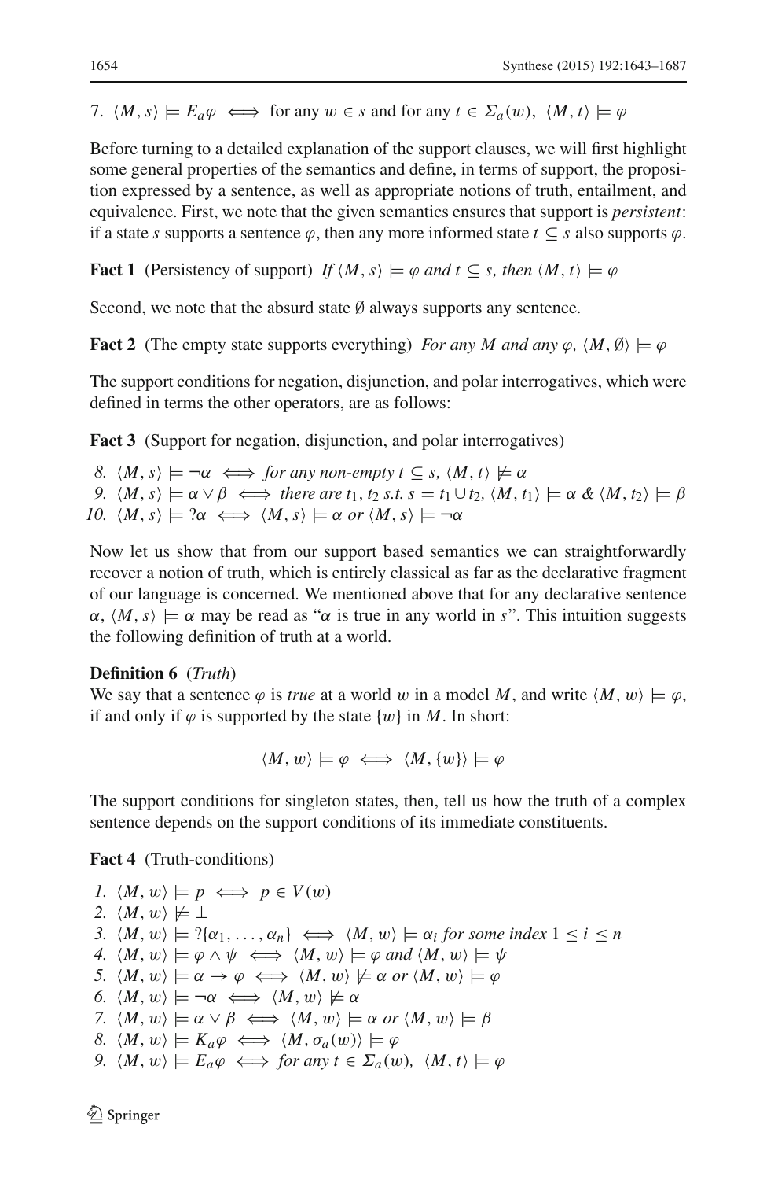7. $\langle M, s\rangle \models E_a\varphi \iff$ for any $w \in s$ and for any $t \in \Sigma_a(w)$, $\langle M, t\rangle \models \varphi$

Before turning to a detailed explanation of the support clauses, we will first highlight some general properties of the semantics and define, in terms of support, the proposition expressed by a sentence, as well as appropriate notions of truth, entailment, and equivalence. First, we note that the given semantics ensures that support is *persistent*: if a state $s$ supports a sentence $\varphi$, then any more informed state $t \subseteq s$ also supports $\varphi$.

**Fact 1** (Persistency of support) *If $\langle M, s\rangle \models \varphi$ and $t \subseteq s$, then $\langle M, t\rangle \models \varphi$*

Second, we note that the absurd state $\emptyset$ always supports any sentence.

**Fact 2** (The empty state supports everything) *For any $M$ and any $\varphi$, $\langle M, \emptyset\rangle \models \varphi$*

The support conditions for negation, disjunction, and polar interrogatives, which were defined in terms the other operators, are as follows:

**Fact 3** (Support for negation, disjunction, and polar interrogatives)

8. $\langle M, s\rangle \models \neg\alpha \iff$ *for any non-empty $t \subseteq s$, $\langle M, t\rangle \not\models \alpha$*
9. $\langle M, s\rangle \models \alpha \vee \beta \iff$ *there are $t_1, t_2$ s.t. $s = t_1 \cup t_2$, $\langle M, t_1\rangle \models \alpha$ & $\langle M, t_2\rangle \models \beta$*
10. $\langle M, s\rangle \models ?\alpha \iff \langle M, s\rangle \models \alpha$ *or* $\langle M, s\rangle \models \neg\alpha$

Now let us show that from our support based semantics we can straightforwardly recover a notion of truth, which is entirely classical as far as the declarative fragment of our language is concerned. We mentioned above that for any declarative sentence $\alpha$, $\langle M, s\rangle \models \alpha$ may be read as "$\alpha$ is true in any world in $s$". This intuition suggests the following definition of truth at a world.

**Definition 6** (*Truth*)
We say that a sentence $\varphi$ is *true* at a world $w$ in a model $M$, and write $\langle M, w\rangle \models \varphi$, if and only if $\varphi$ is supported by the state $\{w\}$ in $M$. In short:

$$\langle M, w\rangle \models \varphi \iff \langle M, \{w\}\rangle \models \varphi$$

The support conditions for singleton states, then, tell us how the truth of a complex sentence depends on the support conditions of its immediate constituents.

**Fact 4** (Truth-conditions)

1. $\langle M, w\rangle \models p \iff p \in V(w)$
2. $\langle M, w\rangle \not\models \bot$
3. $\langle M, w\rangle \models ?\{\alpha_1, \ldots, \alpha_n\} \iff \langle M, w\rangle \models \alpha_i$ *for some index* $1 \leq i \leq n$
4. $\langle M, w\rangle \models \varphi \wedge \psi \iff \langle M, w\rangle \models \varphi$ *and* $\langle M, w\rangle \models \psi$
5. $\langle M, w\rangle \models \alpha \rightarrow \varphi \iff \langle M, w\rangle \not\models \alpha$ *or* $\langle M, w\rangle \models \varphi$
6. $\langle M, w\rangle \models \neg\alpha \iff \langle M, w\rangle \not\models \alpha$
7. $\langle M, w\rangle \models \alpha \vee \beta \iff \langle M, w\rangle \models \alpha$ *or* $\langle M, w\rangle \models \beta$
8. $\langle M, w\rangle \models K_a\varphi \iff \langle M, \sigma_a(w)\rangle \models \varphi$
9. $\langle M, w\rangle \models E_a\varphi \iff$ *for any* $t \in \Sigma_a(w)$, $\langle M, t\rangle \models \varphi$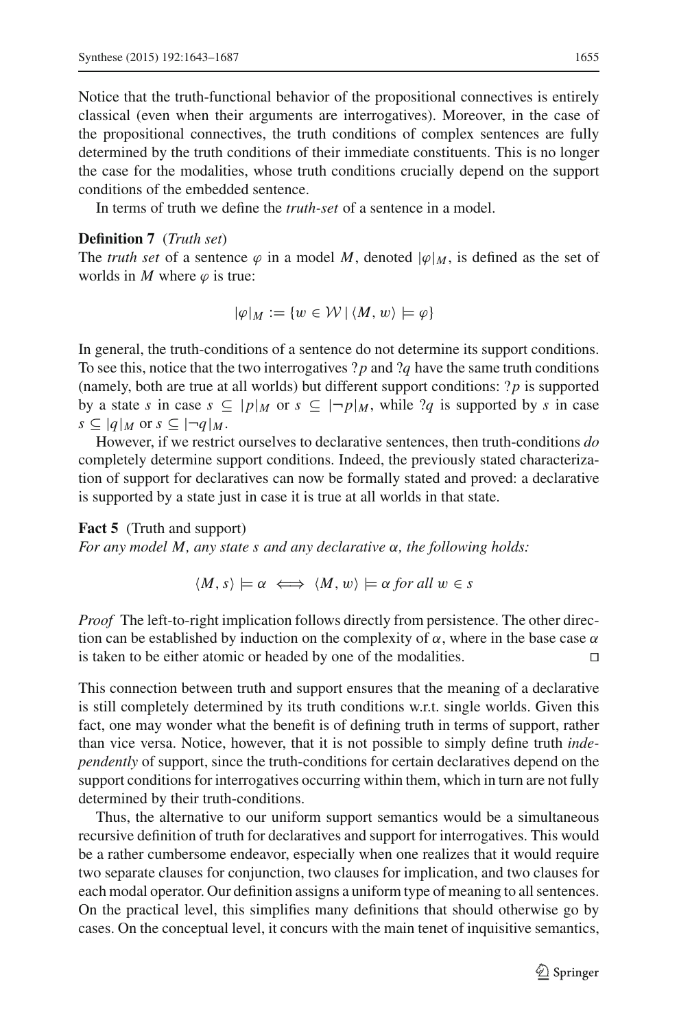Notice that the truth-functional behavior of the propositional connectives is entirely classical (even when their arguments are interrogatives). Moreover, in the case of the propositional connectives, the truth conditions of complex sentences are fully determined by the truth conditions of their immediate constituents. This is no longer the case for the modalities, whose truth conditions crucially depend on the support conditions of the embedded sentence.

In terms of truth we define the *truth-set* of a sentence in a model.

**Definition 7** (*Truth set*)
The *truth set* of a sentence $\varphi$ in a model $M$, denoted $|\varphi|_M$, is defined as the set of worlds in $M$ where $\varphi$ is true:

$$|\varphi|_M := \{w \in \mathcal{W} \mid \langle M, w\rangle \models \varphi\}$$

In general, the truth-conditions of a sentence do not determine its support conditions. To see this, notice that the two interrogatives $?p$ and $?q$ have the same truth conditions (namely, both are true at all worlds) but different support conditions: $?p$ is supported by a state $s$ in case $s \subseteq |p|_M$ or $s \subseteq |\neg p|_M$, while $?q$ is supported by $s$ in case $s \subseteq |q|_M$ or $s \subseteq |\neg q|_M$.

However, if we restrict ourselves to declarative sentences, then truth-conditions *do* completely determine support conditions. Indeed, the previously stated characterization of support for declaratives can now be formally stated and proved: a declarative is supported by a state just in case it is true at all worlds in that state.

**Fact 5** (Truth and support)
*For any model $M$, any state $s$ and any declarative $\alpha$, the following holds:*

$$\langle M, s\rangle \models \alpha \iff \langle M, w\rangle \models \alpha \text{ for all } w \in s$$

*Proof* The left-to-right implication follows directly from persistence. The other direction can be established by induction on the complexity of $\alpha$, where in the base case $\alpha$ is taken to be either atomic or headed by one of the modalities. □

This connection between truth and support ensures that the meaning of a declarative is still completely determined by its truth conditions w.r.t. single worlds. Given this fact, one may wonder what the benefit is of defining truth in terms of support, rather than vice versa. Notice, however, that it is not possible to simply define truth *independently* of support, since the truth-conditions for certain declaratives depend on the support conditions for interrogatives occurring within them, which in turn are not fully determined by their truth-conditions.

Thus, the alternative to our uniform support semantics would be a simultaneous recursive definition of truth for declaratives and support for interrogatives. This would be a rather cumbersome endeavor, especially when one realizes that it would require two separate clauses for conjunction, two clauses for implication, and two clauses for each modal operator. Our definition assigns a uniform type of meaning to all sentences. On the practical level, this simplifies many definitions that should otherwise go by cases. On the conceptual level, it concurs with the main tenet of inquisitive semantics,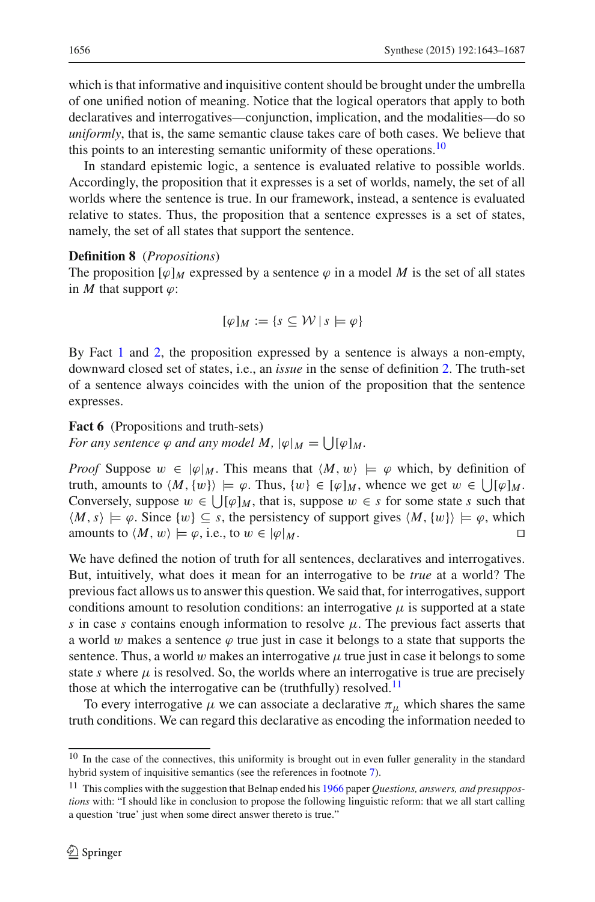which is that informative and inquisitive content should be brought under the umbrella of one unified notion of meaning. Notice that the logical operators that apply to both declaratives and interrogatives—conjunction, implication, and the modalities—do so *uniformly*, that is, the same semantic clause takes care of both cases. We believe that this points to an interesting semantic uniformity of these operations.[10]

In standard epistemic logic, a sentence is evaluated relative to possible worlds. Accordingly, the proposition that it expresses is a set of worlds, namely, the set of all worlds where the sentence is true. In our framework, instead, a sentence is evaluated relative to states. Thus, the proposition that a sentence expresses is a set of states, namely, the set of all states that support the sentence.

**Definition 8** (*Propositions*)
The proposition $[\varphi]_M$ expressed by a sentence $\varphi$ in a model $M$ is the set of all states in $M$ that support $\varphi$:

$$[\varphi]_M := \{s \subseteq \mathcal{W} \mid s \models \varphi\}$$

By Fact 1 and 2, the proposition expressed by a sentence is always a non-empty, downward closed set of states, i.e., an *issue* in the sense of definition 2. The truth-set of a sentence always coincides with the union of the proposition that the sentence expresses.

**Fact 6** (Propositions and truth-sets)
*For any sentence $\varphi$ and any model $M$, $|\varphi|_M = \bigcup[\varphi]_M$.*

*Proof* Suppose $w \in |\varphi|_M$. This means that $\langle M, w\rangle \models \varphi$ which, by definition of truth, amounts to $\langle M, \{w\}\rangle \models \varphi$. Thus, $\{w\} \in [\varphi]_M$, whence we get $w \in \bigcup[\varphi]_M$. Conversely, suppose $w \in \bigcup[\varphi]_M$, that is, suppose $w \in s$ for some state $s$ such that $\langle M, s\rangle \models \varphi$. Since $\{w\} \subseteq s$, the persistency of support gives $\langle M, \{w\}\rangle \models \varphi$, which amounts to $\langle M, w\rangle \models \varphi$, i.e., to $w \in |\varphi|_M$. □

We have defined the notion of truth for all sentences, declaratives and interrogatives. But, intuitively, what does it mean for an interrogative to be *true* at a world? The previous fact allows us to answer this question. We said that, for interrogatives, support conditions amount to resolution conditions: an interrogative $\mu$ is supported at a state $s$ in case $s$ contains enough information to resolve $\mu$. The previous fact asserts that a world $w$ makes a sentence $\varphi$ true just in case it belongs to a state that supports the sentence. Thus, a world $w$ makes an interrogative $\mu$ true just in case it belongs to some state $s$ where $\mu$ is resolved. So, the worlds where an interrogative is true are precisely those at which the interrogative can be (truthfully) resolved.[11]

To every interrogative $\mu$ we can associate a declarative $\pi_\mu$ which shares the same truth conditions. We can regard this declarative as encoding the information needed to

---

[10] In the case of the connectives, this uniformity is brought out in even fuller generality in the standard hybrid system of inquisitive semantics (see the references in footnote 7).

[11] This complies with the suggestion that Belnap ended his 1966 paper *Questions, answers, and presuppositions* with: "I should like in conclusion to propose the following linguistic reform: that we all start calling a question 'true' just when some direct answer thereto is true."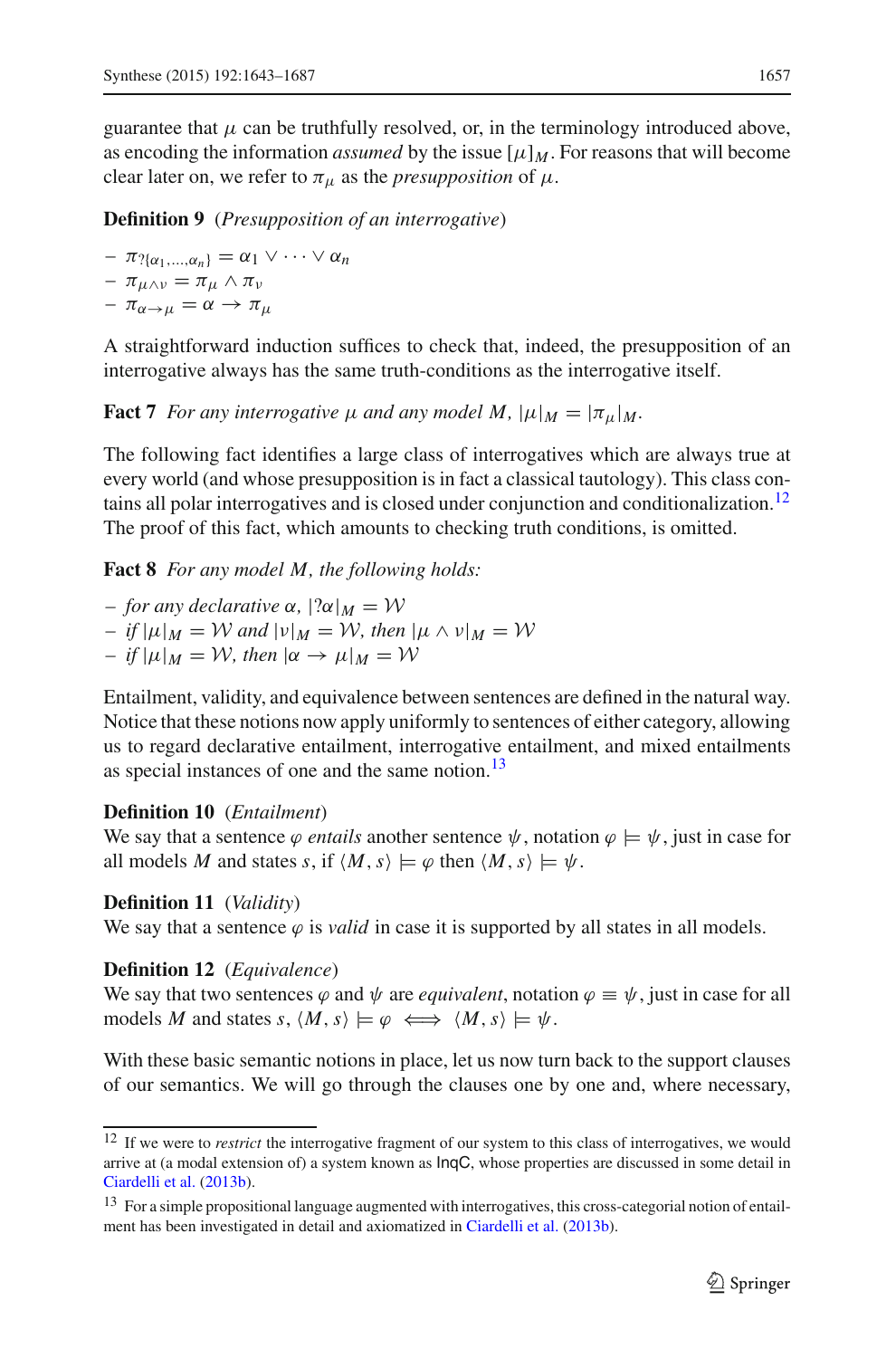guarantee that $\mu$ can be truthfully resolved, or, in the terminology introduced above, as encoding the information *assumed* by the issue $[\mu]_M$. For reasons that will become clear later on, we refer to $\pi_\mu$ as the *presupposition* of $\mu$.

**Definition 9** (*Presupposition of an interrogative*)

- $\pi_{?\{\alpha_1,\ldots,\alpha_n\}} = \alpha_1 \vee \cdots \vee \alpha_n$
- $\pi_{\mu \wedge \nu} = \pi_\mu \wedge \pi_\nu$
- $\pi_{\alpha \to \mu} = \alpha \to \pi_\mu$

A straightforward induction suffices to check that, indeed, the presupposition of an interrogative always has the same truth-conditions as the interrogative itself.

**Fact 7** *For any interrogative $\mu$ and any model $M$, $|\mu|_M = |\pi_\mu|_M$.*

The following fact identifies a large class of interrogatives which are always true at every world (and whose presupposition is in fact a classical tautology). This class contains all polar interrogatives and is closed under conjunction and conditionalization.[12] The proof of this fact, which amounts to checking truth conditions, is omitted.

**Fact 8** *For any model $M$, the following holds:*

- *for any declarative $\alpha$, $|?\alpha|_M = \mathcal{W}$*
- *if $|\mu|_M = \mathcal{W}$ and $|\nu|_M = \mathcal{W}$, then $|\mu \wedge \nu|_M = \mathcal{W}$*
- *if $|\mu|_M = \mathcal{W}$, then $|\alpha \to \mu|_M = \mathcal{W}$*

Entailment, validity, and equivalence between sentences are defined in the natural way. Notice that these notions now apply uniformly to sentences of either category, allowing us to regard declarative entailment, interrogative entailment, and mixed entailments as special instances of one and the same notion.[13]

**Definition 10** (*Entailment*)
We say that a sentence $\varphi$ *entails* another sentence $\psi$, notation $\varphi \models \psi$, just in case for all models $M$ and states $s$, if $\langle M, s\rangle \models \varphi$ then $\langle M, s\rangle \models \psi$.

**Definition 11** (*Validity*)
We say that a sentence $\varphi$ is *valid* in case it is supported by all states in all models.

**Definition 12** (*Equivalence*)
We say that two sentences $\varphi$ and $\psi$ are *equivalent*, notation $\varphi \equiv \psi$, just in case for all models $M$ and states $s$, $\langle M, s\rangle \models \varphi \iff \langle M, s\rangle \models \psi$.

With these basic semantic notions in place, let us now turn back to the support clauses of our semantics. We will go through the clauses one by one and, where necessary,

---

[12] If we were to *restrict* the interrogative fragment of our system to this class of interrogatives, we would arrive at (a modal extension of) a system known as InqC, whose properties are discussed in some detail in Ciardelli et al. (2013b).

[13] For a simple propositional language augmented with interrogatives, this cross-categorial notion of entailment has been investigated in detail and axiomatized in Ciardelli et al. (2013b).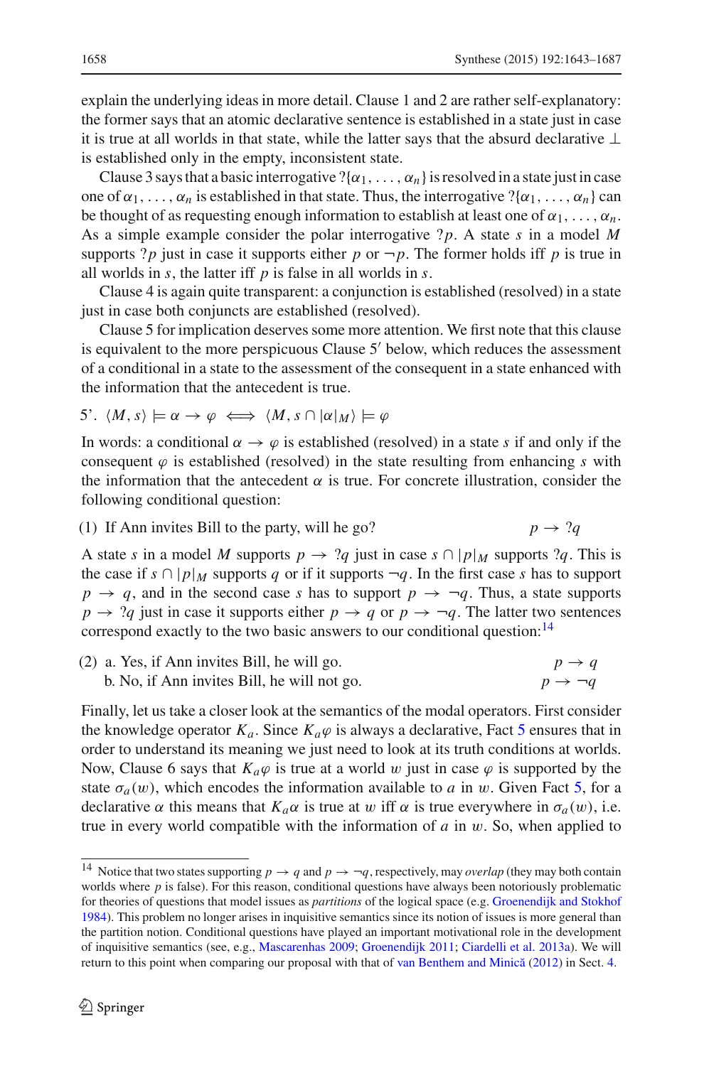explain the underlying ideas in more detail. Clause 1 and 2 are rather self-explanatory: the former says that an atomic declarative sentence is established in a state just in case it is true at all worlds in that state, while the latter says that the absurd declarative $\bot$ is established only in the empty, inconsistent state.

Clause 3 says that a basic interrogative $?\{\alpha_1, \ldots, \alpha_n\}$ is resolved in a state just in case one of $\alpha_1, \ldots, \alpha_n$ is established in that state. Thus, the interrogative $?\{\alpha_1, \ldots, \alpha_n\}$ can be thought of as requesting enough information to establish at least one of $\alpha_1, \ldots, \alpha_n$. As a simple example consider the polar interrogative $?p$. A state $s$ in a model $M$ supports $?p$ just in case it supports either $p$ or $\neg p$. The former holds iff $p$ is true in all worlds in $s$, the latter iff $p$ is false in all worlds in $s$.

Clause 4 is again quite transparent: a conjunction is established (resolved) in a state just in case both conjuncts are established (resolved).

Clause 5 for implication deserves some more attention. We first note that this clause is equivalent to the more perspicuous Clause 5′ below, which reduces the assessment of a conditional in a state to the assessment of the consequent in a state enhanced with the information that the antecedent is true.

5′. $\langle M, s\rangle \models \alpha \rightarrow \varphi \iff \langle M, s \cap |\alpha|_M\rangle \models \varphi$

In words: a conditional $\alpha \rightarrow \varphi$ is established (resolved) in a state $s$ if and only if the consequent $\varphi$ is established (resolved) in the state resulting from enhancing $s$ with the information that the antecedent $\alpha$ is true. For concrete illustration, consider the following conditional question:

(1) If Ann invites Bill to the party, will he go? $\qquad p \rightarrow ?q$

A state $s$ in a model $M$ supports $p \rightarrow ?q$ just in case $s \cap |p|_M$ supports $?q$. This is the case if $s \cap |p|_M$ supports $q$ or if it supports $\neg q$. In the first case $s$ has to support $p \rightarrow q$, and in the second case $s$ has to support $p \rightarrow \neg q$. Thus, a state supports $p \rightarrow ?q$ just in case it supports either $p \rightarrow q$ or $p \rightarrow \neg q$. The latter two sentences correspond exactly to the two basic answers to our conditional question:[14]

(2) a. Yes, if Ann invites Bill, he will go. $\qquad p \rightarrow q$
b. No, if Ann invites Bill, he will not go. $\qquad p \rightarrow \neg q$

Finally, let us take a closer look at the semantics of the modal operators. First consider the knowledge operator $K_a$. Since $K_a\varphi$ is always a declarative, Fact 5 ensures that in order to understand its meaning we just need to look at its truth conditions at worlds. Now, Clause 6 says that $K_a\varphi$ is true at a world $w$ just in case $\varphi$ is supported by the state $\sigma_a(w)$, which encodes the information available to $a$ in $w$. Given Fact 5, for a declarative $\alpha$ this means that $K_a\alpha$ is true at $w$ iff $\alpha$ is true everywhere in $\sigma_a(w)$, i.e. true in every world compatible with the information of $a$ in $w$. So, when applied to

---

[14] Notice that two states supporting $p \rightarrow q$ and $p \rightarrow \neg q$, respectively, may *overlap* (they may both contain worlds where $p$ is false). For this reason, conditional questions have always been notoriously problematic for theories of questions that model issues as *partitions* of the logical space (e.g. Groenendijk and Stokhof 1984). This problem no longer arises in inquisitive semantics since its notion of issues is more general than the partition notion. Conditional questions have played an important motivational role in the development of inquisitive semantics (see, e.g., Mascarenhas 2009; Groenendijk 2011; Ciardelli et al. 2013a). We will return to this point when comparing our proposal with that of van Benthem and Minică (2012) in Sect. 4.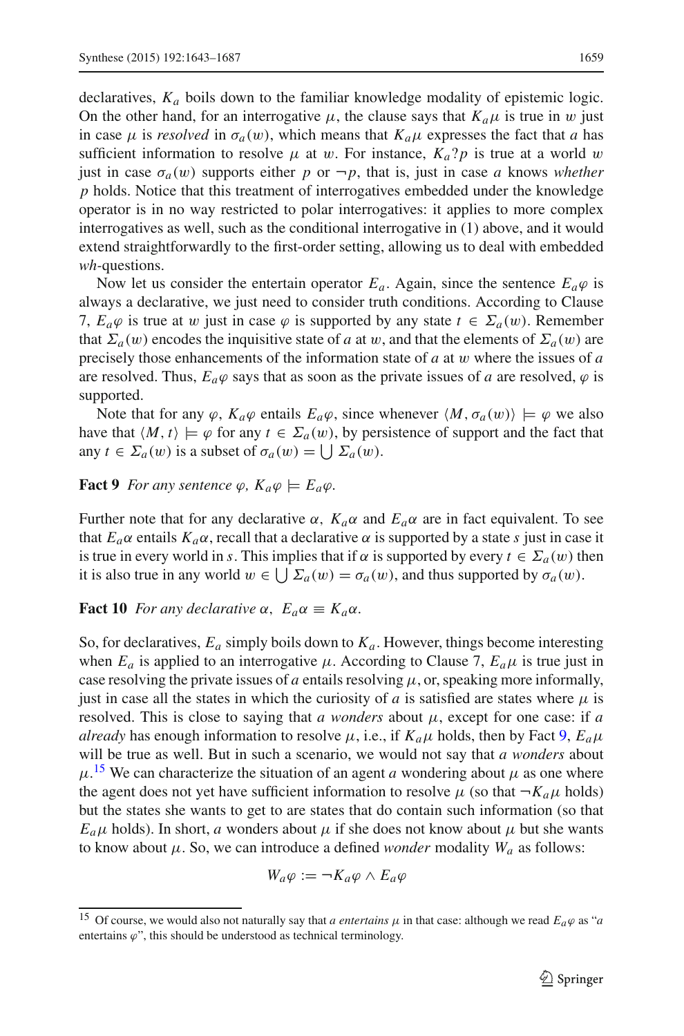declaratives, $K_a$ boils down to the familiar knowledge modality of epistemic logic. On the other hand, for an interrogative $\mu$, the clause says that $K_a\mu$ is true in $w$ just in case $\mu$ is *resolved* in $\sigma_a(w)$, which means that $K_a\mu$ expresses the fact that $a$ has sufficient information to resolve $\mu$ at $w$. For instance, $K_a?p$ is true at a world $w$ just in case $\sigma_a(w)$ supports either $p$ or $\neg p$, that is, just in case $a$ knows *whether* $p$ holds. Notice that this treatment of interrogatives embedded under the knowledge operator is in no way restricted to polar interrogatives: it applies to more complex interrogatives as well, such as the conditional interrogative in (1) above, and it would extend straightforwardly to the first-order setting, allowing us to deal with embedded *wh*-questions.

Now let us consider the entertain operator $E_a$. Again, since the sentence $E_a\varphi$ is always a declarative, we just need to consider truth conditions. According to Clause 7, $E_a\varphi$ is true at $w$ just in case $\varphi$ is supported by any state $t \in \Sigma_a(w)$. Remember that $\Sigma_a(w)$ encodes the inquisitive state of $a$ at $w$, and that the elements of $\Sigma_a(w)$ are precisely those enhancements of the information state of $a$ at $w$ where the issues of $a$ are resolved. Thus, $E_a\varphi$ says that as soon as the private issues of $a$ are resolved, $\varphi$ is supported.

Note that for any $\varphi$, $K_a\varphi$ entails $E_a\varphi$, since whenever $\langle M, \sigma_a(w)\rangle \models \varphi$ we also have that $\langle M, t\rangle \models \varphi$ for any $t \in \Sigma_a(w)$, by persistence of support and the fact that any $t \in \Sigma_a(w)$ is a subset of $\sigma_a(w) = \bigcup \Sigma_a(w)$.

**Fact 9** *For any sentence* $\varphi$*,* $K_a\varphi \models E_a\varphi$.

Further note that for any declarative $\alpha$, $K_a\alpha$ and $E_a\alpha$ are in fact equivalent. To see that $E_a\alpha$ entails $K_a\alpha$, recall that a declarative $\alpha$ is supported by a state $s$ just in case it is true in every world in $s$. This implies that if $\alpha$ is supported by every $t \in \Sigma_a(w)$ then it is also true in any world $w \in \bigcup \Sigma_a(w) = \sigma_a(w)$, and thus supported by $\sigma_a(w)$.

**Fact 10** *For any declarative* $\alpha$*,* $E_a\alpha \equiv K_a\alpha$.

So, for declaratives, $E_a$ simply boils down to $K_a$. However, things become interesting when $E_a$ is applied to an interrogative $\mu$. According to Clause 7, $E_a\mu$ is true just in case resolving the private issues of $a$ entails resolving $\mu$, or, speaking more informally, just in case all the states in which the curiosity of $a$ is satisfied are states where $\mu$ is resolved. This is close to saying that $a$ *wonders* about $\mu$, except for one case: if $a$ *already* has enough information to resolve $\mu$, i.e., if $K_a\mu$ holds, then by Fact 9, $E_a\mu$ will be true as well. But in such a scenario, we would not say that $a$ *wonders* about $\mu$.[15] We can characterize the situation of an agent $a$ wondering about $\mu$ as one where the agent does not yet have sufficient information to resolve $\mu$ (so that $\neg K_a\mu$ holds) but the states she wants to get to are states that do contain such information (so that $E_a\mu$ holds). In short, $a$ wonders about $\mu$ if she does not know about $\mu$ but she wants to know about $\mu$. So, we can introduce a defined *wonder* modality $W_a$ as follows:

$$W_a\varphi := \neg K_a\varphi \wedge E_a\varphi$$

[15] Of course, we would also not naturally say that *a entertains* $\mu$ in that case: although we read $E_a\varphi$ as "$a$ entertains $\varphi$", this should be understood as technical terminology.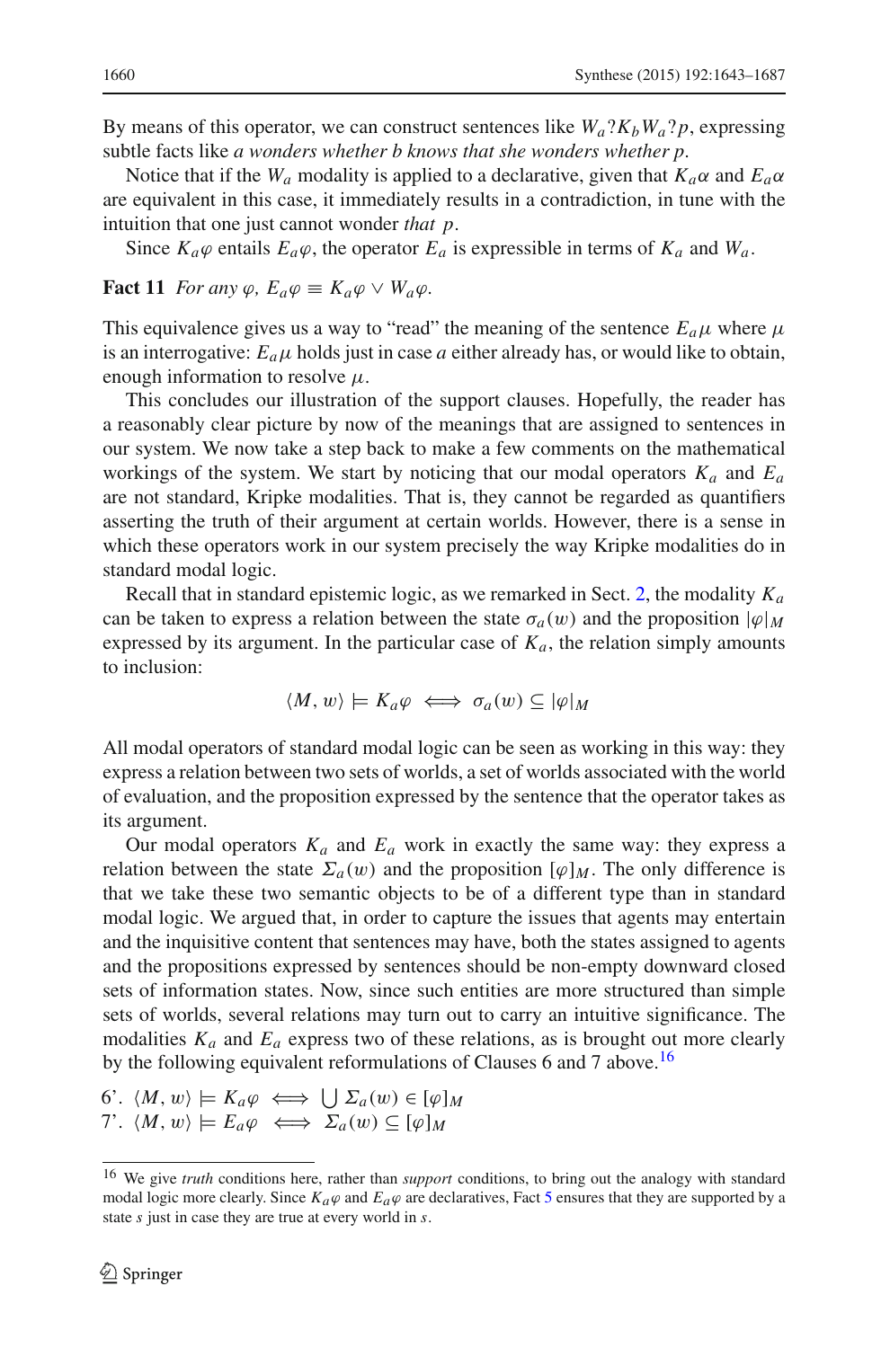By means of this operator, we can construct sentences like $W_a?K_bW_a?p$, expressing subtle facts like *a wonders whether b knows that she wonders whether p*.

Notice that if the $W_a$ modality is applied to a declarative, given that $K_a\alpha$ and $E_a\alpha$ are equivalent in this case, it immediately results in a contradiction, in tune with the intuition that one just cannot wonder *that p*.

Since $K_a\varphi$ entails $E_a\varphi$, the operator $E_a$ is expressible in terms of $K_a$ and $W_a$.

**Fact 11** *For any* $\varphi$, $E_a\varphi \equiv K_a\varphi \vee W_a\varphi$.

This equivalence gives us a way to "read" the meaning of the sentence $E_a\mu$ where $\mu$ is an interrogative: $E_a\mu$ holds just in case *a* either already has, or would like to obtain, enough information to resolve $\mu$.

This concludes our illustration of the support clauses. Hopefully, the reader has a reasonably clear picture by now of the meanings that are assigned to sentences in our system. We now take a step back to make a few comments on the mathematical workings of the system. We start by noticing that our modal operators $K_a$ and $E_a$ are not standard, Kripke modalities. That is, they cannot be regarded as quantifiers asserting the truth of their argument at certain worlds. However, there is a sense in which these operators work in our system precisely the way Kripke modalities do in standard modal logic.

Recall that in standard epistemic logic, as we remarked in Sect. 2, the modality $K_a$ can be taken to express a relation between the state $\sigma_a(w)$ and the proposition $|\varphi|_M$ expressed by its argument. In the particular case of $K_a$, the relation simply amounts to inclusion:

$$\langle M, w\rangle \models K_a\varphi \iff \sigma_a(w) \subseteq |\varphi|_M$$

All modal operators of standard modal logic can be seen as working in this way: they express a relation between two sets of worlds, a set of worlds associated with the world of evaluation, and the proposition expressed by the sentence that the operator takes as its argument.

Our modal operators $K_a$ and $E_a$ work in exactly the same way: they express a relation between the state $\Sigma_a(w)$ and the proposition $[\varphi]_M$. The only difference is that we take these two semantic objects to be of a different type than in standard modal logic. We argued that, in order to capture the issues that agents may entertain and the inquisitive content that sentences may have, both the states assigned to agents and the propositions expressed by sentences should be non-empty downward closed sets of information states. Now, since such entities are more structured than simple sets of worlds, several relations may turn out to carry an intuitive significance. The modalities $K_a$ and $E_a$ express two of these relations, as is brought out more clearly by the following equivalent reformulations of Clauses 6 and 7 above.[16]

6'. $\langle M, w\rangle \models K_a\varphi \iff \bigcup \Sigma_a(w) \in [\varphi]_M$
7'. $\langle M, w\rangle \models E_a\varphi \iff \Sigma_a(w) \subseteq [\varphi]_M$

[16] We give *truth* conditions here, rather than *support* conditions, to bring out the analogy with standard modal logic more clearly. Since $K_a\varphi$ and $E_a\varphi$ are declaratives, Fact 5 ensures that they are supported by a state *s* just in case they are true at every world in *s*.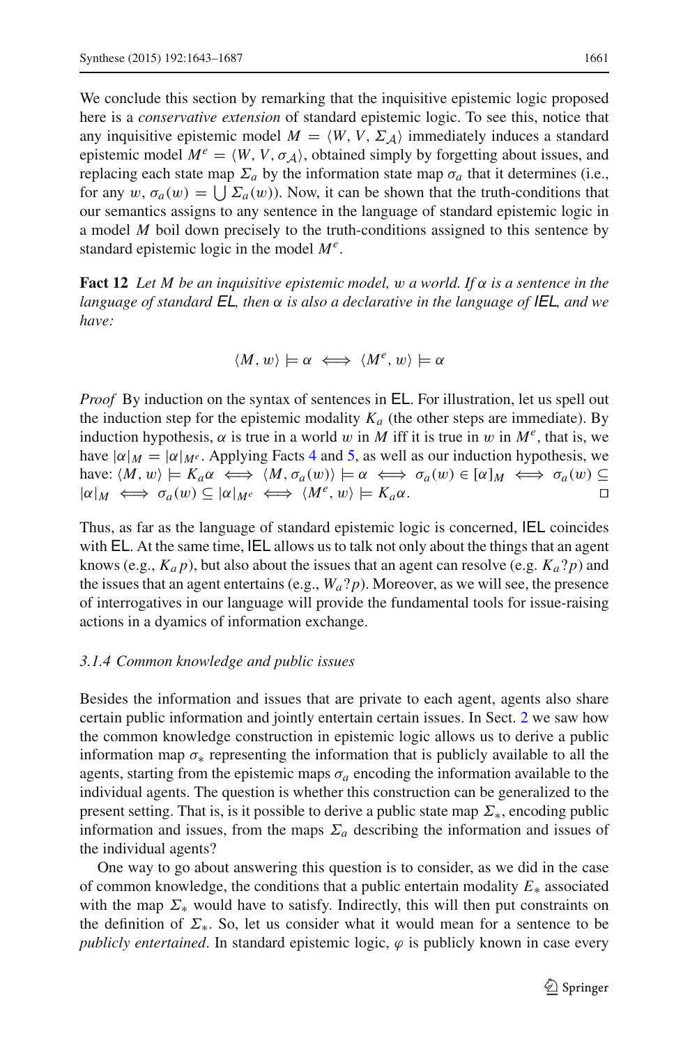We conclude this section by remarking that the inquisitive epistemic logic proposed here is a *conservative extension* of standard epistemic logic. To see this, notice that any inquisitive epistemic model $M = \langle W, V, \Sigma_{\mathcal{A}} \rangle$ immediately induces a standard epistemic model $M^e = \langle W, V, \sigma_{\mathcal{A}} \rangle$, obtained simply by forgetting about issues, and replacing each state map $\Sigma_a$ by the information state map $\sigma_a$ that it determines (i.e., for any $w$, $\sigma_a(w) = \bigcup \Sigma_a(w)$). Now, it can be shown that the truth-conditions that our semantics assigns to any sentence in the language of standard epistemic logic in a model $M$ boil down precisely to the truth-conditions assigned to this sentence by standard epistemic logic in the model $M^e$.

**Fact 12** *Let $M$ be an inquisitive epistemic model, $w$ a world. If $\alpha$ is a sentence in the language of standard* EL*, then $\alpha$ is also a declarative in the language of* IEL*, and we have:*

$$\langle M, w \rangle \models \alpha \iff \langle M^e, w \rangle \models \alpha$$

*Proof* By induction on the syntax of sentences in EL. For illustration, let us spell out the induction step for the epistemic modality $K_a$ (the other steps are immediate). By induction hypothesis, $\alpha$ is true in a world $w$ in $M$ iff it is true in $w$ in $M^e$, that is, we have $|\alpha|_M = |\alpha|_{M^e}$. Applying Facts 4 and 5, as well as our induction hypothesis, we have: $\langle M, w \rangle \models K_a \alpha \iff \langle M, \sigma_a(w) \rangle \models \alpha \iff \sigma_a(w) \in [\alpha]_M \iff \sigma_a(w) \subseteq |\alpha|_M \iff \sigma_a(w) \subseteq |\alpha|_{M^e} \iff \langle M^e, w \rangle \models K_a \alpha$. □

Thus, as far as the language of standard epistemic logic is concerned, IEL coincides with EL. At the same time, IEL allows us to talk not only about the things that an agent knows (e.g., $K_a p$), but also about the issues that an agent can resolve (e.g. $K_a ?p$) and the issues that an agent entertains (e.g., $W_a ?p$). Moreover, as we will see, the presence of interrogatives in our language will provide the fundamental tools for issue-raising actions in a dyamics of information exchange.

#### *3.1.4 Common knowledge and public issues*

Besides the information and issues that are private to each agent, agents also share certain public information and jointly entertain certain issues. In Sect. 2 we saw how the common knowledge construction in epistemic logic allows us to derive a public information map $\sigma_*$ representing the information that is publicly available to all the agents, starting from the epistemic maps $\sigma_a$ encoding the information available to the individual agents. The question is whether this construction can be generalized to the present setting. That is, is it possible to derive a public state map $\Sigma_*$, encoding public information and issues, from the maps $\Sigma_a$ describing the information and issues of the individual agents?

One way to go about answering this question is to consider, as we did in the case of common knowledge, the conditions that a public entertain modality $E_*$ associated with the map $\Sigma_*$ would have to satisfy. Indirectly, this will then put constraints on the definition of $\Sigma_*$. So, let us consider what it would mean for a sentence to be *publicly entertained*. In standard epistemic logic, $\varphi$ is publicly known in case every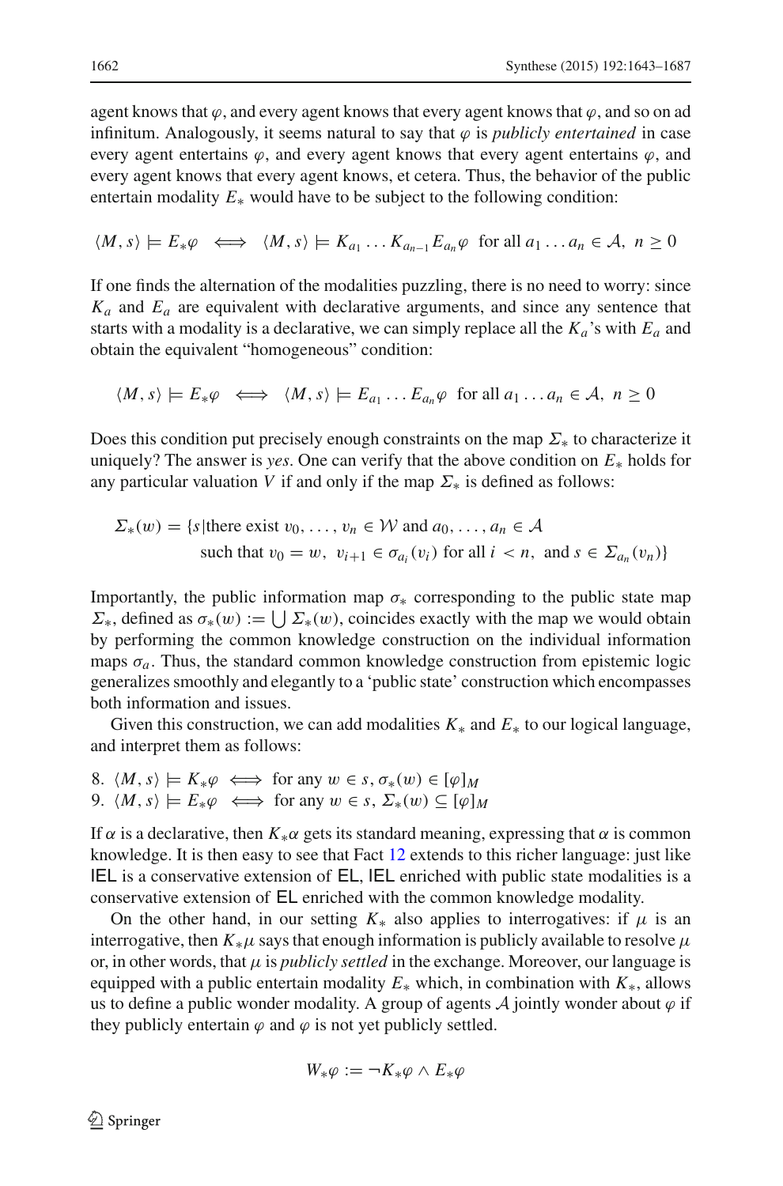agent knows that $\varphi$, and every agent knows that every agent knows that $\varphi$, and so on ad infinitum. Analogously, it seems natural to say that $\varphi$ is *publicly entertained* in case every agent entertains $\varphi$, and every agent knows that every agent entertains $\varphi$, and every agent knows that every agent knows, et cetera. Thus, the behavior of the public entertain modality $E_*$ would have to be subject to the following condition:

$$\langle M, s\rangle \models E_*\varphi \iff \langle M, s\rangle \models K_{a_1}\dots K_{a_{n-1}}E_{a_n}\varphi \text{ for all } a_1\dots a_n \in \mathcal{A},\ n \geq 0$$

If one finds the alternation of the modalities puzzling, there is no need to worry: since $K_a$ and $E_a$ are equivalent with declarative arguments, and since any sentence that starts with a modality is a declarative, we can simply replace all the $K_a$'s with $E_a$ and obtain the equivalent "homogeneous" condition:

$$\langle M, s\rangle \models E_*\varphi \iff \langle M, s\rangle \models E_{a_1}\dots E_{a_n}\varphi \text{ for all } a_1\dots a_n \in \mathcal{A},\ n \geq 0$$

Does this condition put precisely enough constraints on the map $\Sigma_*$ to characterize it uniquely? The answer is *yes*. One can verify that the above condition on $E_*$ holds for any particular valuation $V$ if and only if the map $\Sigma_*$ is defined as follows:

$$\begin{aligned}\Sigma_*(w) = \{s \mid &\text{there exist } v_0, \dots, v_n \in \mathcal{W} \text{ and } a_0, \dots, a_n \in \mathcal{A} \\ &\text{such that } v_0 = w,\ v_{i+1} \in \sigma_{a_i}(v_i) \text{ for all } i < n, \text{ and } s \in \Sigma_{a_n}(v_n)\}\end{aligned}$$

Importantly, the public information map $\sigma_*$ corresponding to the public state map $\Sigma_*$, defined as $\sigma_*(w) := \bigcup \Sigma_*(w)$, coincides exactly with the map we would obtain by performing the common knowledge construction on the individual information maps $\sigma_a$. Thus, the standard common knowledge construction from epistemic logic generalizes smoothly and elegantly to a 'public state' construction which encompasses both information and issues.

Given this construction, we can add modalities $K_*$ and $E_*$ to our logical language, and interpret them as follows:

8. $\langle M, s\rangle \models K_*\varphi \iff$ for any $w \in s$, $\sigma_*(w) \in [\varphi]_M$
9. $\langle M, s\rangle \models E_*\varphi \iff$ for any $w \in s$, $\Sigma_*(w) \subseteq [\varphi]_M$

If $\alpha$ is a declarative, then $K_*\alpha$ gets its standard meaning, expressing that $\alpha$ is common knowledge. It is then easy to see that Fact 12 extends to this richer language: just like IEL is a conservative extension of EL, IEL enriched with public state modalities is a conservative extension of EL enriched with the common knowledge modality.

On the other hand, in our setting $K_*$ also applies to interrogatives: if $\mu$ is an interrogative, then $K_*\mu$ says that enough information is publicly available to resolve $\mu$ or, in other words, that $\mu$ is *publicly settled* in the exchange. Moreover, our language is equipped with a public entertain modality $E_*$ which, in combination with $K_*$, allows us to define a public wonder modality. A group of agents $\mathcal{A}$ jointly wonder about $\varphi$ if they publicly entertain $\varphi$ and $\varphi$ is not yet publicly settled.

$$W_*\varphi := \neg K_*\varphi \wedge E_*\varphi$$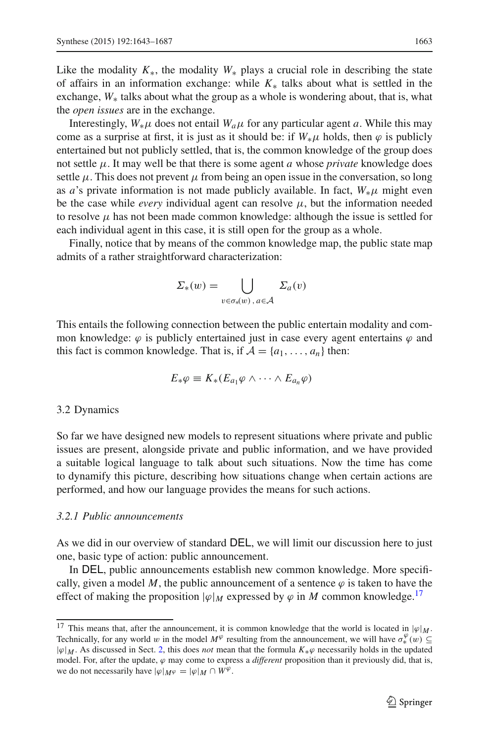Like the modality $K_*$, the modality $W_*$ plays a crucial role in describing the state of affairs in an information exchange: while $K_*$ talks about what is settled in the exchange, $W_*$ talks about what the group as a whole is wondering about, that is, what the *open issues* are in the exchange.

Interestingly, $W_*\mu$ does not entail $W_a\mu$ for any particular agent $a$. While this may come as a surprise at first, it is just as it should be: if $W_*\mu$ holds, then $\varphi$ is publicly entertained but not publicly settled, that is, the common knowledge of the group does not settle $\mu$. It may well be that there is some agent $a$ whose *private* knowledge does settle $\mu$. This does not prevent $\mu$ from being an open issue in the conversation, so long as $a$'s private information is not made publicly available. In fact, $W_*\mu$ might even be the case while *every* individual agent can resolve $\mu$, but the information needed to resolve $\mu$ has not been made common knowledge: although the issue is settled for each individual agent in this case, it is still open for the group as a whole.

Finally, notice that by means of the common knowledge map, the public state map admits of a rather straightforward characterization:

$$\Sigma_*(w) = \bigcup_{v \in \sigma_*(w)\,,\, a \in \mathcal{A}} \Sigma_a(v)$$

This entails the following connection between the public entertain modality and common knowledge: $\varphi$ is publicly entertained just in case every agent entertains $\varphi$ and this fact is common knowledge. That is, if $\mathcal{A} = \{a_1, \ldots, a_n\}$ then:

$$E_*\varphi \equiv K_*(E_{a_1}\varphi \wedge \cdots \wedge E_{a_n}\varphi)$$

### 3.2 Dynamics

So far we have designed new models to represent situations where private and public issues are present, alongside private and public information, and we have provided a suitable logical language to talk about such situations. Now the time has come to dynamify this picture, describing how situations change when certain actions are performed, and how our language provides the means for such actions.

#### *3.2.1 Public announcements*

As we did in our overview of standard DEL, we will limit our discussion here to just one, basic type of action: public announcement.

In DEL, public announcements establish new common knowledge. More specifically, given a model $M$, the public announcement of a sentence $\varphi$ is taken to have the effect of making the proposition $|\varphi|_M$ expressed by $\varphi$ in $M$ common knowledge.[17]

---

[17] This means that, after the announcement, it is common knowledge that the world is located in $|\varphi|_M$. Technically, for any world $w$ in the model $M^\varphi$ resulting from the announcement, we will have $\sigma_*^\varphi(w) \subseteq |\varphi|_M$. As discussed in Sect. 2, this does *not* mean that the formula $K_*\varphi$ necessarily holds in the updated model. For, after the update, $\varphi$ may come to express a *different* proposition than it previously did, that is, we do not necessarily have $|\varphi|_{M^\varphi} = |\varphi|_M \cap W^\varphi$.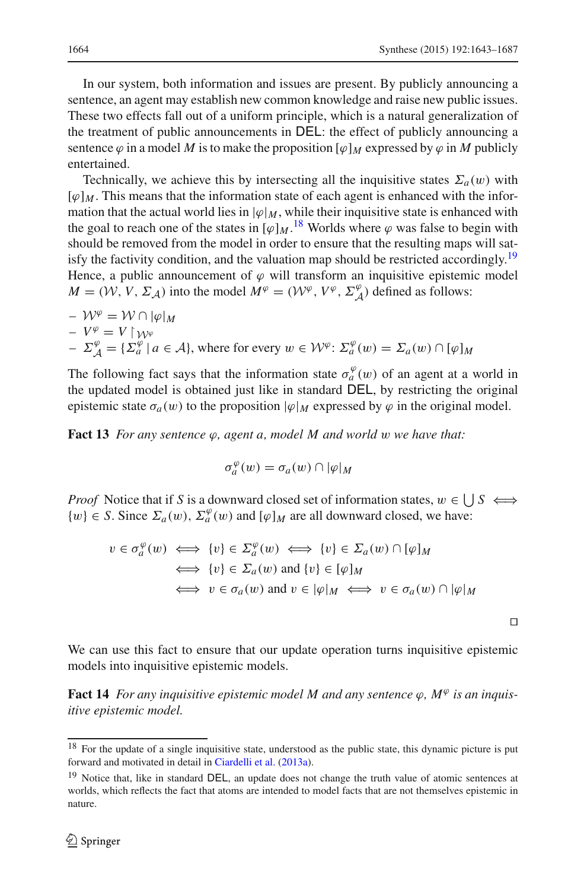In our system, both information and issues are present. By publicly announcing a sentence, an agent may establish new common knowledge and raise new public issues. These two effects fall out of a uniform principle, which is a natural generalization of the treatment of public announcements in DEL: the effect of publicly announcing a sentence $\varphi$ in a model $M$ is to make the proposition $[\varphi]_M$ expressed by $\varphi$ in $M$ publicly entertained.

Technically, we achieve this by intersecting all the inquisitive states $\Sigma_a(w)$ with $[\varphi]_M$. This means that the information state of each agent is enhanced with the information that the actual world lies in $|\varphi|_M$, while their inquisitive state is enhanced with the goal to reach one of the states in $[\varphi]_M$.[18] Worlds where $\varphi$ was false to begin with should be removed from the model in order to ensure that the resulting maps will satisfy the factivity condition, and the valuation map should be restricted accordingly.[19] Hence, a public announcement of $\varphi$ will transform an inquisitive epistemic model $M = (\mathcal{W}, V, \Sigma_{\mathcal{A}})$ into the model $M^{\varphi} = (\mathcal{W}^{\varphi}, V^{\varphi}, \Sigma^{\varphi}_{\mathcal{A}})$ defined as follows:

- $\mathcal{W}^{\varphi} = \mathcal{W} \cap |\varphi|_M$
- $V^{\varphi} = V \restriction_{\mathcal{W}^{\varphi}}$
- $\Sigma^{\varphi}_{\mathcal{A}} = \{\Sigma^{\varphi}_a \mid a \in \mathcal{A}\}$, where for every $w \in \mathcal{W}^{\varphi}$: $\Sigma^{\varphi}_a(w) = \Sigma_a(w) \cap [\varphi]_M$

The following fact says that the information state $\sigma^{\varphi}_a(w)$ of an agent at a world in the updated model is obtained just like in standard DEL, by restricting the original epistemic state $\sigma_a(w)$ to the proposition $|\varphi|_M$ expressed by $\varphi$ in the original model.

**Fact 13** *For any sentence $\varphi$, agent $a$, model $M$ and world $w$ we have that:*

$$\sigma^{\varphi}_a(w) = \sigma_a(w) \cap |\varphi|_M$$

*Proof* Notice that if $S$ is a downward closed set of information states, $w \in \bigcup S \iff \{w\} \in S$. Since $\Sigma_a(w)$, $\Sigma^{\varphi}_a(w)$ and $[\varphi]_M$ are all downward closed, we have:

$$\begin{aligned} v \in \sigma^{\varphi}_a(w) &\iff \{v\} \in \Sigma^{\varphi}_a(w) \iff \{v\} \in \Sigma_a(w) \cap [\varphi]_M \\ &\iff \{v\} \in \Sigma_a(w) \text{ and } \{v\} \in [\varphi]_M \\ &\iff v \in \sigma_a(w) \text{ and } v \in |\varphi|_M \iff v \in \sigma_a(w) \cap |\varphi|_M \end{aligned}$$

□

We can use this fact to ensure that our update operation turns inquisitive epistemic models into inquisitive epistemic models.

**Fact 14** *For any inquisitive epistemic model $M$ and any sentence $\varphi$, $M^{\varphi}$ is an inquisitive epistemic model.*

---

[18] For the update of a single inquisitive state, understood as the public state, this dynamic picture is put forward and motivated in detail in Ciardelli et al. (2013a).

[19] Notice that, like in standard DEL, an update does not change the truth value of atomic sentences at worlds, which reflects the fact that atoms are intended to model facts that are not themselves epistemic in nature.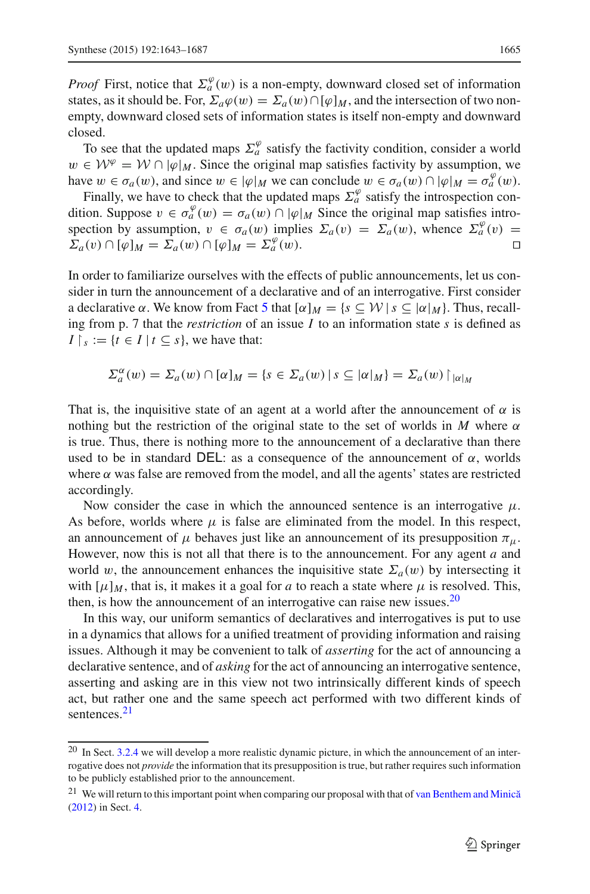*Proof* First, notice that $\Sigma_a^\varphi(w)$ is a non-empty, downward closed set of information states, as it should be. For, $\Sigma_a\varphi(w) = \Sigma_a(w) \cap [\varphi]_M$, and the intersection of two non-empty, downward closed sets of information states is itself non-empty and downward closed.

To see that the updated maps $\Sigma_a^\varphi$ satisfy the factivity condition, consider a world $w \in \mathcal{W}^\varphi = \mathcal{W} \cap |\varphi|_M$. Since the original map satisfies factivity by assumption, we have $w \in \sigma_a(w)$, and since $w \in |\varphi|_M$ we can conclude $w \in \sigma_a(w) \cap |\varphi|_M = \sigma_a^\varphi(w)$.

Finally, we have to check that the updated maps $\Sigma_a^\varphi$ satisfy the introspection condition. Suppose $v \in \sigma_a^\varphi(w) = \sigma_a(w) \cap |\varphi|_M$ Since the original map satisfies introspection by assumption, $v \in \sigma_a(w)$ implies $\Sigma_a(v) = \Sigma_a(w)$, whence $\Sigma_a^\varphi(v) = \Sigma_a(v) \cap [\varphi]_M = \Sigma_a(w) \cap [\varphi]_M = \Sigma_a^\varphi(w)$. □

In order to familiarize ourselves with the effects of public announcements, let us consider in turn the announcement of a declarative and of an interrogative. First consider a declarative $\alpha$. We know from Fact 5 that $[\alpha]_M = \{s \subseteq \mathcal{W} \mid s \subseteq |\alpha|_M\}$. Thus, recalling from p. 7 that the *restriction* of an issue $I$ to an information state $s$ is defined as $I\upharpoonright_s := \{t \in I \mid t \subseteq s\}$, we have that:

$$\Sigma_a^\alpha(w) = \Sigma_a(w) \cap [\alpha]_M = \{s \in \Sigma_a(w) \mid s \subseteq |\alpha|_M\} = \Sigma_a(w)\upharpoonright_{|\alpha|_M}$$

That is, the inquisitive state of an agent at a world after the announcement of $\alpha$ is nothing but the restriction of the original state to the set of worlds in $M$ where $\alpha$ is true. Thus, there is nothing more to the announcement of a declarative than there used to be in standard DEL: as a consequence of the announcement of $\alpha$, worlds where $\alpha$ was false are removed from the model, and all the agents' states are restricted accordingly.

Now consider the case in which the announced sentence is an interrogative $\mu$. As before, worlds where $\mu$ is false are eliminated from the model. In this respect, an announcement of $\mu$ behaves just like an announcement of its presupposition $\pi_\mu$. However, now this is not all that there is to the announcement. For any agent $a$ and world $w$, the announcement enhances the inquisitive state $\Sigma_a(w)$ by intersecting it with $[\mu]_M$, that is, it makes it a goal for $a$ to reach a state where $\mu$ is resolved. This, then, is how the announcement of an interrogative can raise new issues.[20]

In this way, our uniform semantics of declaratives and interrogatives is put to use in a dynamics that allows for a unified treatment of providing information and raising issues. Although it may be convenient to talk of *asserting* for the act of announcing a declarative sentence, and of *asking* for the act of announcing an interrogative sentence, asserting and asking are in this view not two intrinsically different kinds of speech act, but rather one and the same speech act performed with two different kinds of sentences.[21]

---

[20] In Sect. 3.2.4 we will develop a more realistic dynamic picture, in which the announcement of an interrogative does not *provide* the information that its presupposition is true, but rather requires such information to be publicly established prior to the announcement.

[21] We will return to this important point when comparing our proposal with that of van Benthem and Minică (2012) in Sect. 4.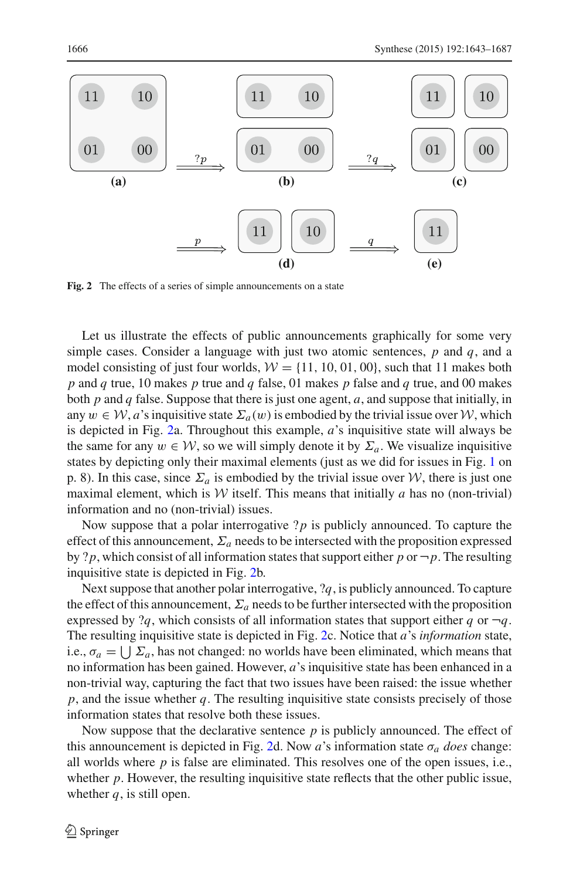11 10 01 00 (a) $\overset{?p}{\Longrightarrow}$ 11 10 01 00 (b) $\overset{?q}{\Longrightarrow}$ 11 10 01 00 (c)

$\overset{p}{\Longrightarrow}$ 11 10 (d) $\overset{q}{\Longrightarrow}$ 11 (e)

**Fig. 2** The effects of a series of simple announcements on a state

Let us illustrate the effects of public announcements graphically for some very simple cases. Consider a language with just two atomic sentences, $p$ and $q$, and a model consisting of just four worlds, $\mathcal{W} = \{11, 10, 01, 00\}$, such that 11 makes both $p$ and $q$ true, 10 makes $p$ true and $q$ false, 01 makes $p$ false and $q$ true, and 00 makes both $p$ and $q$ false. Suppose that there is just one agent, $a$, and suppose that initially, in any $w \in \mathcal{W}$, $a$'s inquisitive state $\Sigma_a(w)$ is embodied by the trivial issue over $\mathcal{W}$, which is depicted in Fig. 2a. Throughout this example, $a$'s inquisitive state will always be the same for any $w \in \mathcal{W}$, so we will simply denote it by $\Sigma_a$. We visualize inquisitive states by depicting only their maximal elements (just as we did for issues in Fig. 1 on p. 8). In this case, since $\Sigma_a$ is embodied by the trivial issue over $\mathcal{W}$, there is just one maximal element, which is $\mathcal{W}$ itself. This means that initially $a$ has no (non-trivial) information and no (non-trivial) issues.

Now suppose that a polar interrogative $?p$ is publicly announced. To capture the effect of this announcement, $\Sigma_a$ needs to be intersected with the proposition expressed by $?p$, which consist of all information states that support either $p$ or $\neg p$. The resulting inquisitive state is depicted in Fig. 2b.

Next suppose that another polar interrogative, $?q$, is publicly announced. To capture the effect of this announcement, $\Sigma_a$ needs to be further intersected with the proposition expressed by $?q$, which consists of all information states that support either $q$ or $\neg q$. The resulting inquisitive state is depicted in Fig. 2c. Notice that $a$'s *information* state, i.e., $\sigma_a = \bigcup \Sigma_a$, has not changed: no worlds have been eliminated, which means that no information has been gained. However, $a$'s inquisitive state has been enhanced in a non-trivial way, capturing the fact that two issues have been raised: the issue whether $p$, and the issue whether $q$. The resulting inquisitive state consists precisely of those information states that resolve both these issues.

Now suppose that the declarative sentence $p$ is publicly announced. The effect of this announcement is depicted in Fig. 2d. Now $a$'s information state $\sigma_a$ *does* change: all worlds where $p$ is false are eliminated. This resolves one of the open issues, i.e., whether $p$. However, the resulting inquisitive state reflects that the other public issue, whether $q$, is still open.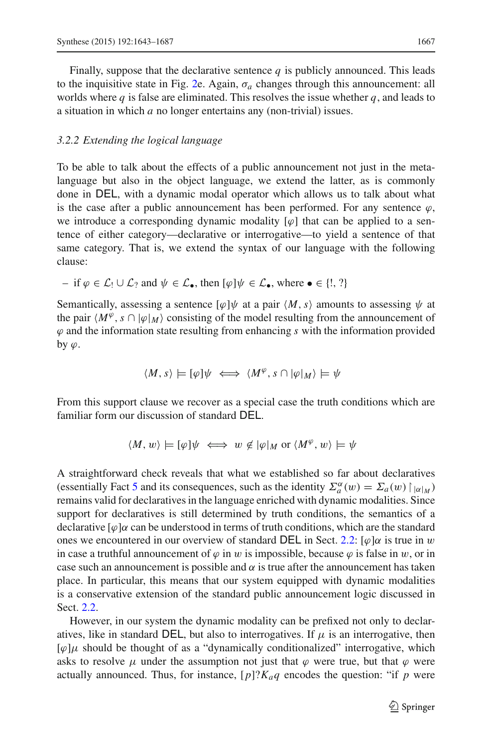Finally, suppose that the declarative sentence $q$ is publicly announced. This leads to the inquisitive state in Fig. 2e. Again, $\sigma_a$ changes through this announcement: all worlds where $q$ is false are eliminated. This resolves the issue whether $q$, and leads to a situation in which $a$ no longer entertains any (non-trivial) issues.

### *3.2.2 Extending the logical language*

To be able to talk about the effects of a public announcement not just in the meta-language but also in the object language, we extend the latter, as is commonly done in DEL, with a dynamic modal operator which allows us to talk about what is the case after a public announcement has been performed. For any sentence $\varphi$, we introduce a corresponding dynamic modality $[\varphi]$ that can be applied to a sentence of either category—declarative or interrogative—to yield a sentence of that same category. That is, we extend the syntax of our language with the following clause:

– if $\varphi \in \mathcal{L}_! \cup \mathcal{L}_?$ and $\psi \in \mathcal{L}_\bullet$, then $[\varphi]\psi \in \mathcal{L}_\bullet$, where $\bullet \in \{!, ?\}$

Semantically, assessing a sentence $[\varphi]\psi$ at a pair $\langle M, s\rangle$ amounts to assessing $\psi$ at the pair $\langle M^\varphi, s \cap |\varphi|_M\rangle$ consisting of the model resulting from the announcement of $\varphi$ and the information state resulting from enhancing $s$ with the information provided by $\varphi$.

$$\langle M, s\rangle \models [\varphi]\psi \iff \langle M^\varphi, s \cap |\varphi|_M\rangle \models \psi$$

From this support clause we recover as a special case the truth conditions which are familiar form our discussion of standard DEL.

$$\langle M, w\rangle \models [\varphi]\psi \iff w \notin |\varphi|_M \text{ or } \langle M^\varphi, w\rangle \models \psi$$

A straightforward check reveals that what we established so far about declaratives (essentially Fact 5 and its consequences, such as the identity $\Sigma_a^\alpha(w) = \Sigma_a(w) \upharpoonright_{|\alpha|_M}$) remains valid for declaratives in the language enriched with dynamic modalities. Since support for declaratives is still determined by truth conditions, the semantics of a declarative $[\varphi]\alpha$ can be understood in terms of truth conditions, which are the standard ones we encountered in our overview of standard DEL in Sect. 2.2: $[\varphi]\alpha$ is true in $w$ in case a truthful announcement of $\varphi$ in $w$ is impossible, because $\varphi$ is false in $w$, or in case such an announcement is possible and $\alpha$ is true after the announcement has taken place. In particular, this means that our system equipped with dynamic modalities is a conservative extension of the standard public announcement logic discussed in Sect. 2.2.

However, in our system the dynamic modality can be prefixed not only to declaratives, like in standard DEL, but also to interrogatives. If $\mu$ is an interrogative, then $[\varphi]\mu$ should be thought of as a "dynamically conditionalized" interrogative, which asks to resolve $\mu$ under the assumption not just that $\varphi$ were true, but that $\varphi$ were actually announced. Thus, for instance, $[p]?K_a q$ encodes the question: "if $p$ were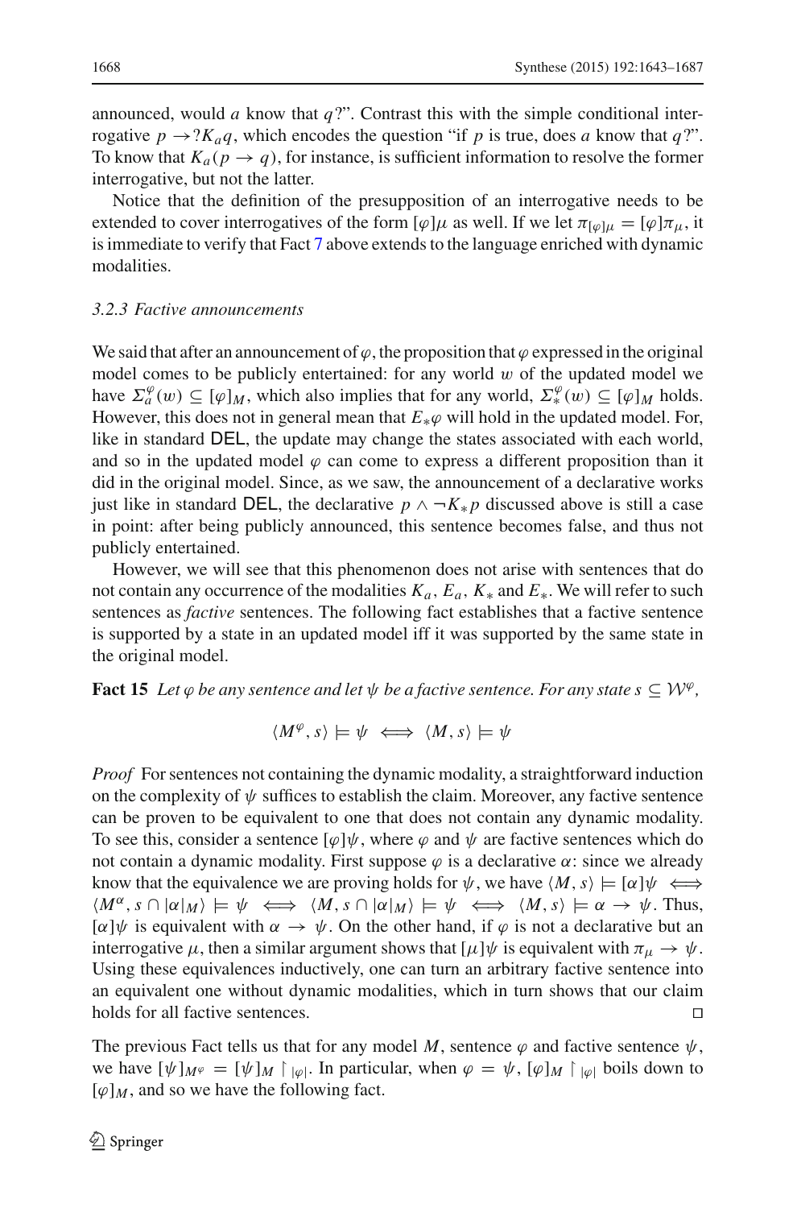announced, would $a$ know that $q$?". Contrast this with the simple conditional interrogative $p \to ?K_a q$, which encodes the question "if $p$ is true, does $a$ know that $q$?". To know that $K_a(p \to q)$, for instance, is sufficient information to resolve the former interrogative, but not the latter.

Notice that the definition of the presupposition of an interrogative needs to be extended to cover interrogatives of the form $[\varphi]\mu$ as well. If we let $\pi_{[\varphi]\mu} = [\varphi]\pi_\mu$, it is immediate to verify that Fact 7 above extends to the language enriched with dynamic modalities.

### 3.2.3 Factive announcements

We said that after an announcement of $\varphi$, the proposition that $\varphi$ expressed in the original model comes to be publicly entertained: for any world $w$ of the updated model we have $\Sigma_a^\varphi(w) \subseteq [\varphi]_M$, which also implies that for any world, $\Sigma_*^\varphi(w) \subseteq [\varphi]_M$ holds. However, this does not in general mean that $E_*\varphi$ will hold in the updated model. For, like in standard DEL, the update may change the states associated with each world, and so in the updated model $\varphi$ can come to express a different proposition than it did in the original model. Since, as we saw, the announcement of a declarative works just like in standard DEL, the declarative $p \wedge \neg K_* p$ discussed above is still a case in point: after being publicly announced, this sentence becomes false, and thus not publicly entertained.

However, we will see that this phenomenon does not arise with sentences that do not contain any occurrence of the modalities $K_a$, $E_a$, $K_*$ and $E_*$. We will refer to such sentences as *factive* sentences. The following fact establishes that a factive sentence is supported by a state in an updated model iff it was supported by the same state in the original model.

**Fact 15** *Let $\varphi$ be any sentence and let $\psi$ be a factive sentence. For any state $s \subseteq \mathcal{W}^\varphi$,*

$$\langle M^\varphi, s\rangle \models \psi \iff \langle M, s\rangle \models \psi$$

*Proof* For sentences not containing the dynamic modality, a straightforward induction on the complexity of $\psi$ suffices to establish the claim. Moreover, any factive sentence can be proven to be equivalent to one that does not contain any dynamic modality. To see this, consider a sentence $[\varphi]\psi$, where $\varphi$ and $\psi$ are factive sentences which do not contain a dynamic modality. First suppose $\varphi$ is a declarative $\alpha$: since we already know that the equivalence we are proving holds for $\psi$, we have $\langle M, s\rangle \models [\alpha]\psi \iff \langle M^\alpha, s \cap |\alpha|_M\rangle \models \psi \iff \langle M, s \cap |\alpha|_M\rangle \models \psi \iff \langle M, s\rangle \models \alpha \to \psi$. Thus, $[\alpha]\psi$ is equivalent with $\alpha \to \psi$. On the other hand, if $\varphi$ is not a declarative but an interrogative $\mu$, then a similar argument shows that $[\mu]\psi$ is equivalent with $\pi_\mu \to \psi$. Using these equivalences inductively, one can turn an arbitrary factive sentence into an equivalent one without dynamic modalities, which in turn shows that our claim holds for all factive sentences. □

The previous Fact tells us that for any model $M$, sentence $\varphi$ and factive sentence $\psi$, we have $[\psi]_{M^\varphi} = [\psi]_M \upharpoonright_{|\varphi|}$. In particular, when $\varphi = \psi$, $[\varphi]_M \upharpoonright_{|\varphi|}$ boils down to $[\varphi]_M$, and so we have the following fact.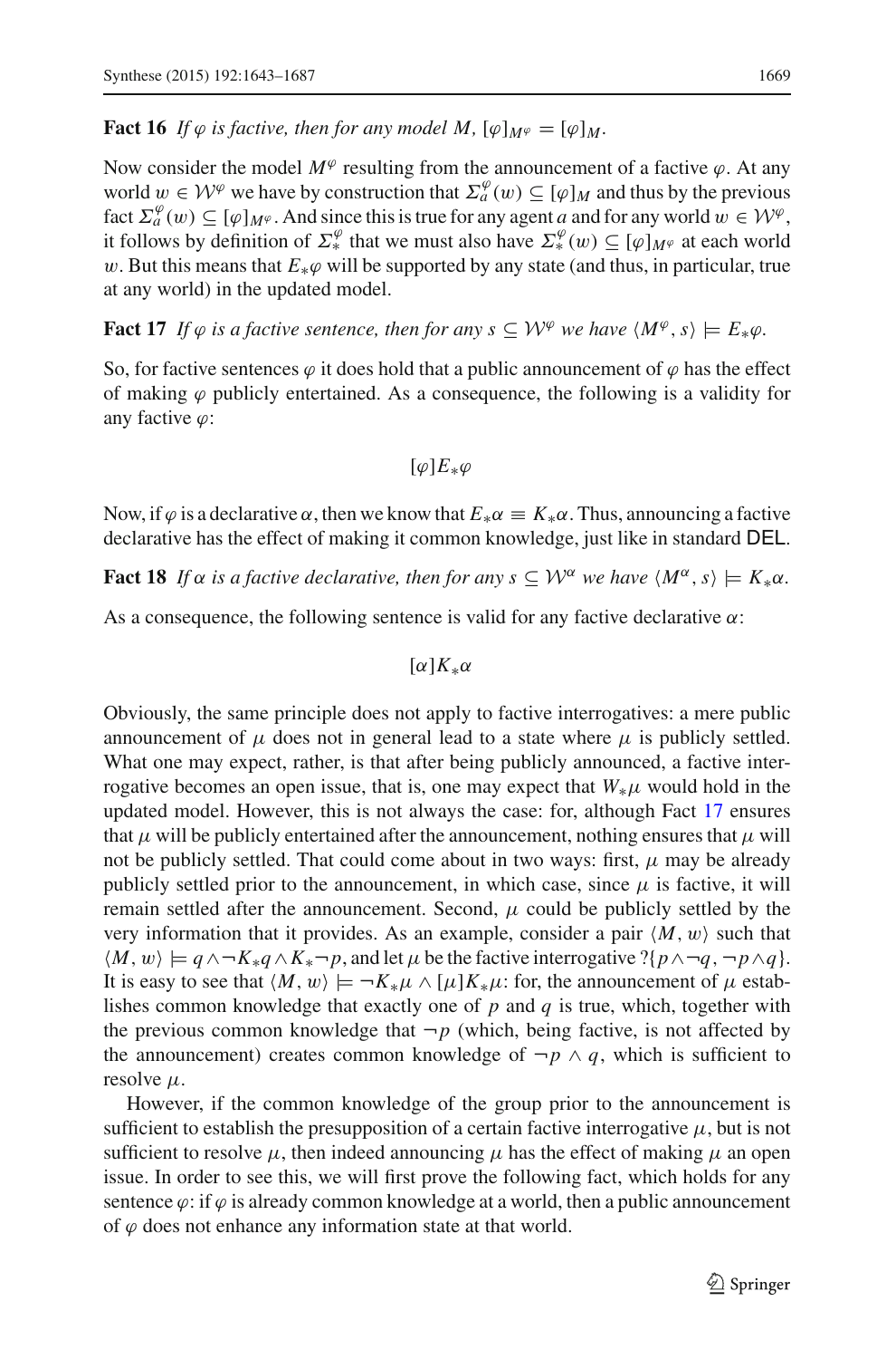**Fact 16** *If $\varphi$ is factive, then for any model $M$, $[\varphi]_{M^\varphi} = [\varphi]_M$.*

Now consider the model $M^\varphi$ resulting from the announcement of a factive $\varphi$. At any world $w \in \mathcal{W}^\varphi$ we have by construction that $\Sigma_a^\varphi(w) \subseteq [\varphi]_M$ and thus by the previous fact $\Sigma_a^\varphi(w) \subseteq [\varphi]_{M^\varphi}$. And since this is true for any agent $a$ and for any world $w \in \mathcal{W}^\varphi$, it follows by definition of $\Sigma_*^\varphi$ that we must also have $\Sigma_*^\varphi(w) \subseteq [\varphi]_{M^\varphi}$ at each world $w$. But this means that $E_*\varphi$ will be supported by any state (and thus, in particular, true at any world) in the updated model.

**Fact 17** *If $\varphi$ is a factive sentence, then for any $s \subseteq \mathcal{W}^\varphi$ we have $\langle M^\varphi, s\rangle \models E_*\varphi$.*

So, for factive sentences $\varphi$ it does hold that a public announcement of $\varphi$ has the effect of making $\varphi$ publicly entertained. As a consequence, the following is a validity for any factive $\varphi$:

$$[\varphi]E_*\varphi$$

Now, if $\varphi$ is a declarative $\alpha$, then we know that $E_*\alpha \equiv K_*\alpha$. Thus, announcing a factive declarative has the effect of making it common knowledge, just like in standard DEL.

**Fact 18** *If $\alpha$ is a factive declarative, then for any $s \subseteq \mathcal{W}^\alpha$ we have $\langle M^\alpha, s\rangle \models K_*\alpha$.*

As a consequence, the following sentence is valid for any factive declarative $\alpha$:

$$[\alpha]K_*\alpha$$

Obviously, the same principle does not apply to factive interrogatives: a mere public announcement of $\mu$ does not in general lead to a state where $\mu$ is publicly settled. What one may expect, rather, is that after being publicly announced, a factive interrogative becomes an open issue, that is, one may expect that $W_*\mu$ would hold in the updated model. However, this is not always the case: for, although Fact 17 ensures that $\mu$ will be publicly entertained after the announcement, nothing ensures that $\mu$ will not be publicly settled. That could come about in two ways: first, $\mu$ may be already publicly settled prior to the announcement, in which case, since $\mu$ is factive, it will remain settled after the announcement. Second, $\mu$ could be publicly settled by the very information that it provides. As an example, consider a pair $\langle M, w\rangle$ such that $\langle M, w\rangle \models q \wedge \neg K_* q \wedge K_* \neg p$, and let $\mu$ be the factive interrogative $?\{p \wedge \neg q, \neg p \wedge q\}$. It is easy to see that $\langle M, w\rangle \models \neg K_*\mu \wedge [\mu]K_*\mu$: for, the announcement of $\mu$ establishes common knowledge that exactly one of $p$ and $q$ is true, which, together with the previous common knowledge that $\neg p$ (which, being factive, is not affected by the announcement) creates common knowledge of $\neg p \wedge q$, which is sufficient to resolve $\mu$.

However, if the common knowledge of the group prior to the announcement is sufficient to establish the presupposition of a certain factive interrogative $\mu$, but is not sufficient to resolve $\mu$, then indeed announcing $\mu$ has the effect of making $\mu$ an open issue. In order to see this, we will first prove the following fact, which holds for any sentence $\varphi$: if $\varphi$ is already common knowledge at a world, then a public announcement of $\varphi$ does not enhance any information state at that world.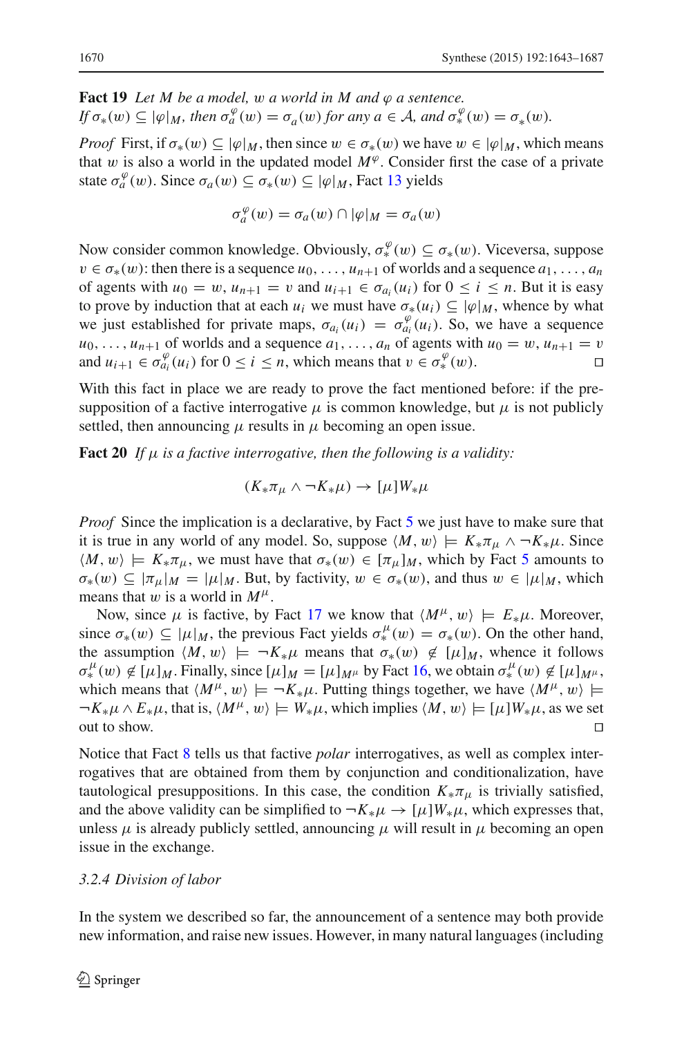**Fact 19** *Let $M$ be a model, $w$ a world in $M$ and $\varphi$ a sentence. If $\sigma_*(w) \subseteq |\varphi|_M$, then $\sigma_a^\varphi(w) = \sigma_a(w)$ for any $a \in \mathcal{A}$, and $\sigma_*^\varphi(w) = \sigma_*(w)$.*

*Proof* First, if $\sigma_*(w) \subseteq |\varphi|_M$, then since $w \in \sigma_*(w)$ we have $w \in |\varphi|_M$, which means that $w$ is also a world in the updated model $M^\varphi$. Consider first the case of a private state $\sigma_a^\varphi(w)$. Since $\sigma_a(w) \subseteq \sigma_*(w) \subseteq |\varphi|_M$, Fact 13 yields

$$\sigma_a^\varphi(w) = \sigma_a(w) \cap |\varphi|_M = \sigma_a(w)$$

Now consider common knowledge. Obviously, $\sigma_*^\varphi(w) \subseteq \sigma_*(w)$. Viceversa, suppose $v \in \sigma_*(w)$: then there is a sequence $u_0, \ldots, u_{n+1}$ of worlds and a sequence $a_1, \ldots, a_n$ of agents with $u_0 = w$, $u_{n+1} = v$ and $u_{i+1} \in \sigma_{a_i}(u_i)$ for $0 \le i \le n$. But it is easy to prove by induction that at each $u_i$ we must have $\sigma_*(u_i) \subseteq |\varphi|_M$, whence by what we just established for private maps, $\sigma_{a_i}(u_i) = \sigma_{a_i}^\varphi(u_i)$. So, we have a sequence $u_0, \ldots, u_{n+1}$ of worlds and a sequence $a_1, \ldots, a_n$ of agents with $u_0 = w$, $u_{n+1} = v$ and $u_{i+1} \in \sigma_{a_i}^\varphi(u_i)$ for $0 \le i \le n$, which means that $v \in \sigma_*^\varphi(w)$. □

With this fact in place we are ready to prove the fact mentioned before: if the presupposition of a factive interrogative $\mu$ is common knowledge, but $\mu$ is not publicly settled, then announcing $\mu$ results in $\mu$ becoming an open issue.

**Fact 20** *If $\mu$ is a factive interrogative, then the following is a validity:*

$$(K_*\pi_\mu \wedge \neg K_*\mu) \rightarrow [\mu]W_*\mu$$

*Proof* Since the implication is a declarative, by Fact 5 we just have to make sure that it is true in any world of any model. So, suppose $\langle M, w\rangle \models K_*\pi_\mu \wedge \neg K_*\mu$. Since $\langle M, w\rangle \models K_*\pi_\mu$, we must have that $\sigma_*(w) \in [\pi_\mu]_M$, which by Fact 5 amounts to $\sigma_*(w) \subseteq |\pi_\mu|_M = |\mu|_M$. But, by factivity, $w \in \sigma_*(w)$, and thus $w \in |\mu|_M$, which means that $w$ is a world in $M^\mu$.

Now, since $\mu$ is factive, by Fact 17 we know that $\langle M^\mu, w\rangle \models E_*\mu$. Moreover, since $\sigma_*(w) \subseteq |\mu|_M$, the previous Fact yields $\sigma_*^\mu(w) = \sigma_*(w)$. On the other hand, the assumption $\langle M, w\rangle \models \neg K_*\mu$ means that $\sigma_*(w) \notin [\mu]_M$, whence it follows $\sigma_*^\mu(w) \notin [\mu]_M$. Finally, since $[\mu]_M = [\mu]_{M^\mu}$ by Fact 16, we obtain $\sigma_*^\mu(w) \notin [\mu]_{M^\mu}$, which means that $\langle M^\mu, w\rangle \models \neg K_*\mu$. Putting things together, we have $\langle M^\mu, w\rangle \models \neg K_*\mu \wedge E_*\mu$, that is, $\langle M^\mu, w\rangle \models W_*\mu$, which implies $\langle M, w\rangle \models [\mu]W_*\mu$, as we set out to show. □

Notice that Fact 8 tells us that factive *polar* interrogatives, as well as complex interrogatives that are obtained from them by conjunction and conditionalization, have tautological presuppositions. In this case, the condition $K_*\pi_\mu$ is trivially satisfied, and the above validity can be simplified to $\neg K_*\mu \rightarrow [\mu]W_*\mu$, which expresses that, unless $\mu$ is already publicly settled, announcing $\mu$ will result in $\mu$ becoming an open issue in the exchange.

### *3.2.4 Division of labor*

In the system we described so far, the announcement of a sentence may both provide new information, and raise new issues. However, in many natural languages (including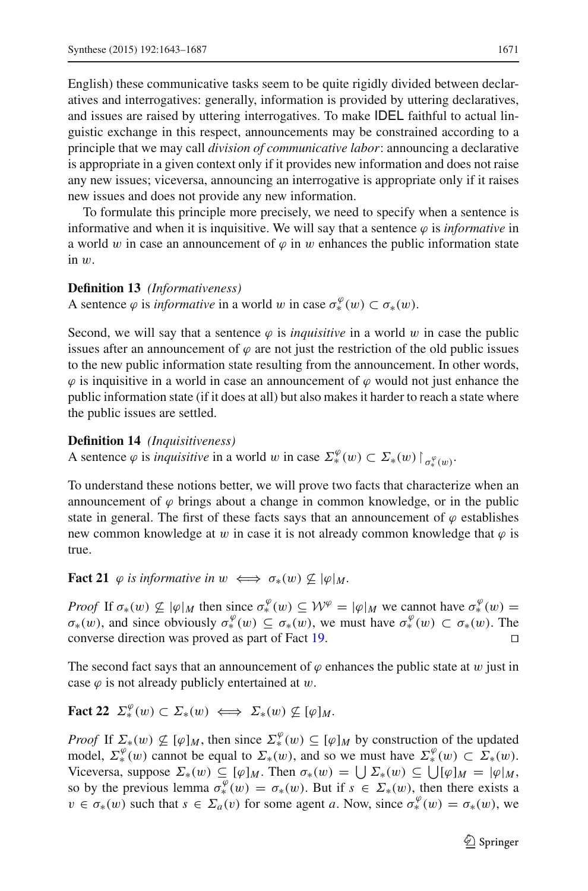English) these communicative tasks seem to be quite rigidly divided between declaratives and interrogatives: generally, information is provided by uttering declaratives, and issues are raised by uttering interrogatives. To make IDEL faithful to actual linguistic exchange in this respect, announcements may be constrained according to a principle that we may call *division of communicative labor*: announcing a declarative is appropriate in a given context only if it provides new information and does not raise any new issues; viceversa, announcing an interrogative is appropriate only if it raises new issues and does not provide any new information.

To formulate this principle more precisely, we need to specify when a sentence is informative and when it is inquisitive. We will say that a sentence $\varphi$ is *informative* in a world $w$ in case an announcement of $\varphi$ in $w$ enhances the public information state in $w$.

**Definition 13** *(Informativeness)*
A sentence $\varphi$ is *informative* in a world $w$ in case $\sigma^{\varphi}_{*}(w) \subset \sigma_{*}(w)$.

Second, we will say that a sentence $\varphi$ is *inquisitive* in a world $w$ in case the public issues after an announcement of $\varphi$ are not just the restriction of the old public issues to the new public information state resulting from the announcement. In other words, $\varphi$ is inquisitive in a world in case an announcement of $\varphi$ would not just enhance the public information state (if it does at all) but also makes it harder to reach a state where the public issues are settled.

**Definition 14** *(Inquisitiveness)*
A sentence $\varphi$ is *inquisitive* in a world $w$ in case $\Sigma^{\varphi}_{*}(w) \subset \Sigma_{*}(w)\restriction_{\sigma^{\varphi}_{*}(w)}$.

To understand these notions better, we will prove two facts that characterize when an announcement of $\varphi$ brings about a change in common knowledge, or in the public state in general. The first of these facts says that an announcement of $\varphi$ establishes new common knowledge at $w$ in case it is not already common knowledge that $\varphi$ is true.

**Fact 21** *$\varphi$ is informative in $w$* $\iff$ $\sigma_{*}(w) \not\subseteq |\varphi|_M$.

*Proof* If $\sigma_{*}(w) \not\subseteq |\varphi|_M$ then since $\sigma^{\varphi}_{*}(w) \subseteq \mathcal{W}^{\varphi} = |\varphi|_M$ we cannot have $\sigma^{\varphi}_{*}(w) = \sigma_{*}(w)$, and since obviously $\sigma^{\varphi}_{*}(w) \subseteq \sigma_{*}(w)$, we must have $\sigma^{\varphi}_{*}(w) \subset \sigma_{*}(w)$. The converse direction was proved as part of Fact 19. □

The second fact says that an announcement of $\varphi$ enhances the public state at $w$ just in case $\varphi$ is not already publicly entertained at $w$.

**Fact 22** $\Sigma^{\varphi}_{*}(w) \subset \Sigma_{*}(w) \iff \Sigma_{*}(w) \not\subseteq [\varphi]_M$.

*Proof* If $\Sigma_{*}(w) \not\subseteq [\varphi]_M$, then since $\Sigma^{\varphi}_{*}(w) \subseteq [\varphi]_M$ by construction of the updated model, $\Sigma^{\varphi}_{*}(w)$ cannot be equal to $\Sigma_{*}(w)$, and so we must have $\Sigma^{\varphi}_{*}(w) \subset \Sigma_{*}(w)$. Viceversa, suppose $\Sigma_{*}(w) \subseteq [\varphi]_M$. Then $\sigma_{*}(w) = \bigcup \Sigma_{*}(w) \subseteq \bigcup [\varphi]_M = |\varphi|_M$, so by the previous lemma $\sigma^{\varphi}_{*}(w) = \sigma_{*}(w)$. But if $s \in \Sigma_{*}(w)$, then there exists a $v \in \sigma_{*}(w)$ such that $s \in \Sigma_a(v)$ for some agent $a$. Now, since $\sigma^{\varphi}_{*}(w) = \sigma_{*}(w)$, we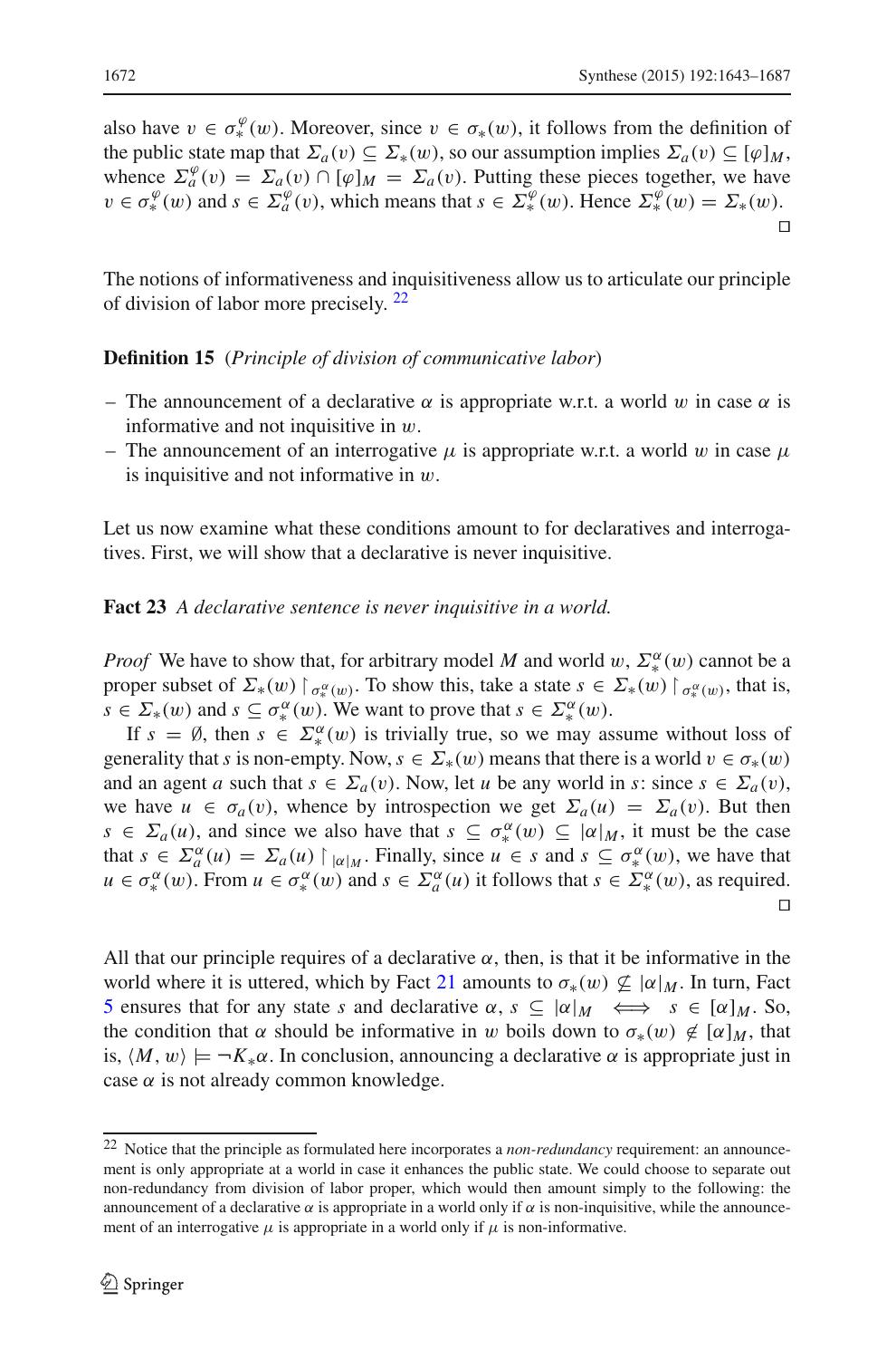also have $v \in \sigma_*^{\varphi}(w)$. Moreover, since $v \in \sigma_*(w)$, it follows from the definition of the public state map that $\Sigma_a(v) \subseteq \Sigma_*(w)$, so our assumption implies $\Sigma_a(v) \subseteq [\varphi]_M$, whence $\Sigma_a^{\varphi}(v) = \Sigma_a(v) \cap [\varphi]_M = \Sigma_a(v)$. Putting these pieces together, we have $v \in \sigma_*^{\varphi}(w)$ and $s \in \Sigma_a^{\varphi}(v)$, which means that $s \in \Sigma_*^{\varphi}(w)$. Hence $\Sigma_*^{\varphi}(w) = \Sigma_*(w)$. □

The notions of informativeness and inquisitiveness allow us to articulate our principle of division of labor more precisely. [22]

**Definition 15** (*Principle of division of communicative labor*)

- The announcement of a declarative $\alpha$ is appropriate w.r.t. a world $w$ in case $\alpha$ is informative and not inquisitive in $w$.
- The announcement of an interrogative $\mu$ is appropriate w.r.t. a world $w$ in case $\mu$ is inquisitive and not informative in $w$.

Let us now examine what these conditions amount to for declaratives and interrogatives. First, we will show that a declarative is never inquisitive.

**Fact 23** *A declarative sentence is never inquisitive in a world.*

*Proof* We have to show that, for arbitrary model $M$ and world $w$, $\Sigma_*^{\alpha}(w)$ cannot be a proper subset of $\Sigma_*(w) \upharpoonright_{\sigma_*^{\alpha}(w)}$. To show this, take a state $s \in \Sigma_*(w) \upharpoonright_{\sigma_*^{\alpha}(w)}$, that is, $s \in \Sigma_*(w)$ and $s \subseteq \sigma_*^{\alpha}(w)$. We want to prove that $s \in \Sigma_*^{\alpha}(w)$.

If $s = \emptyset$, then $s \in \Sigma_*^{\alpha}(w)$ is trivially true, so we may assume without loss of generality that $s$ is non-empty. Now, $s \in \Sigma_*(w)$ means that there is a world $v \in \sigma_*(w)$ and an agent $a$ such that $s \in \Sigma_a(v)$. Now, let $u$ be any world in $s$: since $s \in \Sigma_a(v)$, we have $u \in \sigma_a(v)$, whence by introspection we get $\Sigma_a(u) = \Sigma_a(v)$. But then $s \in \Sigma_a(u)$, and since we also have that $s \subseteq \sigma_*^{\alpha}(w) \subseteq |\alpha|_M$, it must be the case that $s \in \Sigma_a^{\alpha}(u) = \Sigma_a(u) \upharpoonright_{|\alpha|_M}$. Finally, since $u \in s$ and $s \subseteq \sigma_*^{\alpha}(w)$, we have that $u \in \sigma_*^{\alpha}(w)$. From $u \in \sigma_*^{\alpha}(w)$ and $s \in \Sigma_a^{\alpha}(u)$ it follows that $s \in \Sigma_*^{\alpha}(w)$, as required. □

All that our principle requires of a declarative $\alpha$, then, is that it be informative in the world where it is uttered, which by Fact 21 amounts to $\sigma_*(w) \nsubseteq |\alpha|_M$. In turn, Fact 5 ensures that for any state $s$ and declarative $\alpha$, $s \subseteq |\alpha|_M \iff s \in [\alpha]_M$. So, the condition that $\alpha$ should be informative in $w$ boils down to $\sigma_*(w) \notin [\alpha]_M$, that is, $\langle M, w \rangle \models \neg K_* \alpha$. In conclusion, announcing a declarative $\alpha$ is appropriate just in case $\alpha$ is not already common knowledge.

[22] Notice that the principle as formulated here incorporates a *non-redundancy* requirement: an announcement is only appropriate at a world in case it enhances the public state. We could choose to separate out non-redundancy from division of labor proper, which would then amount simply to the following: the announcement of a declarative $\alpha$ is appropriate in a world only if $\alpha$ is non-inquisitive, while the announcement of an interrogative $\mu$ is appropriate in a world only if $\mu$ is non-informative.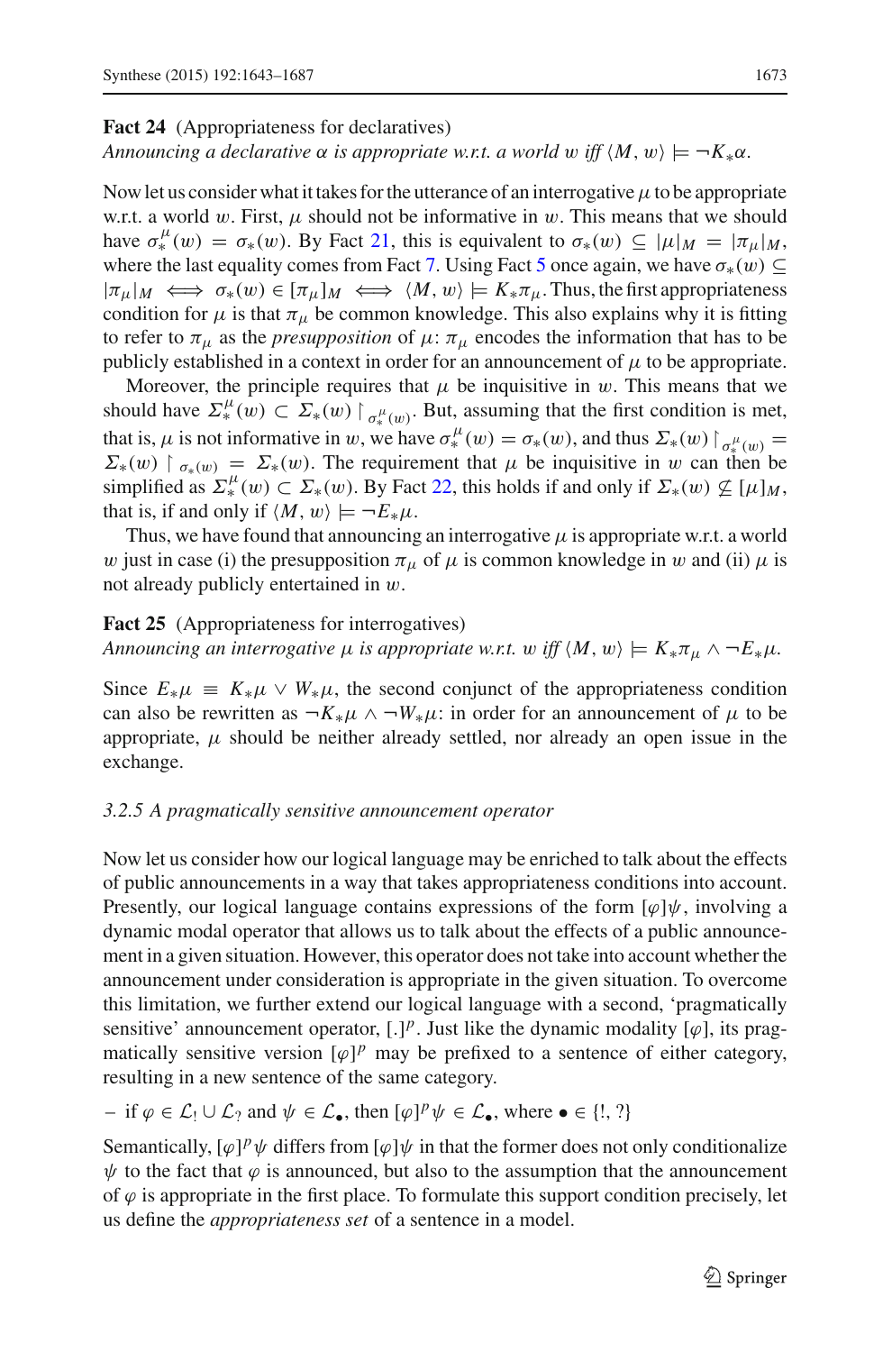**Fact 24** (Appropriateness for declaratives)
*Announcing a declarative $\alpha$ is appropriate w.r.t. a world $w$ iff $\langle M, w\rangle \models \neg K_* \alpha$.*

Now let us consider what it takes for the utterance of an interrogative $\mu$ to be appropriate w.r.t. a world $w$. First, $\mu$ should not be informative in $w$. This means that we should have $\sigma_*^{\mu}(w) = \sigma_*(w)$. By Fact 21, this is equivalent to $\sigma_*(w) \subseteq |\mu|_M = |\pi_\mu|_M$, where the last equality comes from Fact 7. Using Fact 5 once again, we have $\sigma_*(w) \subseteq |\pi_\mu|_M \iff \sigma_*(w) \in [\pi_\mu]_M \iff \langle M, w\rangle \models K_* \pi_\mu$. Thus, the first appropriateness condition for $\mu$ is that $\pi_\mu$ be common knowledge. This also explains why it is fitting to refer to $\pi_\mu$ as the *presupposition* of $\mu$: $\pi_\mu$ encodes the information that has to be publicly established in a context in order for an announcement of $\mu$ to be appropriate.

Moreover, the principle requires that $\mu$ be inquisitive in $w$. This means that we should have $\Sigma_*^{\mu}(w) \subset \Sigma_*(w) \upharpoonright_{\sigma_*^{\mu}(w)}$. But, assuming that the first condition is met, that is, $\mu$ is not informative in $w$, we have $\sigma_*^{\mu}(w) = \sigma_*(w)$, and thus $\Sigma_*(w) \upharpoonright_{\sigma_*^{\mu}(w)} = \Sigma_*(w) \upharpoonright_{\sigma_*(w)} = \Sigma_*(w)$. The requirement that $\mu$ be inquisitive in $w$ can then be simplified as $\Sigma_*^{\mu}(w) \subset \Sigma_*(w)$. By Fact 22, this holds if and only if $\Sigma_*(w) \not\subseteq [\mu]_M$, that is, if and only if $\langle M, w\rangle \models \neg E_* \mu$.

Thus, we have found that announcing an interrogative $\mu$ is appropriate w.r.t. a world $w$ just in case (i) the presupposition $\pi_\mu$ of $\mu$ is common knowledge in $w$ and (ii) $\mu$ is not already publicly entertained in $w$.

**Fact 25** (Appropriateness for interrogatives)
*Announcing an interrogative $\mu$ is appropriate w.r.t. $w$ iff $\langle M, w\rangle \models K_* \pi_\mu \wedge \neg E_* \mu$.*

Since $E_* \mu \equiv K_* \mu \vee W_* \mu$, the second conjunct of the appropriateness condition can also be rewritten as $\neg K_* \mu \wedge \neg W_* \mu$: in order for an announcement of $\mu$ to be appropriate, $\mu$ should be neither already settled, nor already an open issue in the exchange.

#### *3.2.5 A pragmatically sensitive announcement operator*

Now let us consider how our logical language may be enriched to talk about the effects of public announcements in a way that takes appropriateness conditions into account. Presently, our logical language contains expressions of the form $[\varphi]\psi$, involving a dynamic modal operator that allows us to talk about the effects of a public announcement in a given situation. However, this operator does not take into account whether the announcement under consideration is appropriate in the given situation. To overcome this limitation, we further extend our logical language with a second, 'pragmatically sensitive' announcement operator, $[.]^p$. Just like the dynamic modality $[\varphi]$, its pragmatically sensitive version $[\varphi]^p$ may be prefixed to a sentence of either category, resulting in a new sentence of the same category.

– if $\varphi \in \mathcal{L}_! \cup \mathcal{L}_?$ and $\psi \in \mathcal{L}_\bullet$, then $[\varphi]^p \psi \in \mathcal{L}_\bullet$, where $\bullet \in \{!, ?\}$

Semantically, $[\varphi]^p \psi$ differs from $[\varphi]\psi$ in that the former does not only conditionalize $\psi$ to the fact that $\varphi$ is announced, but also to the assumption that the announcement of $\varphi$ is appropriate in the first place. To formulate this support condition precisely, let us define the *appropriateness set* of a sentence in a model.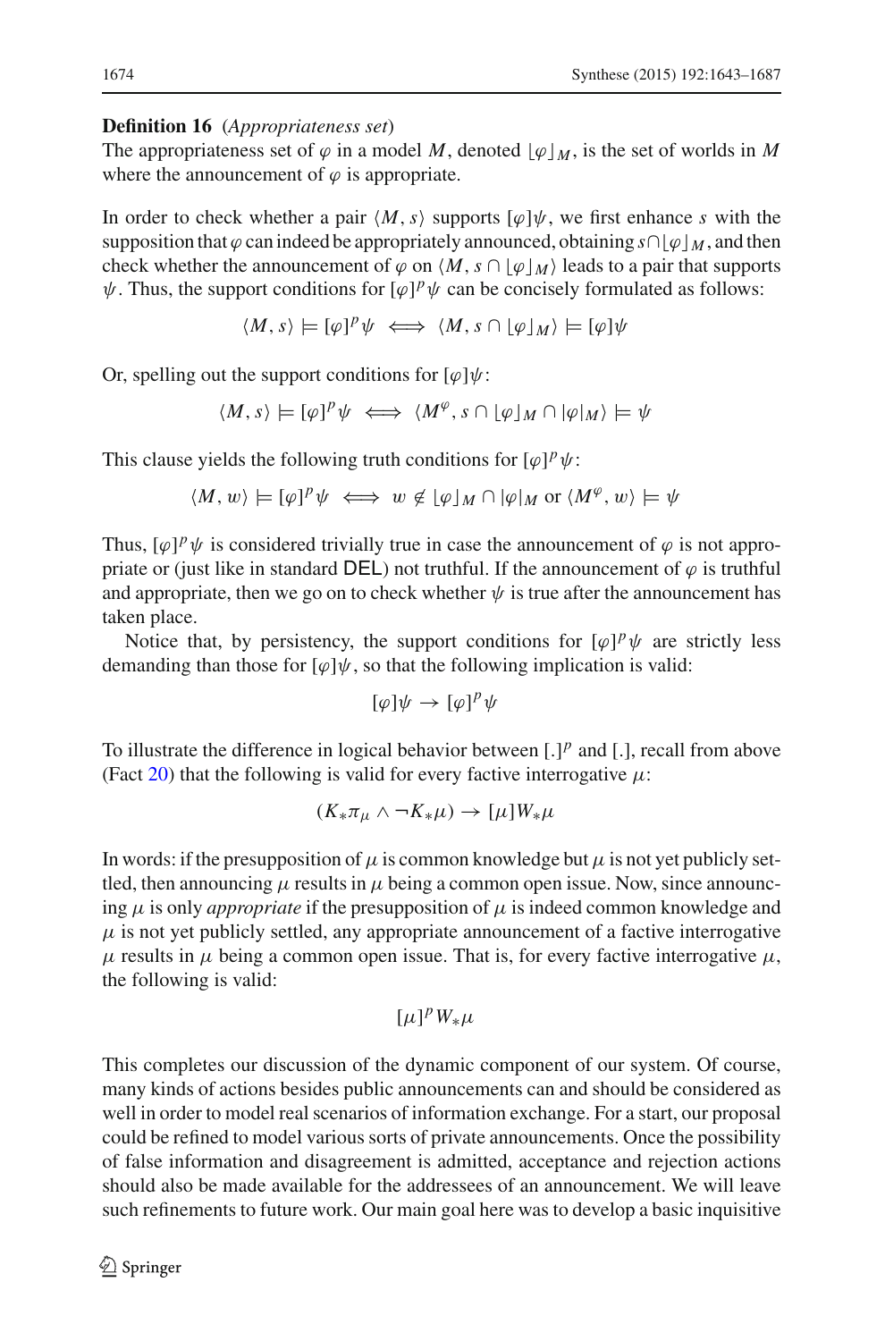**Definition 16** (*Appropriateness set*)
The appropriateness set of $\varphi$ in a model $M$, denoted $\lfloor\varphi\rfloor_M$, is the set of worlds in $M$ where the announcement of $\varphi$ is appropriate.

In order to check whether a pair $\langle M, s\rangle$ supports $[\varphi]\psi$, we first enhance $s$ with the supposition that $\varphi$ can indeed be appropriately announced, obtaining $s \cap \lfloor\varphi\rfloor_M$, and then check whether the announcement of $\varphi$ on $\langle M, s \cap \lfloor\varphi\rfloor_M\rangle$ leads to a pair that supports $\psi$. Thus, the support conditions for $[\varphi]^p\psi$ can be concisely formulated as follows:

$$\langle M, s\rangle \models [\varphi]^p\psi \iff \langle M, s \cap \lfloor\varphi\rfloor_M\rangle \models [\varphi]\psi$$

Or, spelling out the support conditions for $[\varphi]\psi$:

$$\langle M, s\rangle \models [\varphi]^p\psi \iff \langle M^\varphi, s \cap \lfloor\varphi\rfloor_M \cap |\varphi|_M\rangle \models \psi$$

This clause yields the following truth conditions for $[\varphi]^p\psi$:

$$\langle M, w\rangle \models [\varphi]^p\psi \iff w \notin \lfloor\varphi\rfloor_M \cap |\varphi|_M \text{ or } \langle M^\varphi, w\rangle \models \psi$$

Thus, $[\varphi]^p\psi$ is considered trivially true in case the announcement of $\varphi$ is not appropriate or (just like in standard DEL) not truthful. If the announcement of $\varphi$ is truthful and appropriate, then we go on to check whether $\psi$ is true after the announcement has taken place.

Notice that, by persistency, the support conditions for $[\varphi]^p\psi$ are strictly less demanding than those for $[\varphi]\psi$, so that the following implication is valid:

$$[\varphi]\psi \to [\varphi]^p\psi$$

To illustrate the difference in logical behavior between $[.]^p$ and $[.]$, recall from above (Fact 20) that the following is valid for every factive interrogative $\mu$:

$$(K_*\pi_\mu \wedge \neg K_*\mu) \to [\mu]W_*\mu$$

In words: if the presupposition of $\mu$ is common knowledge but $\mu$ is not yet publicly settled, then announcing $\mu$ results in $\mu$ being a common open issue. Now, since announcing $\mu$ is only *appropriate* if the presupposition of $\mu$ is indeed common knowledge and $\mu$ is not yet publicly settled, any appropriate announcement of a factive interrogative $\mu$ results in $\mu$ being a common open issue. That is, for every factive interrogative $\mu$, the following is valid:

$$[\mu]^pW_*\mu$$

This completes our discussion of the dynamic component of our system. Of course, many kinds of actions besides public announcements can and should be considered as well in order to model real scenarios of information exchange. For a start, our proposal could be refined to model various sorts of private announcements. Once the possibility of false information and disagreement is admitted, acceptance and rejection actions should also be made available for the addressees of an announcement. We will leave such refinements to future work. Our main goal here was to develop a basic inquisitive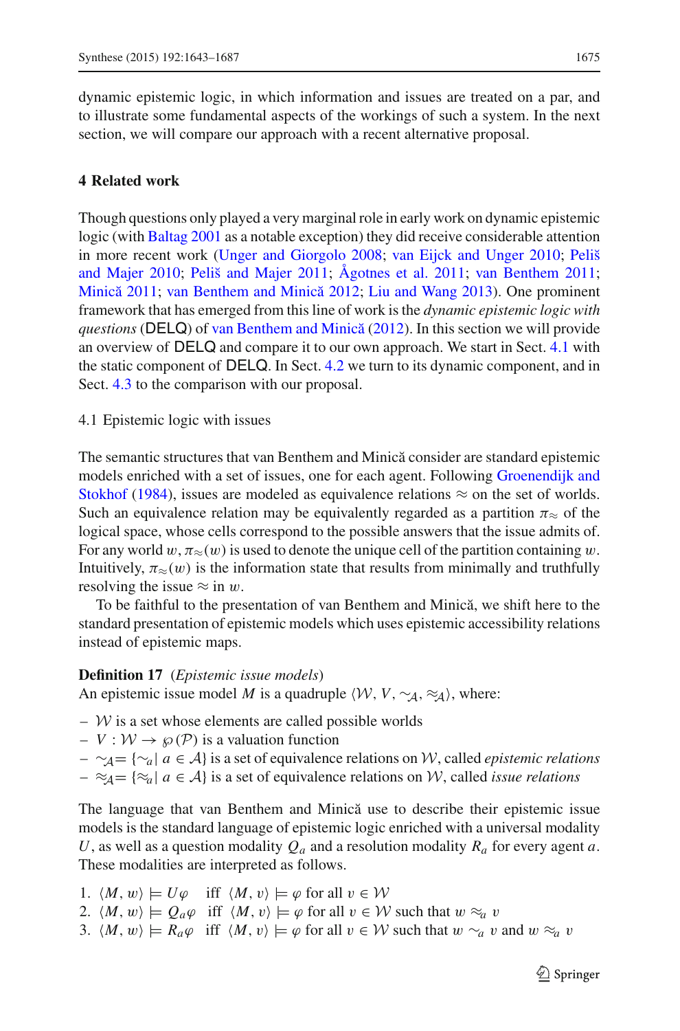dynamic epistemic logic, in which information and issues are treated on a par, and to illustrate some fundamental aspects of the workings of such a system. In the next section, we will compare our approach with a recent alternative proposal.

## 4 Related work

Though questions only played a very marginal role in early work on dynamic epistemic logic (with Baltag 2001 as a notable exception) they did receive considerable attention in more recent work (Unger and Giorgolo 2008; van Eijck and Unger 2010; Peliš and Majer 2010; Peliš and Majer 2011; Ågotnes et al. 2011; van Benthem 2011; Minică 2011; van Benthem and Minică 2012; Liu and Wang 2013). One prominent framework that has emerged from this line of work is the *dynamic epistemic logic with questions* (DELQ) of van Benthem and Minică (2012). In this section we will provide an overview of DELQ and compare it to our own approach. We start in Sect. 4.1 with the static component of DELQ. In Sect. 4.2 we turn to its dynamic component, and in Sect. 4.3 to the comparison with our proposal.

### 4.1 Epistemic logic with issues

The semantic structures that van Benthem and Minică consider are standard epistemic models enriched with a set of issues, one for each agent. Following Groenendijk and Stokhof (1984), issues are modeled as equivalence relations $\approx$ on the set of worlds. Such an equivalence relation may be equivalently regarded as a partition $\pi_\approx$ of the logical space, whose cells correspond to the possible answers that the issue admits of. For any world $w$, $\pi_\approx(w)$ is used to denote the unique cell of the partition containing $w$. Intuitively, $\pi_\approx(w)$ is the information state that results from minimally and truthfully resolving the issue $\approx$ in $w$.

To be faithful to the presentation of van Benthem and Minică, we shift here to the standard presentation of epistemic models which uses epistemic accessibility relations instead of epistemic maps.

**Definition 17** (*Epistemic issue models*)
An epistemic issue model $M$ is a quadruple $\langle \mathcal{W}, V, \sim_\mathcal{A}, \approx_\mathcal{A}\rangle$, where:

- $\mathcal{W}$ is a set whose elements are called possible worlds
- $V : \mathcal{W} \to \wp(\mathcal{P})$ is a valuation function
- $\sim_\mathcal{A} = \{\sim_a \mid a \in \mathcal{A}\}$ is a set of equivalence relations on $\mathcal{W}$, called *epistemic relations*
- $\approx_\mathcal{A} = \{\approx_a \mid a \in \mathcal{A}\}$ is a set of equivalence relations on $\mathcal{W}$, called *issue relations*

The language that van Benthem and Minică use to describe their epistemic issue models is the standard language of epistemic logic enriched with a universal modality $U$, as well as a question modality $Q_a$ and a resolution modality $R_a$ for every agent $a$. These modalities are interpreted as follows.

1. $\langle M, w\rangle \models U\varphi$ iff $\langle M, v\rangle \models \varphi$ for all $v \in \mathcal{W}$
2. $\langle M, w\rangle \models Q_a\varphi$ iff $\langle M, v\rangle \models \varphi$ for all $v \in \mathcal{W}$ such that $w \approx_a v$
3. $\langle M, w\rangle \models R_a\varphi$ iff $\langle M, v\rangle \models \varphi$ for all $v \in \mathcal{W}$ such that $w \sim_a v$ and $w \approx_a v$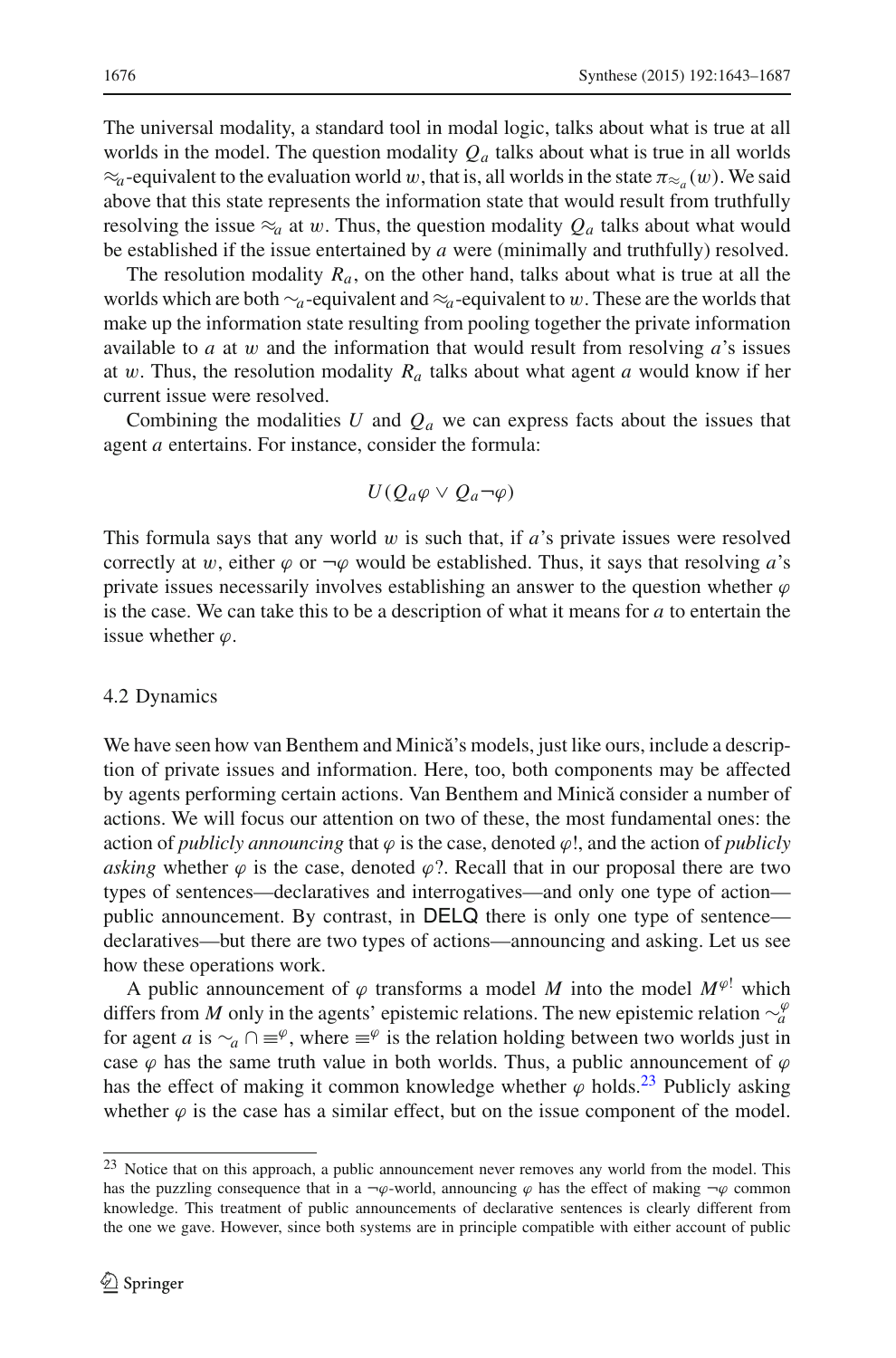The universal modality, a standard tool in modal logic, talks about what is true at all worlds in the model. The question modality $Q_a$ talks about what is true in all worlds $\approx_a$-equivalent to the evaluation world $w$, that is, all worlds in the state $\pi_{\approx_a}(w)$. We said above that this state represents the information state that would result from truthfully resolving the issue $\approx_a$ at $w$. Thus, the question modality $Q_a$ talks about what would be established if the issue entertained by $a$ were (minimally and truthfully) resolved.

The resolution modality $R_a$, on the other hand, talks about what is true at all the worlds which are both $\sim_a$-equivalent and $\approx_a$-equivalent to $w$. These are the worlds that make up the information state resulting from pooling together the private information available to $a$ at $w$ and the information that would result from resolving $a$'s issues at $w$. Thus, the resolution modality $R_a$ talks about what agent $a$ would know if her current issue were resolved.

Combining the modalities $U$ and $Q_a$ we can express facts about the issues that agent $a$ entertains. For instance, consider the formula:

$$U(Q_a\varphi \vee Q_a\neg\varphi)$$

This formula says that any world $w$ is such that, if $a$'s private issues were resolved correctly at $w$, either $\varphi$ or $\neg\varphi$ would be established. Thus, it says that resolving $a$'s private issues necessarily involves establishing an answer to the question whether $\varphi$ is the case. We can take this to be a description of what it means for $a$ to entertain the issue whether $\varphi$.

### 4.2 Dynamics

We have seen how van Benthem and Minică's models, just like ours, include a description of private issues and information. Here, too, both components may be affected by agents performing certain actions. Van Benthem and Minică consider a number of actions. We will focus our attention on two of these, the most fundamental ones: the action of *publicly announcing* that $\varphi$ is the case, denoted $\varphi!$, and the action of *publicly asking* whether $\varphi$ is the case, denoted $\varphi?$. Recall that in our proposal there are two types of sentences—declaratives and interrogatives—and only one type of action—public announcement. By contrast, in DELQ there is only one type of sentence—declaratives—but there are two types of actions—announcing and asking. Let us see how these operations work.

A public announcement of $\varphi$ transforms a model $M$ into the model $M^{\varphi!}$ which differs from $M$ only in the agents' epistemic relations. The new epistemic relation $\sim_a^{\varphi}$ for agent $a$ is $\sim_a \cap \equiv^{\varphi}$, where $\equiv^{\varphi}$ is the relation holding between two worlds just in case $\varphi$ has the same truth value in both worlds. Thus, a public announcement of $\varphi$ has the effect of making it common knowledge whether $\varphi$ holds.[23] Publicly asking whether $\varphi$ is the case has a similar effect, but on the issue component of the model.

[23] Notice that on this approach, a public announcement never removes any world from the model. This has the puzzling consequence that in a $\neg\varphi$-world, announcing $\varphi$ has the effect of making $\neg\varphi$ common knowledge. This treatment of public announcements of declarative sentences is clearly different from the one we gave. However, since both systems are in principle compatible with either account of public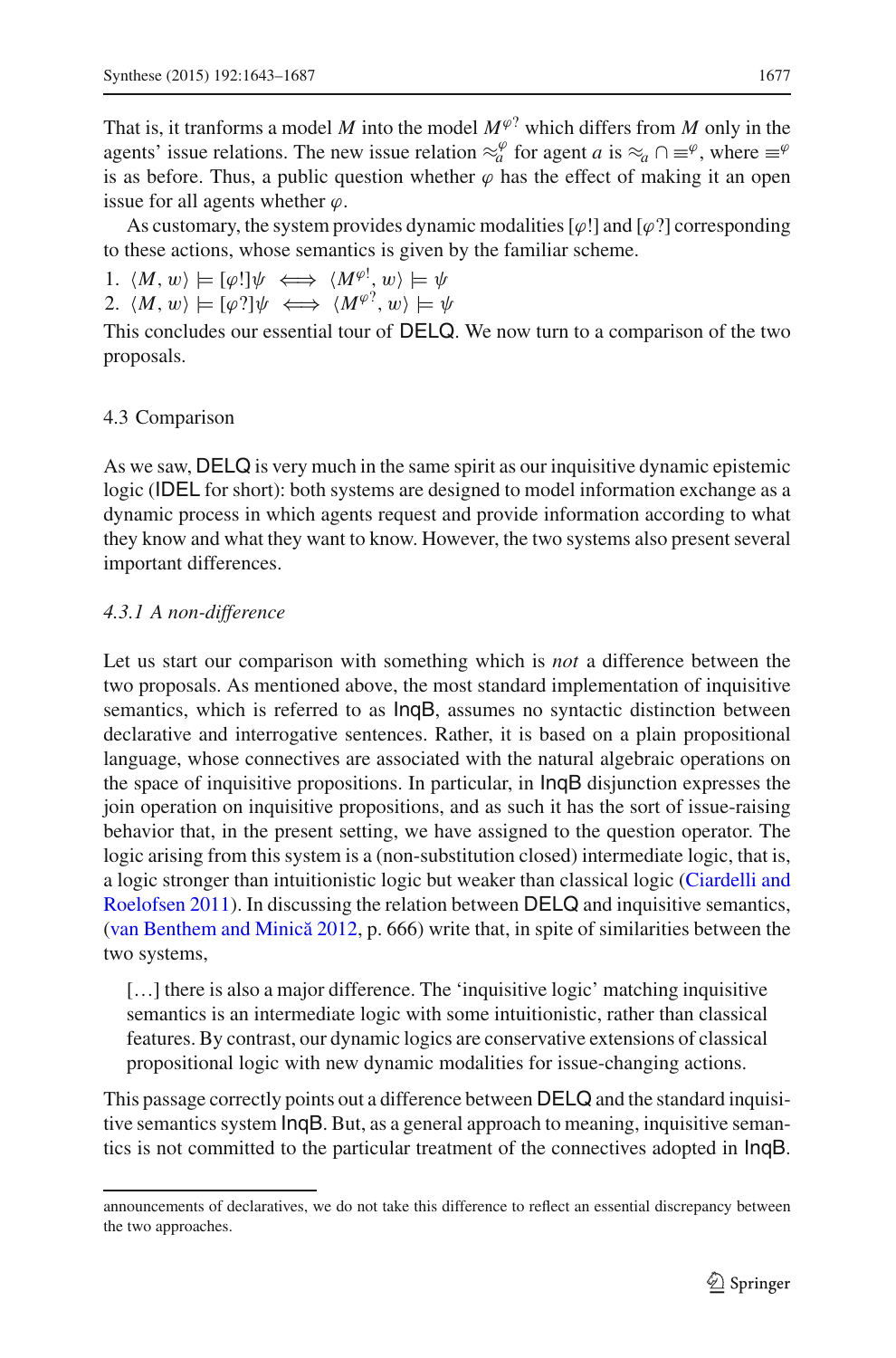That is, it tranforms a model $M$ into the model $M^{\varphi ?}$ which differs from $M$ only in the agents' issue relations. The new issue relation $\approx_a^{\varphi}$ for agent $a$ is $\approx_a \cap \equiv^{\varphi}$, where $\equiv^{\varphi}$ is as before. Thus, a public question whether $\varphi$ has the effect of making it an open issue for all agents whether $\varphi$.

As customary, the system provides dynamic modalities $[\varphi !]$ and $[\varphi ?]$ corresponding to these actions, whose semantics is given by the familiar scheme.

1. $\langle M, w\rangle \models [\varphi !]\psi \iff \langle M^{\varphi !}, w\rangle \models \psi$
2. $\langle M, w\rangle \models [\varphi ?]\psi \iff \langle M^{\varphi ?}, w\rangle \models \psi$

This concludes our essential tour of DELQ. We now turn to a comparison of the two proposals.

### 4.3 Comparison

As we saw, DELQ is very much in the same spirit as our inquisitive dynamic epistemic logic (IDEL for short): both systems are designed to model information exchange as a dynamic process in which agents request and provide information according to what they know and what they want to know. However, the two systems also present several important differences.

#### *4.3.1 A non-difference*

Let us start our comparison with something which is *not* a difference between the two proposals. As mentioned above, the most standard implementation of inquisitive semantics, which is referred to as InqB, assumes no syntactic distinction between declarative and interrogative sentences. Rather, it is based on a plain propositional language, whose connectives are associated with the natural algebraic operations on the space of inquisitive propositions. In particular, in InqB disjunction expresses the join operation on inquisitive propositions, and as such it has the sort of issue-raising behavior that, in the present setting, we have assigned to the question operator. The logic arising from this system is a (non-substitution closed) intermediate logic, that is, a logic stronger than intuitionistic logic but weaker than classical logic (Ciardelli and Roelofsen 2011). In discussing the relation between DELQ and inquisitive semantics, (van Benthem and Minică 2012, p. 666) write that, in spite of similarities between the two systems,

> […] there is also a major difference. The 'inquisitive logic' matching inquisitive semantics is an intermediate logic with some intuitionistic, rather than classical features. By contrast, our dynamic logics are conservative extensions of classical propositional logic with new dynamic modalities for issue-changing actions.

This passage correctly points out a difference between DELQ and the standard inquisitive semantics system InqB. But, as a general approach to meaning, inquisitive semantics is not committed to the particular treatment of the connectives adopted in InqB.

---

announcements of declaratives, we do not take this difference to reflect an essential discrepancy between the two approaches.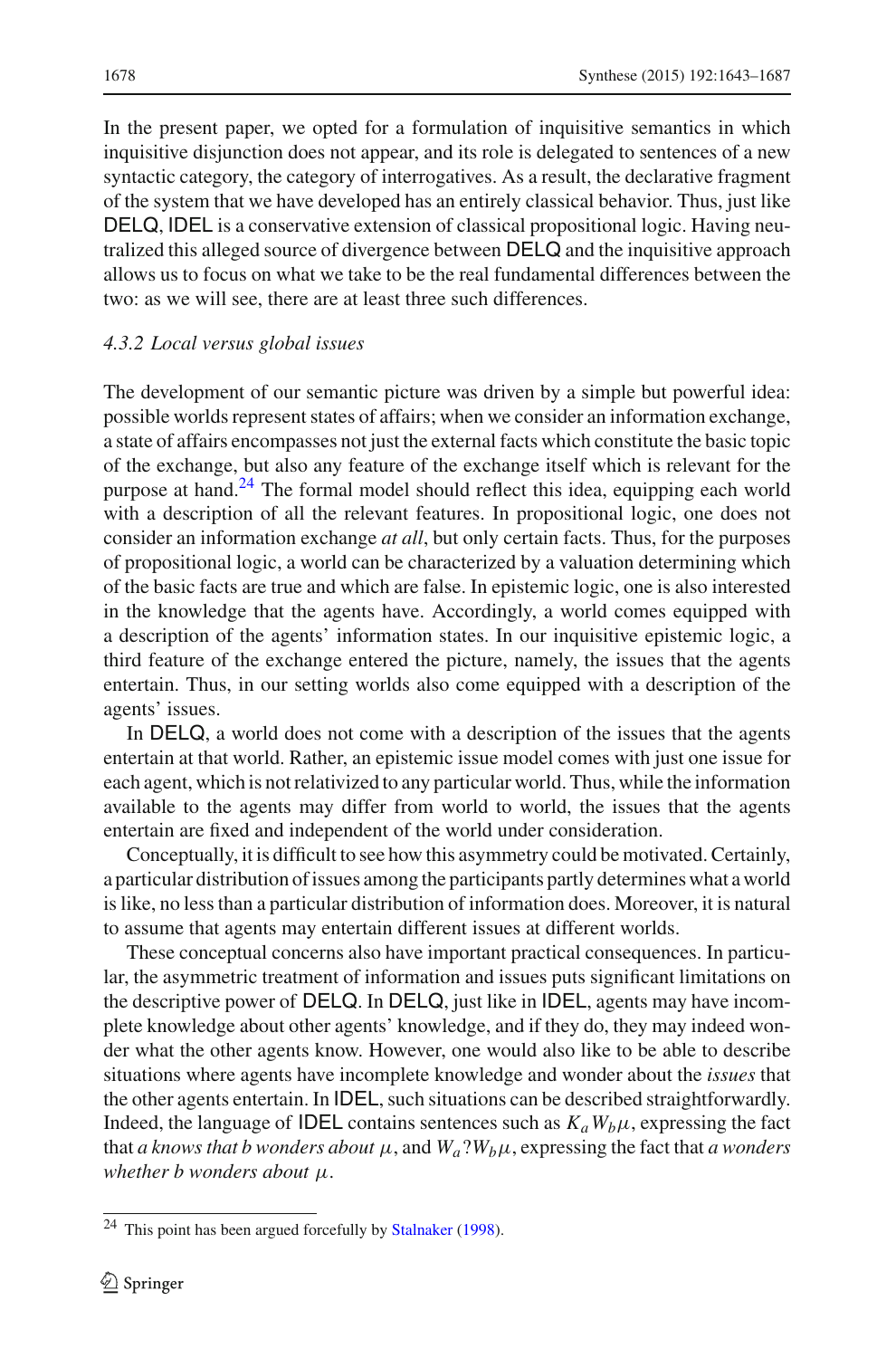In the present paper, we opted for a formulation of inquisitive semantics in which inquisitive disjunction does not appear, and its role is delegated to sentences of a new syntactic category, the category of interrogatives. As a result, the declarative fragment of the system that we have developed has an entirely classical behavior. Thus, just like DELQ, IDEL is a conservative extension of classical propositional logic. Having neutralized this alleged source of divergence between DELQ and the inquisitive approach allows us to focus on what we take to be the real fundamental differences between the two: as we will see, there are at least three such differences.

#### *4.3.2 Local versus global issues*

The development of our semantic picture was driven by a simple but powerful idea: possible worlds represent states of affairs; when we consider an information exchange, a state of affairs encompasses not just the external facts which constitute the basic topic of the exchange, but also any feature of the exchange itself which is relevant for the purpose at hand.[24] The formal model should reflect this idea, equipping each world with a description of all the relevant features. In propositional logic, one does not consider an information exchange *at all*, but only certain facts. Thus, for the purposes of propositional logic, a world can be characterized by a valuation determining which of the basic facts are true and which are false. In epistemic logic, one is also interested in the knowledge that the agents have. Accordingly, a world comes equipped with a description of the agents' information states. In our inquisitive epistemic logic, a third feature of the exchange entered the picture, namely, the issues that the agents entertain. Thus, in our setting worlds also come equipped with a description of the agents' issues.

In DELQ, a world does not come with a description of the issues that the agents entertain at that world. Rather, an epistemic issue model comes with just one issue for each agent, which is not relativized to any particular world. Thus, while the information available to the agents may differ from world to world, the issues that the agents entertain are fixed and independent of the world under consideration.

Conceptually, it is difficult to see how this asymmetry could be motivated. Certainly, a particular distribution of issues among the participants partly determines what a world is like, no less than a particular distribution of information does. Moreover, it is natural to assume that agents may entertain different issues at different worlds.

These conceptual concerns also have important practical consequences. In particular, the asymmetric treatment of information and issues puts significant limitations on the descriptive power of DELQ. In DELQ, just like in IDEL, agents may have incomplete knowledge about other agents' knowledge, and if they do, they may indeed wonder what the other agents know. However, one would also like to be able to describe situations where agents have incomplete knowledge and wonder about the *issues* that the other agents entertain. In IDEL, such situations can be described straightforwardly. Indeed, the language of IDEL contains sentences such as $K_a W_b \mu$, expressing the fact that *a knows that b wonders about* $\mu$, and $W_a ?W_b \mu$, expressing the fact that *a wonders whether b wonders about* $\mu$.

---

[24] This point has been argued forcefully by Stalnaker (1998).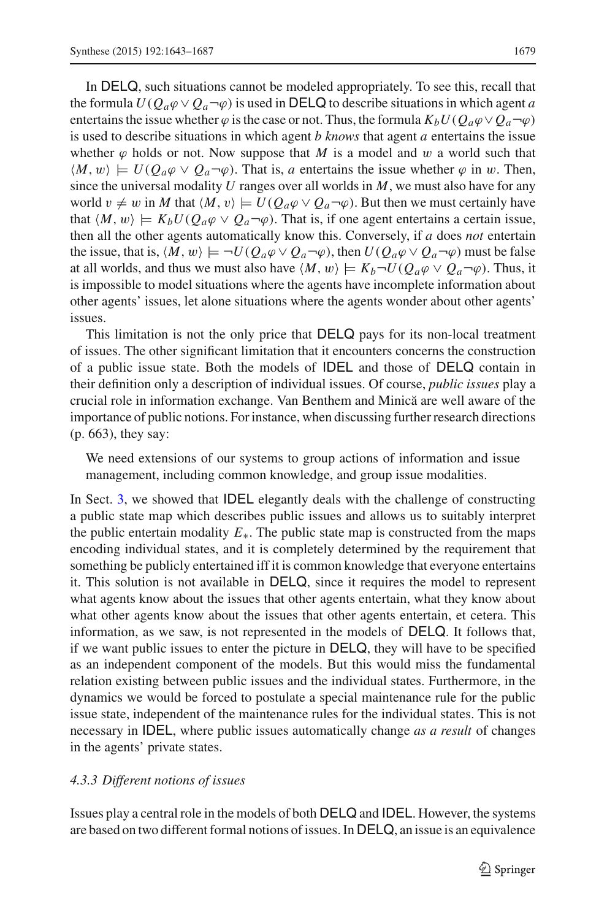In DELQ, such situations cannot be modeled appropriately. To see this, recall that the formula $U(Q_a\varphi \vee Q_a\neg\varphi)$ is used in DELQ to describe situations in which agent $a$ entertains the issue whether $\varphi$ is the case or not. Thus, the formula $K_b U(Q_a\varphi \vee Q_a\neg\varphi)$ is used to describe situations in which agent $b$ *knows* that agent $a$ entertains the issue whether $\varphi$ holds or not. Now suppose that $M$ is a model and $w$ a world such that $\langle M, w\rangle \models U(Q_a\varphi \vee Q_a\neg\varphi)$. That is, $a$ entertains the issue whether $\varphi$ in $w$. Then, since the universal modality $U$ ranges over all worlds in $M$, we must also have for any world $v \neq w$ in $M$ that $\langle M, v\rangle \models U(Q_a\varphi \vee Q_a\neg\varphi)$. But then we must certainly have that $\langle M, w\rangle \models K_b U(Q_a\varphi \vee Q_a\neg\varphi)$. That is, if one agent entertains a certain issue, then all the other agents automatically know this. Conversely, if $a$ does *not* entertain the issue, that is, $\langle M, w\rangle \models \neg U(Q_a\varphi \vee Q_a\neg\varphi)$, then $U(Q_a\varphi \vee Q_a\neg\varphi)$ must be false at all worlds, and thus we must also have $\langle M, w\rangle \models K_b\neg U(Q_a\varphi \vee Q_a\neg\varphi)$. Thus, it is impossible to model situations where the agents have incomplete information about other agents' issues, let alone situations where the agents wonder about other agents' issues.

This limitation is not the only price that DELQ pays for its non-local treatment of issues. The other significant limitation that it encounters concerns the construction of a public issue state. Both the models of IDEL and those of DELQ contain in their definition only a description of individual issues. Of course, *public issues* play a crucial role in information exchange. Van Benthem and Minică are well aware of the importance of public notions. For instance, when discussing further research directions (p. 663), they say:

> We need extensions of our systems to group actions of information and issue management, including common knowledge, and group issue modalities.

In Sect. 3, we showed that IDEL elegantly deals with the challenge of constructing a public state map which describes public issues and allows us to suitably interpret the public entertain modality $E_*$. The public state map is constructed from the maps encoding individual states, and it is completely determined by the requirement that something be publicly entertained iff it is common knowledge that everyone entertains it. This solution is not available in DELQ, since it requires the model to represent what agents know about the issues that other agents entertain, what they know about what other agents know about the issues that other agents entertain, et cetera. This information, as we saw, is not represented in the models of DELQ. It follows that, if we want public issues to enter the picture in DELQ, they will have to be specified as an independent component of the models. But this would miss the fundamental relation existing between public issues and the individual states. Furthermore, in the dynamics we would be forced to postulate a special maintenance rule for the public issue state, independent of the maintenance rules for the individual states. This is not necessary in IDEL, where public issues automatically change *as a result* of changes in the agents' private states.

#### *4.3.3 Different notions of issues*

Issues play a central role in the models of both DELQ and IDEL. However, the systems are based on two different formal notions of issues. In DELQ, an issue is an equivalence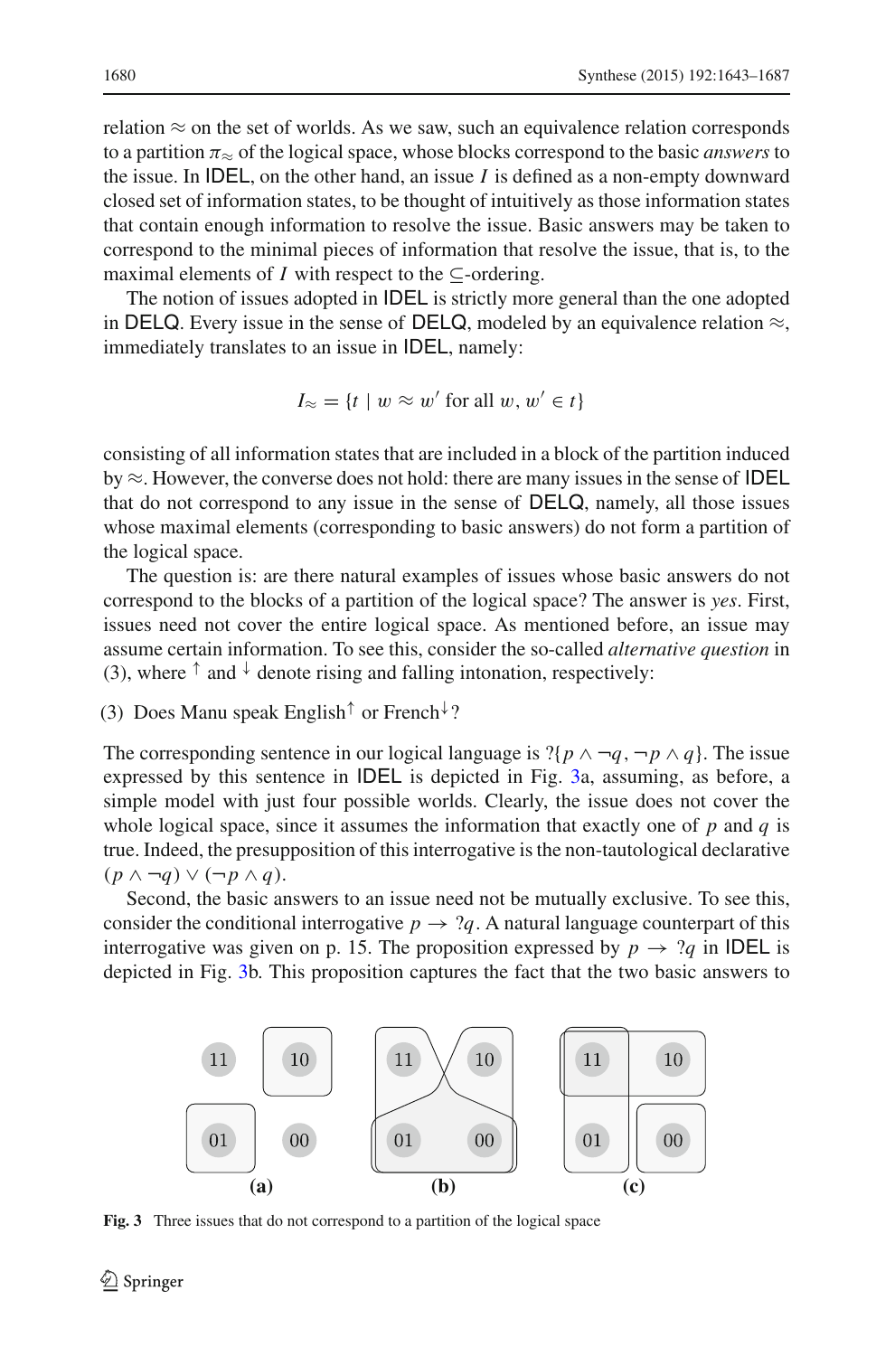relation $\approx$ on the set of worlds. As we saw, such an equivalence relation corresponds to a partition $\pi_{\approx}$ of the logical space, whose blocks correspond to the basic *answers* to the issue. In IDEL, on the other hand, an issue $I$ is defined as a non-empty downward closed set of information states, to be thought of intuitively as those information states that contain enough information to resolve the issue. Basic answers may be taken to correspond to the minimal pieces of information that resolve the issue, that is, to the maximal elements of $I$ with respect to the $\subseteq$-ordering.

The notion of issues adopted in IDEL is strictly more general than the one adopted in DELQ. Every issue in the sense of DELQ, modeled by an equivalence relation $\approx$, immediately translates to an issue in IDEL, namely:

$$I_{\approx} = \{t \mid w \approx w' \text{ for all } w, w' \in t\}$$

consisting of all information states that are included in a block of the partition induced by $\approx$. However, the converse does not hold: there are many issues in the sense of IDEL that do not correspond to any issue in the sense of DELQ, namely, all those issues whose maximal elements (corresponding to basic answers) do not form a partition of the logical space.

The question is: are there natural examples of issues whose basic answers do not correspond to the blocks of a partition of the logical space? The answer is *yes*. First, issues need not cover the entire logical space. As mentioned before, an issue may assume certain information. To see this, consider the so-called *alternative question* in (3), where $^{\uparrow}$ and $^{\downarrow}$ denote rising and falling intonation, respectively:

(3) Does Manu speak English$^{\uparrow}$ or French$^{\downarrow}$?

The corresponding sentence in our logical language is $?\{p \wedge \neg q, \neg p \wedge q\}$. The issue expressed by this sentence in IDEL is depicted in Fig. 3a, assuming, as before, a simple model with just four possible worlds. Clearly, the issue does not cover the whole logical space, since it assumes the information that exactly one of $p$ and $q$ is true. Indeed, the presupposition of this interrogative is the non-tautological declarative $(p \wedge \neg q) \vee (\neg p \wedge q)$.

Second, the basic answers to an issue need not be mutually exclusive. To see this, consider the conditional interrogative $p \rightarrow ?q$. A natural language counterpart of this interrogative was given on p. 15. The proposition expressed by $p \rightarrow ?q$ in IDEL is depicted in Fig. 3b. This proposition captures the fact that the two basic answers to

11 10 01 00
(a)
11 10 01 00
(b)
11 10 01 00
(c)

**Fig. 3** Three issues that do not correspond to a partition of the logical space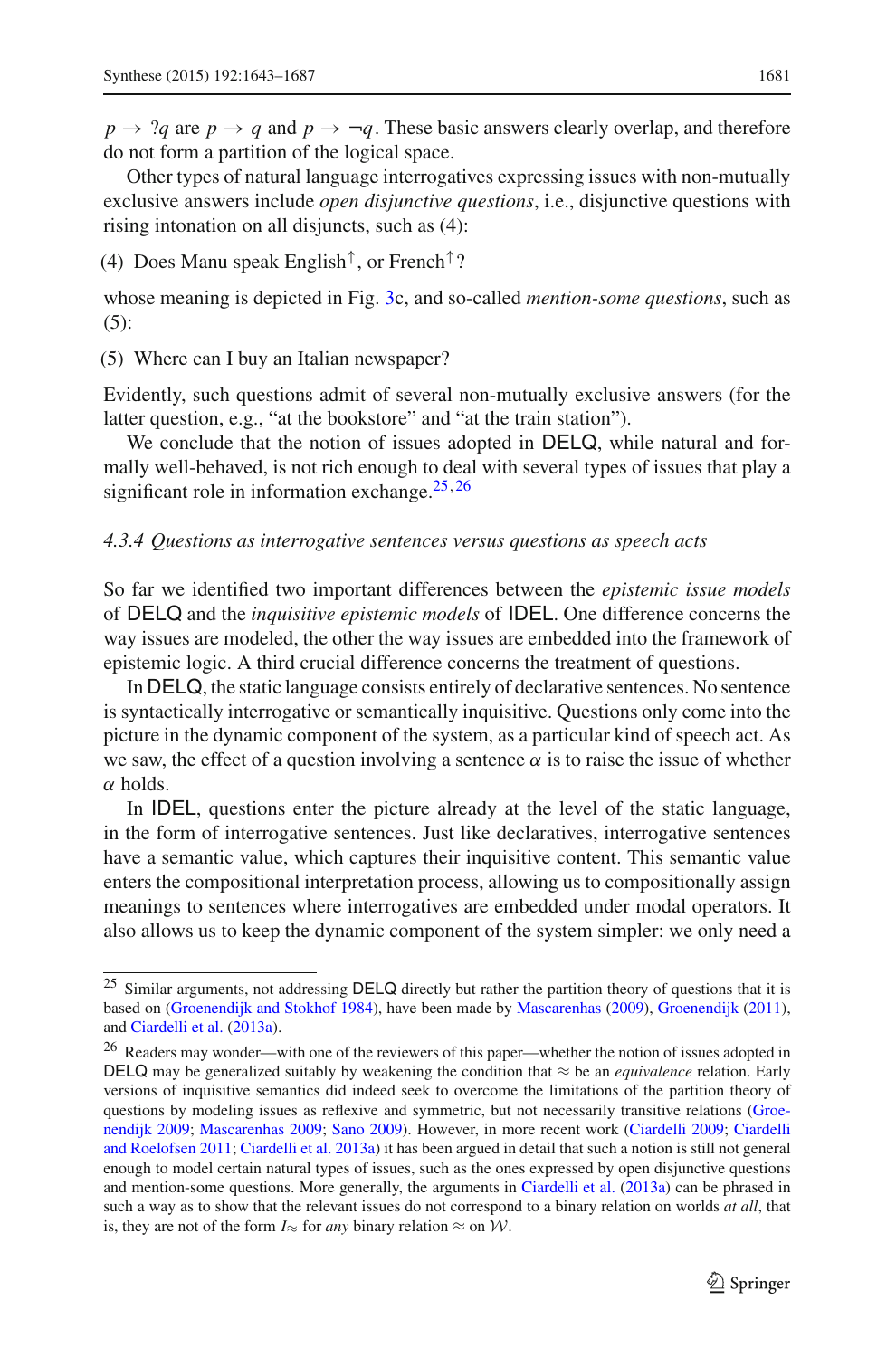$p \to ?q$ are $p \to q$ and $p \to \neg q$. These basic answers clearly overlap, and therefore do not form a partition of the logical space.

Other types of natural language interrogatives expressing issues with non-mutually exclusive answers include *open disjunctive questions*, i.e., disjunctive questions with rising intonation on all disjuncts, such as (4):

(4) Does Manu speak English$^{\uparrow}$, or French$^{\uparrow}$?

whose meaning is depicted in Fig. 3c, and so-called *mention-some questions*, such as (5):

(5) Where can I buy an Italian newspaper?

Evidently, such questions admit of several non-mutually exclusive answers (for the latter question, e.g., "at the bookstore" and "at the train station").

We conclude that the notion of issues adopted in DELQ, while natural and formally well-behaved, is not rich enough to deal with several types of issues that play a significant role in information exchange.[25,26]

#### 4.3.4 Questions as interrogative sentences versus questions as speech acts

So far we identified two important differences between the *epistemic issue models* of DELQ and the *inquisitive epistemic models* of IDEL. One difference concerns the way issues are modeled, the other the way issues are embedded into the framework of epistemic logic. A third crucial difference concerns the treatment of questions.

In DELQ, the static language consists entirely of declarative sentences. No sentence is syntactically interrogative or semantically inquisitive. Questions only come into the picture in the dynamic component of the system, as a particular kind of speech act. As we saw, the effect of a question involving a sentence $\alpha$ is to raise the issue of whether $\alpha$ holds.

In IDEL, questions enter the picture already at the level of the static language, in the form of interrogative sentences. Just like declaratives, interrogative sentences have a semantic value, which captures their inquisitive content. This semantic value enters the compositional interpretation process, allowing us to compositionally assign meanings to sentences where interrogatives are embedded under modal operators. It also allows us to keep the dynamic component of the system simpler: we only need a

---

[25] Similar arguments, not addressing DELQ directly but rather the partition theory of questions that it is based on (Groenendijk and Stokhof 1984), have been made by Mascarenhas (2009), Groenendijk (2011), and Ciardelli et al. (2013a).

[26] Readers may wonder—with one of the reviewers of this paper—whether the notion of issues adopted in DELQ may be generalized suitably by weakening the condition that $\approx$ be an *equivalence* relation. Early versions of inquisitive semantics did indeed seek to overcome the limitations of the partition theory of questions by modeling issues as reflexive and symmetric, but not necessarily transitive relations (Groenendijk 2009; Mascarenhas 2009; Sano 2009). However, in more recent work (Ciardelli 2009; Ciardelli and Roelofsen 2011; Ciardelli et al. 2013a) it has been argued in detail that such a notion is still not general enough to model certain natural types of issues, such as the ones expressed by open disjunctive questions and mention-some questions. More generally, the arguments in Ciardelli et al. (2013a) can be phrased in such a way as to show that the relevant issues do not correspond to a binary relation on worlds *at all*, that is, they are not of the form $I_{\approx}$ for *any* binary relation $\approx$ on $\mathcal{W}$.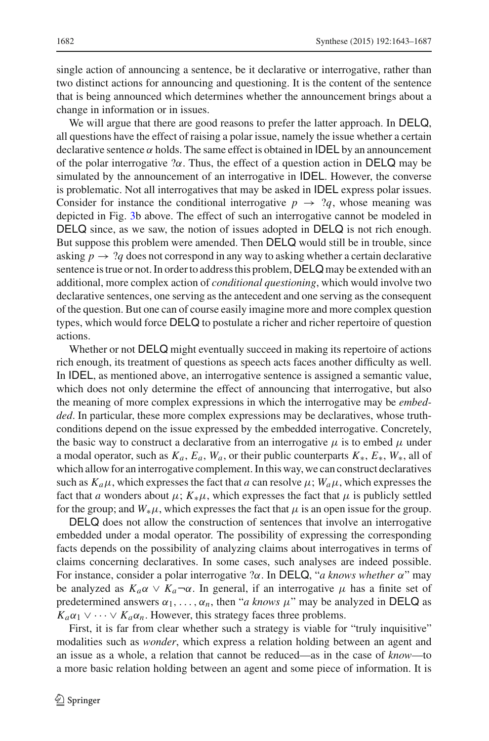single action of announcing a sentence, be it declarative or interrogative, rather than two distinct actions for announcing and questioning. It is the content of the sentence that is being announced which determines whether the announcement brings about a change in information or in issues.

We will argue that there are good reasons to prefer the latter approach. In DELQ, all questions have the effect of raising a polar issue, namely the issue whether a certain declarative sentence $\alpha$ holds. The same effect is obtained in IDEL by an announcement of the polar interrogative $?\alpha$. Thus, the effect of a question action in DELQ may be simulated by the announcement of an interrogative in IDEL. However, the converse is problematic. Not all interrogatives that may be asked in IDEL express polar issues. Consider for instance the conditional interrogative $p \rightarrow ?q$, whose meaning was depicted in Fig. 3b above. The effect of such an interrogative cannot be modeled in DELQ since, as we saw, the notion of issues adopted in DELQ is not rich enough. But suppose this problem were amended. Then DELQ would still be in trouble, since asking $p \rightarrow ?q$ does not correspond in any way to asking whether a certain declarative sentence is true or not. In order to address this problem, DELQ may be extended with an additional, more complex action of *conditional questioning*, which would involve two declarative sentences, one serving as the antecedent and one serving as the consequent of the question. But one can of course easily imagine more and more complex question types, which would force DELQ to postulate a richer and richer repertoire of question actions.

Whether or not DELQ might eventually succeed in making its repertoire of actions rich enough, its treatment of questions as speech acts faces another difficulty as well. In IDEL, as mentioned above, an interrogative sentence is assigned a semantic value, which does not only determine the effect of announcing that interrogative, but also the meaning of more complex expressions in which the interrogative may be *embedded*. In particular, these more complex expressions may be declaratives, whose truth-conditions depend on the issue expressed by the embedded interrogative. Concretely, the basic way to construct a declarative from an interrogative $\mu$ is to embed $\mu$ under a modal operator, such as $K_a$, $E_a$, $W_a$, or their public counterparts $K_*$, $E_*$, $W_*$, all of which allow for an interrogative complement. In this way, we can construct declaratives such as $K_a\mu$, which expresses the fact that $a$ can resolve $\mu$; $W_a\mu$, which expresses the fact that $a$ wonders about $\mu$; $K_*\mu$, which expresses the fact that $\mu$ is publicly settled for the group; and $W_*\mu$, which expresses the fact that $\mu$ is an open issue for the group.

DELQ does not allow the construction of sentences that involve an interrogative embedded under a modal operator. The possibility of expressing the corresponding facts depends on the possibility of analyzing claims about interrogatives in terms of claims concerning declaratives. In some cases, such analyses are indeed possible. For instance, consider a polar interrogative $?\alpha$. In DELQ, "*a knows whether* $\alpha$" may be analyzed as $K_a\alpha \vee K_a\neg\alpha$. In general, if an interrogative $\mu$ has a finite set of predetermined answers $\alpha_1, \ldots, \alpha_n$, then "*a knows* $\mu$" may be analyzed in DELQ as $K_a\alpha_1 \vee \cdots \vee K_a\alpha_n$. However, this strategy faces three problems.

First, it is far from clear whether such a strategy is viable for "truly inquisitive" modalities such as *wonder*, which express a relation holding between an agent and an issue as a whole, a relation that cannot be reduced—as in the case of *know*—to a more basic relation holding between an agent and some piece of information. It is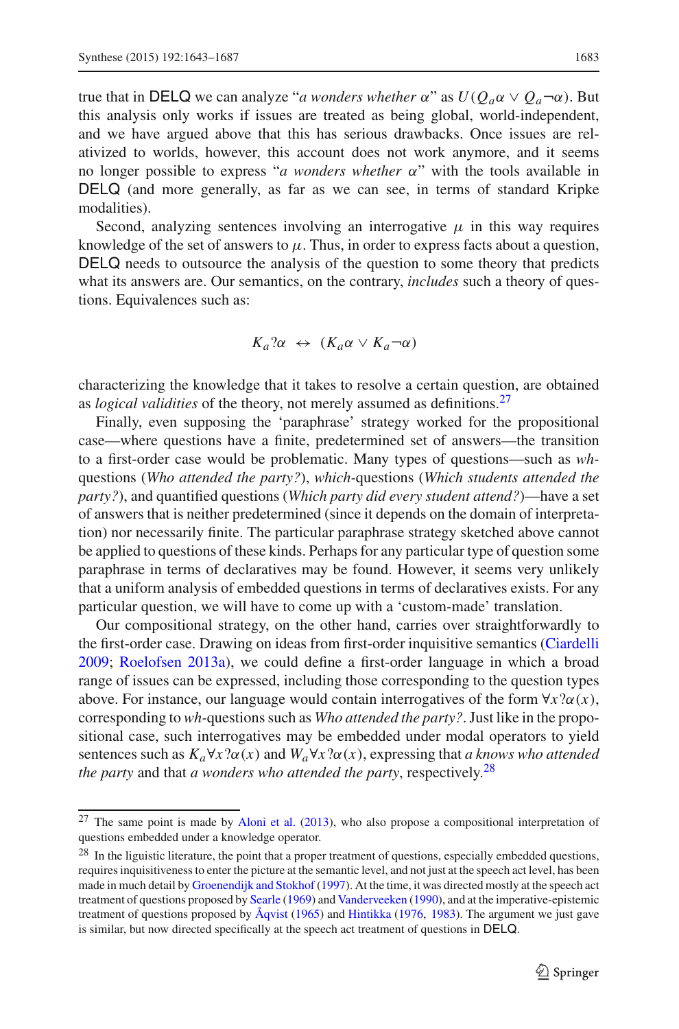true that in DELQ we can analyze "*a wonders whether* $\alpha$" as $U(Q_a\alpha \vee Q_a\neg\alpha)$. But this analysis only works if issues are treated as being global, world-independent, and we have argued above that this has serious drawbacks. Once issues are relativized to worlds, however, this account does not work anymore, and it seems no longer possible to express "*a wonders whether* $\alpha$" with the tools available in DELQ (and more generally, as far as we can see, in terms of standard Kripke modalities).

Second, analyzing sentences involving an interrogative $\mu$ in this way requires knowledge of the set of answers to $\mu$. Thus, in order to express facts about a question, DELQ needs to outsource the analysis of the question to some theory that predicts what its answers are. Our semantics, on the contrary, *includes* such a theory of questions. Equivalences such as:

$$K_a?\alpha \;\leftrightarrow\; (K_a\alpha \vee K_a\neg\alpha)$$

characterizing the knowledge that it takes to resolve a certain question, are obtained as *logical validities* of the theory, not merely assumed as definitions.[27]

Finally, even supposing the 'paraphrase' strategy worked for the propositional case—where questions have a finite, predetermined set of answers—the transition to a first-order case would be problematic. Many types of questions—such as *wh*-questions (*Who attended the party?*), *which*-questions (*Which students attended the party?*), and quantified questions (*Which party did every student attend?*)—have a set of answers that is neither predetermined (since it depends on the domain of interpretation) nor necessarily finite. The particular paraphrase strategy sketched above cannot be applied to questions of these kinds. Perhaps for any particular type of question some paraphrase in terms of declaratives may be found. However, it seems very unlikely that a uniform analysis of embedded questions in terms of declaratives exists. For any particular question, we will have to come up with a 'custom-made' translation.

Our compositional strategy, on the other hand, carries over straightforwardly to the first-order case. Drawing on ideas from first-order inquisitive semantics (Ciardelli 2009; Roelofsen 2013a), we could define a first-order language in which a broad range of issues can be expressed, including those corresponding to the question types above. For instance, our language would contain interrogatives of the form $\forall x?\alpha(x)$, corresponding to *wh*-questions such as *Who attended the party?*. Just like in the propositional case, such interrogatives may be embedded under modal operators to yield sentences such as $K_a\forall x?\alpha(x)$ and $W_a\forall x?\alpha(x)$, expressing that *a knows who attended the party* and that *a wonders who attended the party*, respectively.[28]

---

[27] The same point is made by Aloni et al. (2013), who also propose a compositional interpretation of questions embedded under a knowledge operator.

[28] In the liguistic literature, the point that a proper treatment of questions, especially embedded questions, requires inquisitiveness to enter the picture at the semantic level, and not just at the speech act level, has been made in much detail by Groenendijk and Stokhof (1997). At the time, it was directed mostly at the speech act treatment of questions proposed by Searle (1969) and Vanderveeken (1990), and at the imperative-epistemic treatment of questions proposed by Åqvist (1965) and Hintikka (1976, 1983). The argument we just gave is similar, but now directed specifically at the speech act treatment of questions in DELQ.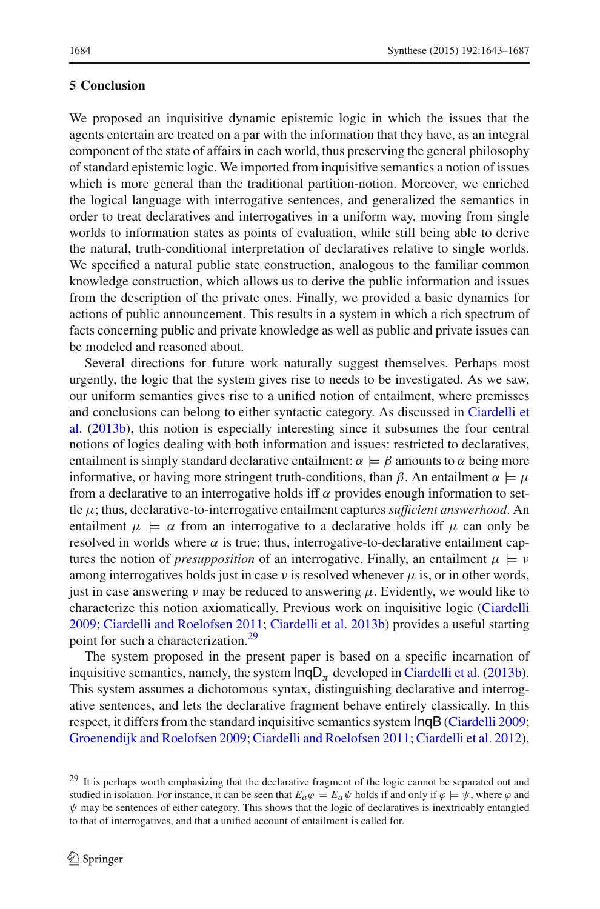## 5 Conclusion

We proposed an inquisitive dynamic epistemic logic in which the issues that the agents entertain are treated on a par with the information that they have, as an integral component of the state of affairs in each world, thus preserving the general philosophy of standard epistemic logic. We imported from inquisitive semantics a notion of issues which is more general than the traditional partition-notion. Moreover, we enriched the logical language with interrogative sentences, and generalized the semantics in order to treat declaratives and interrogatives in a uniform way, moving from single worlds to information states as points of evaluation, while still being able to derive the natural, truth-conditional interpretation of declaratives relative to single worlds. We specified a natural public state construction, analogous to the familiar common knowledge construction, which allows us to derive the public information and issues from the description of the private ones. Finally, we provided a basic dynamics for actions of public announcement. This results in a system in which a rich spectrum of facts concerning public and private knowledge as well as public and private issues can be modeled and reasoned about.

Several directions for future work naturally suggest themselves. Perhaps most urgently, the logic that the system gives rise to needs to be investigated. As we saw, our uniform semantics gives rise to a unified notion of entailment, where premisses and conclusions can belong to either syntactic category. As discussed in Ciardelli et al. (2013b), this notion is especially interesting since it subsumes the four central notions of logics dealing with both information and issues: restricted to declaratives, entailment is simply standard declarative entailment: $\alpha \models \beta$ amounts to $\alpha$ being more informative, or having more stringent truth-conditions, than $\beta$. An entailment $\alpha \models \mu$ from a declarative to an interrogative holds iff $\alpha$ provides enough information to settle $\mu$; thus, declarative-to-interrogative entailment captures *sufficient answerhood*. An entailment $\mu \models \alpha$ from an interrogative to a declarative holds iff $\mu$ can only be resolved in worlds where $\alpha$ is true; thus, interrogative-to-declarative entailment captures the notion of *presupposition* of an interrogative. Finally, an entailment $\mu \models \nu$ among interrogatives holds just in case $\nu$ is resolved whenever $\mu$ is, or in other words, just in case answering $\nu$ may be reduced to answering $\mu$. Evidently, we would like to characterize this notion axiomatically. Previous work on inquisitive logic (Ciardelli 2009; Ciardelli and Roelofsen 2011; Ciardelli et al. 2013b) provides a useful starting point for such a characterization.[29]

The system proposed in the present paper is based on a specific incarnation of inquisitive semantics, namely, the system $\mathsf{InqD}_\pi$ developed in Ciardelli et al. (2013b). This system assumes a dichotomous syntax, distinguishing declarative and interrogative sentences, and lets the declarative fragment behave entirely classically. In this respect, it differs from the standard inquisitive semantics system $\mathsf{InqB}$ (Ciardelli 2009; Groenendijk and Roelofsen 2009; Ciardelli and Roelofsen 2011; Ciardelli et al. 2012),

---

[29] It is perhaps worth emphasizing that the declarative fragment of the logic cannot be separated out and studied in isolation. For instance, it can be seen that $E_a\varphi \models E_a\psi$ holds if and only if $\varphi \models \psi$, where $\varphi$ and $\psi$ may be sentences of either category. This shows that the logic of declaratives is inextricably entangled to that of interrogatives, and that a unified account of entailment is called for.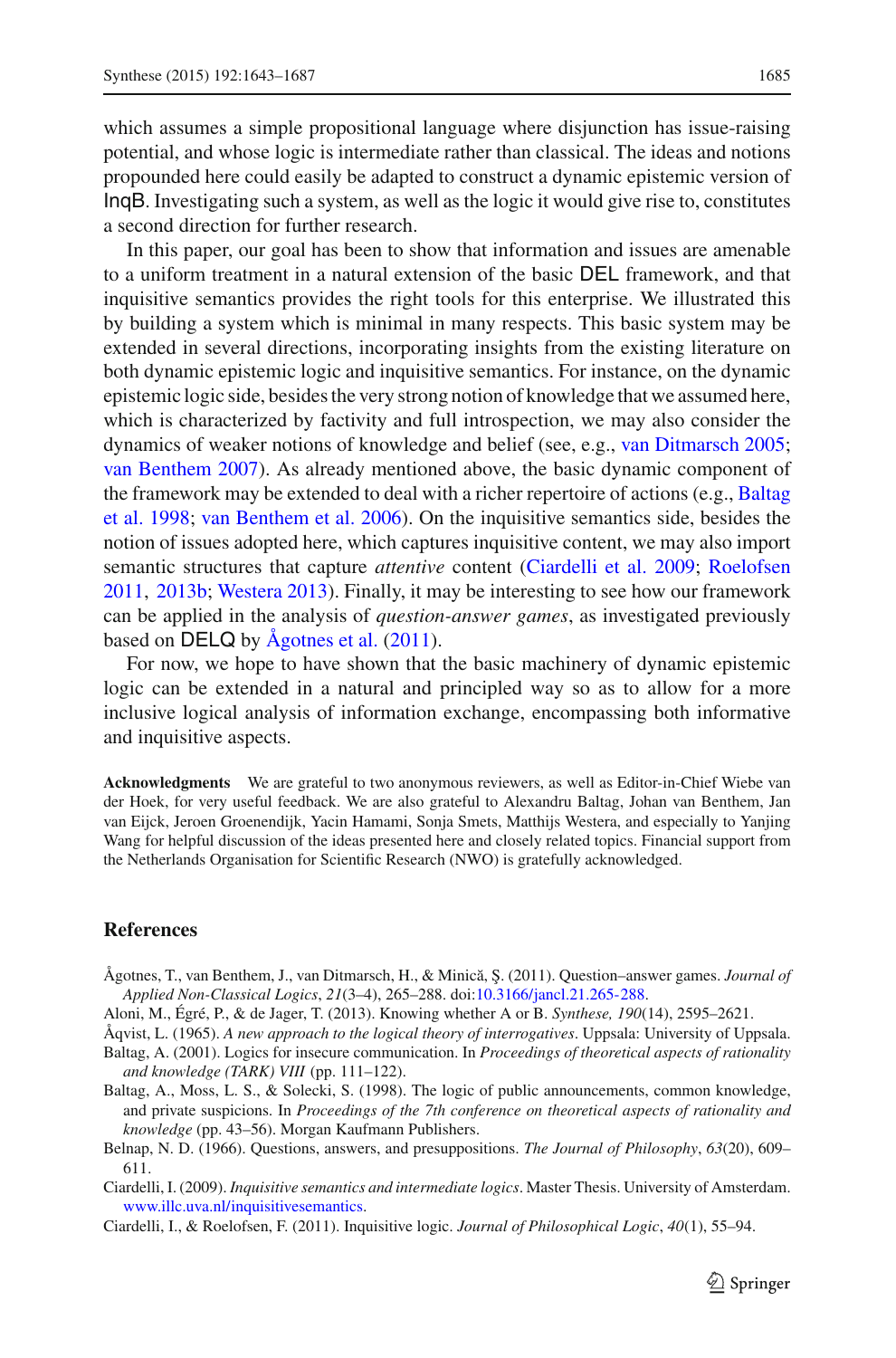which assumes a simple propositional language where disjunction has issue-raising potential, and whose logic is intermediate rather than classical. The ideas and notions propounded here could easily be adapted to construct a dynamic epistemic version of InqB. Investigating such a system, as well as the logic it would give rise to, constitutes a second direction for further research.

In this paper, our goal has been to show that information and issues are amenable to a uniform treatment in a natural extension of the basic DEL framework, and that inquisitive semantics provides the right tools for this enterprise. We illustrated this by building a system which is minimal in many respects. This basic system may be extended in several directions, incorporating insights from the existing literature on both dynamic epistemic logic and inquisitive semantics. For instance, on the dynamic epistemic logic side, besides the very strong notion of knowledge that we assumed here, which is characterized by factivity and full introspection, we may also consider the dynamics of weaker notions of knowledge and belief (see, e.g., van Ditmarsch 2005; van Benthem 2007). As already mentioned above, the basic dynamic component of the framework may be extended to deal with a richer repertoire of actions (e.g., Baltag et al. 1998; van Benthem et al. 2006). On the inquisitive semantics side, besides the notion of issues adopted here, which captures inquisitive content, we may also import semantic structures that capture *attentive* content (Ciardelli et al. 2009; Roelofsen 2011, 2013b; Westera 2013). Finally, it may be interesting to see how our framework can be applied in the analysis of *question-answer games*, as investigated previously based on DELQ by Ågotnes et al. (2011).

For now, we hope to have shown that the basic machinery of dynamic epistemic logic can be extended in a natural and principled way so as to allow for a more inclusive logical analysis of information exchange, encompassing both informative and inquisitive aspects.

**Acknowledgments** We are grateful to two anonymous reviewers, as well as Editor-in-Chief Wiebe van der Hoek, for very useful feedback. We are also grateful to Alexandru Baltag, Johan van Benthem, Jan van Eijck, Jeroen Groenendijk, Yacin Hamami, Sonja Smets, Matthijs Westera, and especially to Yanjing Wang for helpful discussion of the ideas presented here and closely related topics. Financial support from the Netherlands Organisation for Scientific Research (NWO) is gratefully acknowledged.

## References

Ågotnes, T., van Benthem, J., van Ditmarsch, H., & Minică, Ş. (2011). Question–answer games. *Journal of Applied Non-Classical Logics*, *21*(3–4), 265–288. doi:10.3166/jancl.21.265-288.

Aloni, M., Égré, P., & de Jager, T. (2013). Knowing whether A or B. *Synthese, 190*(14), 2595–2621.

Åqvist, L. (1965). *A new approach to the logical theory of interrogatives*. Uppsala: University of Uppsala.

Baltag, A. (2001). Logics for insecure communication. In *Proceedings of theoretical aspects of rationality and knowledge (TARK) VIII* (pp. 111–122).

Baltag, A., Moss, L. S., & Solecki, S. (1998). The logic of public announcements, common knowledge, and private suspicions. In *Proceedings of the 7th conference on theoretical aspects of rationality and knowledge* (pp. 43–56). Morgan Kaufmann Publishers.

Belnap, N. D. (1966). Questions, answers, and presuppositions. *The Journal of Philosophy*, *63*(20), 609–611.

Ciardelli, I. (2009). *Inquisitive semantics and intermediate logics*. Master Thesis. University of Amsterdam. www.illc.uva.nl/inquisitivesemantics.

Ciardelli, I., & Roelofsen, F. (2011). Inquisitive logic. *Journal of Philosophical Logic*, *40*(1), 55–94.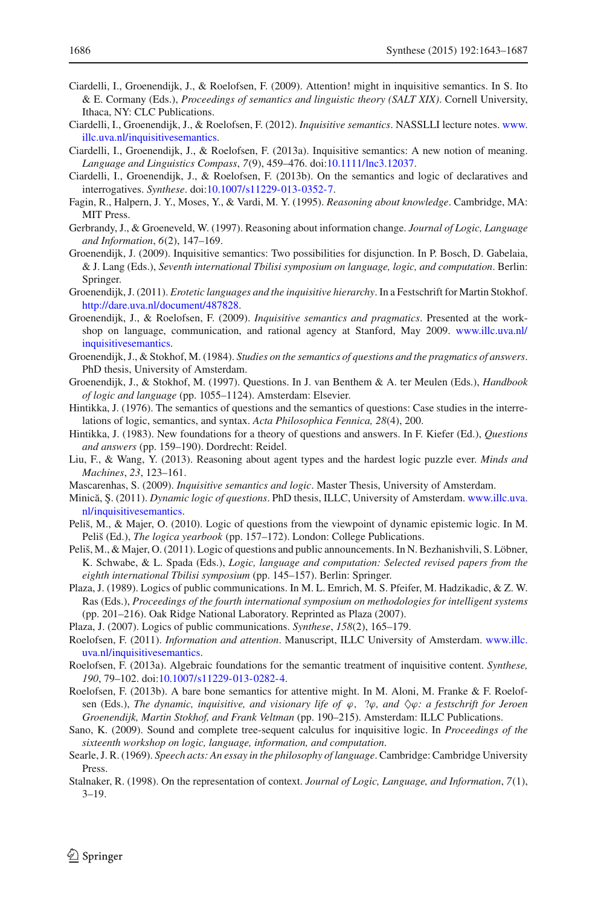Ciardelli, I., Groenendijk, J., & Roelofsen, F. (2009). Attention! might in inquisitive semantics. In S. Ito & E. Cormany (Eds.), *Proceedings of semantics and linguistic theory (SALT XIX)*. Cornell University, Ithaca, NY: CLC Publications.

Ciardelli, I., Groenendijk, J., & Roelofsen, F. (2012). *Inquisitive semantics*. NASSLLI lecture notes. www.illc.uva.nl/inquisitivesemantics.

Ciardelli, I., Groenendijk, J., & Roelofsen, F. (2013a). Inquisitive semantics: A new notion of meaning. *Language and Linguistics Compass*, *7*(9), 459–476. doi:10.1111/lnc3.12037.

Ciardelli, I., Groenendijk, J., & Roelofsen, F. (2013b). On the semantics and logic of declaratives and interrogatives. *Synthese*. doi:10.1007/s11229-013-0352-7.

Fagin, R., Halpern, J. Y., Moses, Y., & Vardi, M. Y. (1995). *Reasoning about knowledge*. Cambridge, MA: MIT Press.

Gerbrandy, J., & Groeneveld, W. (1997). Reasoning about information change. *Journal of Logic, Language and Information*, *6*(2), 147–169.

Groenendijk, J. (2009). Inquisitive semantics: Two possibilities for disjunction. In P. Bosch, D. Gabelaia, & J. Lang (Eds.), *Seventh international Tbilisi symposium on language, logic, and computation*. Berlin: Springer.

Groenendijk, J. (2011). *Erotetic languages and the inquisitive hierarchy*. In a Festschrift for Martin Stokhof. http://dare.uva.nl/document/487828.

Groenendijk, J., & Roelofsen, F. (2009). *Inquisitive semantics and pragmatics*. Presented at the workshop on language, communication, and rational agency at Stanford, May 2009. www.illc.uva.nl/inquisitivesemantics.

Groenendijk, J., & Stokhof, M. (1984). *Studies on the semantics of questions and the pragmatics of answers*. PhD thesis, University of Amsterdam.

Groenendijk, J., & Stokhof, M. (1997). Questions. In J. van Benthem & A. ter Meulen (Eds.), *Handbook of logic and language* (pp. 1055–1124). Amsterdam: Elsevier.

Hintikka, J. (1976). The semantics of questions and the semantics of questions: Case studies in the interrelations of logic, semantics, and syntax. *Acta Philosophica Fennica, 28*(4), 200.

Hintikka, J. (1983). New foundations for a theory of questions and answers. In F. Kiefer (Ed.), *Questions and answers* (pp. 159–190). Dordrecht: Reidel.

Liu, F., & Wang, Y. (2013). Reasoning about agent types and the hardest logic puzzle ever. *Minds and Machines*, *23*, 123–161.

Mascarenhas, S. (2009). *Inquisitive semantics and logic*. Master Thesis, University of Amsterdam.

Minică, Ş. (2011). *Dynamic logic of questions*. PhD thesis, ILLC, University of Amsterdam. www.illc.uva.nl/inquisitivesemantics.

Peliš, M., & Majer, O. (2010). Logic of questions from the viewpoint of dynamic epistemic logic. In M. Peliš (Ed.), *The logica yearbook* (pp. 157–172). London: College Publications.

Peliš, M., & Majer, O. (2011). Logic of questions and public announcements. In N. Bezhanishvili, S. Löbner, K. Schwabe, & L. Spada (Eds.), *Logic, language and computation: Selected revised papers from the eighth international Tbilisi symposium* (pp. 145–157). Berlin: Springer.

Plaza, J. (1989). Logics of public communications. In M. L. Emrich, M. S. Pfeifer, M. Hadzikadic, & Z. W. Ras (Eds.), *Proceedings of the fourth international symposium on methodologies for intelligent systems* (pp. 201–216). Oak Ridge National Laboratory. Reprinted as Plaza (2007).

Plaza, J. (2007). Logics of public communications. *Synthese*, *158*(2), 165–179.

Roelofsen, F. (2011). *Information and attention*. Manuscript, ILLC University of Amsterdam. www.illc.uva.nl/inquisitivesemantics.

Roelofsen, F. (2013a). Algebraic foundations for the semantic treatment of inquisitive content. *Synthese, 190*, 79–102. doi:10.1007/s11229-013-0282-4.

Roelofsen, F. (2013b). A bare bone semantics for attentive might. In M. Aloni, M. Franke & F. Roelofsen (Eds.), *The dynamic, inquisitive, and visionary life of $\varphi$, $?\varphi$, and $\Diamond\varphi$: a festschrift for Jeroen Groenendijk, Martin Stokhof, and Frank Veltman* (pp. 190–215). Amsterdam: ILLC Publications.

Sano, K. (2009). Sound and complete tree-sequent calculus for inquisitive logic. In *Proceedings of the sixteenth workshop on logic, language, information, and computation*.

Searle, J. R. (1969). *Speech acts: An essay in the philosophy of language*. Cambridge: Cambridge University Press.

Stalnaker, R. (1998). On the representation of context. *Journal of Logic, Language, and Information*, *7*(1), 3–19.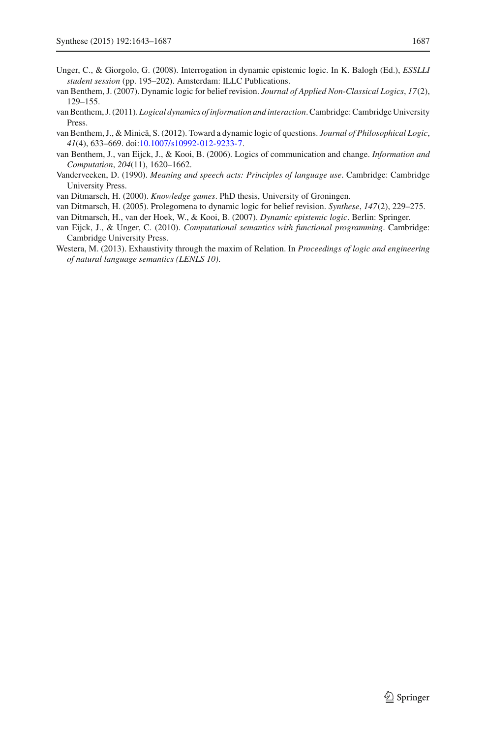Unger, C., & Giorgolo, G. (2008). Interrogation in dynamic epistemic logic. In K. Balogh (Ed.), *ESSLLI student session* (pp. 195–202). Amsterdam: ILLC Publications.

van Benthem, J. (2007). Dynamic logic for belief revision. *Journal of Applied Non-Classical Logics*, *17*(2), 129–155.

van Benthem, J. (2011). *Logical dynamics of information and interaction*. Cambridge: Cambridge University Press.

van Benthem, J., & Minică, S. (2012). Toward a dynamic logic of questions. *Journal of Philosophical Logic*, *41*(4), 633–669. doi:10.1007/s10992-012-9233-7.

van Benthem, J., van Eijck, J., & Kooi, B. (2006). Logics of communication and change. *Information and Computation*, *204*(11), 1620–1662.

Vanderveeken, D. (1990). *Meaning and speech acts: Principles of language use*. Cambridge: Cambridge University Press.

van Ditmarsch, H. (2000). *Knowledge games*. PhD thesis, University of Groningen.

van Ditmarsch, H. (2005). Prolegomena to dynamic logic for belief revision. *Synthese*, *147*(2), 229–275.

van Ditmarsch, H., van der Hoek, W., & Kooi, B. (2007). *Dynamic epistemic logic*. Berlin: Springer.

van Eijck, J., & Unger, C. (2010). *Computational semantics with functional programming*. Cambridge: Cambridge University Press.

Westera, M. (2013). Exhaustivity through the maxim of Relation. In *Proceedings of logic and engineering of natural language semantics (LENLS 10)*.